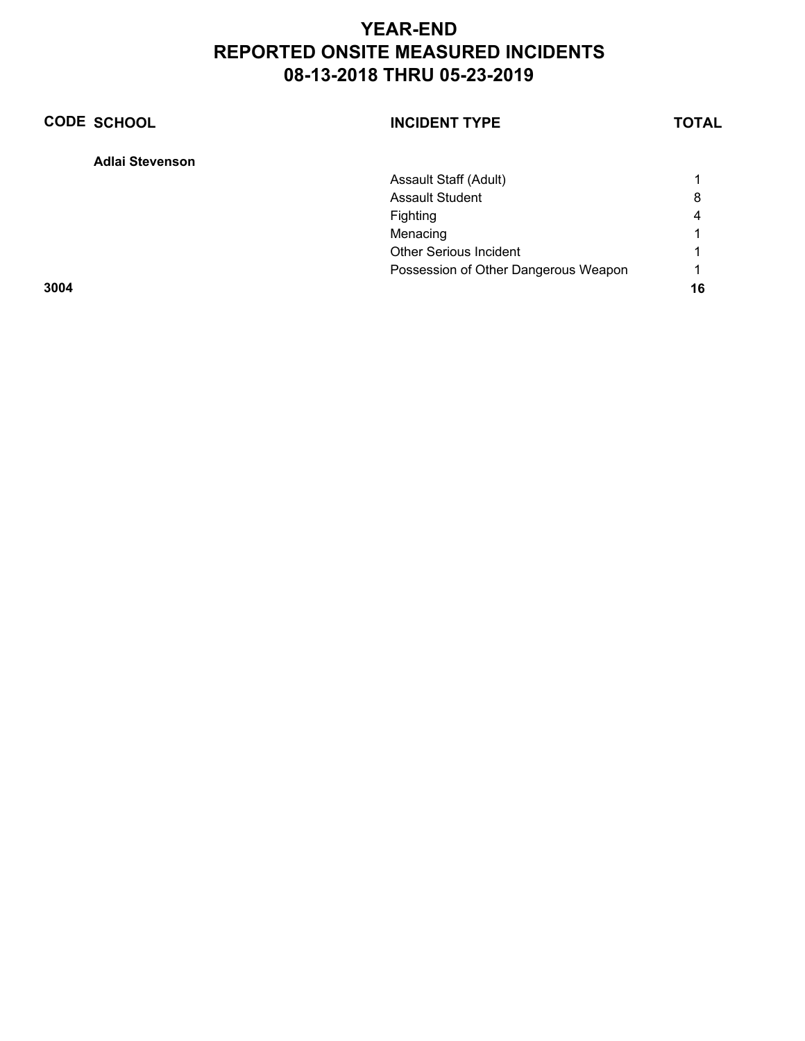# YEAR-END
# REPORTED ONSITE MEASURED INCIDENTS
# 08-13-2018 THRU 05-23-2019

| CODE | SCHOOL | INCIDENT TYPE | TOTAL |
|---|---|---|---|
| | **Adlai Stevenson** | | |
| | | Assault Staff (Adult) | 1 |
| | | Assault Student | 8 |
| | | Fighting | 4 |
| | | Menacing | 1 |
| | | Other Serious Incident | 1 |
| | | Possession of Other Dangerous Weapon | 1 |
| **3004** | | | **16** |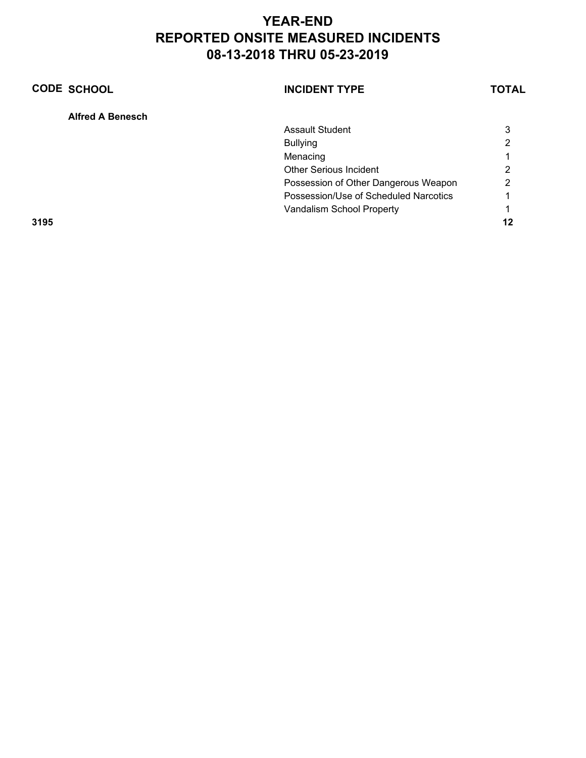# YEAR-END
# REPORTED ONSITE MEASURED INCIDENTS
# 08-13-2018 THRU 05-23-2019

| CODE | SCHOOL | INCIDENT TYPE | TOTAL |
|---|---|---|---|
| | **Alfred A Benesch** | | |
| | | Assault Student | 3 |
| | | Bullying | 2 |
| | | Menacing | 1 |
| | | Other Serious Incident | 2 |
| | | Possession of Other Dangerous Weapon | 2 |
| | | Possession/Use of Scheduled Narcotics | 1 |
| | | Vandalism School Property | 1 |
| **3195** | | | **12** |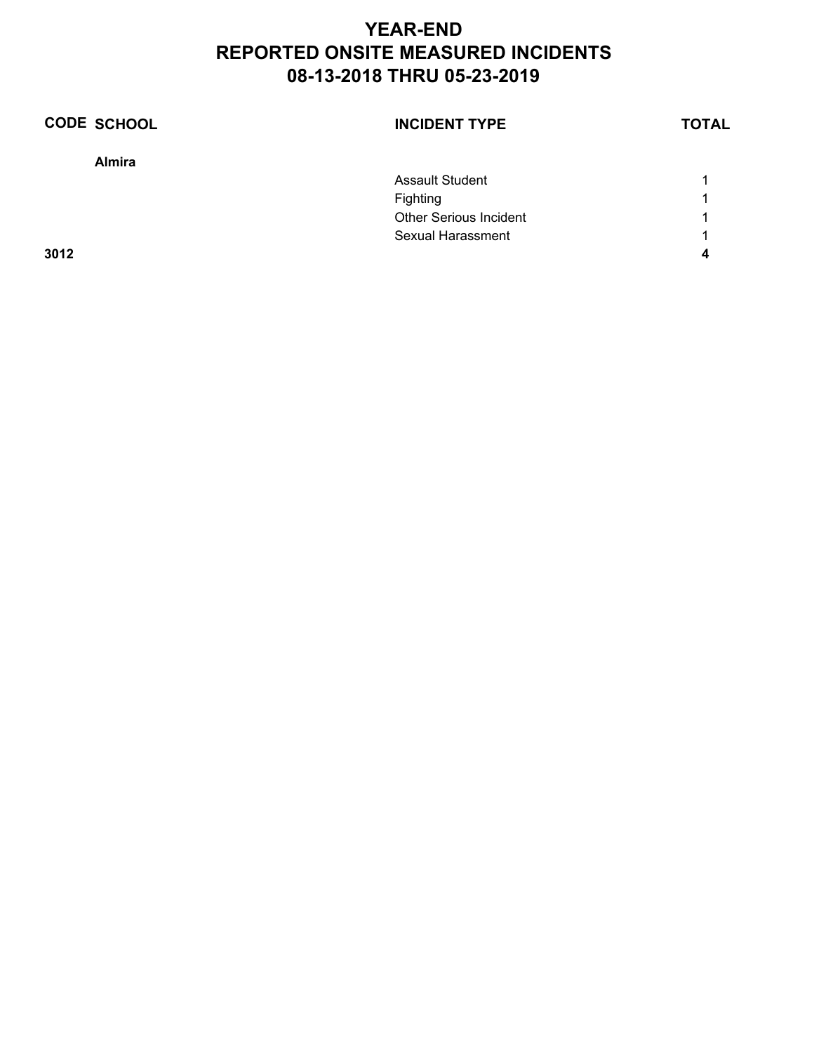# YEAR-END
# REPORTED ONSITE MEASURED INCIDENTS
# 08-13-2018 THRU 05-23-2019

| CODE | SCHOOL | INCIDENT TYPE | TOTAL |
|---|---|---|---|
| | **Almira** | | |
| | | Assault Student | 1 |
| | | Fighting | 1 |
| | | Other Serious Incident | 1 |
| | | Sexual Harassment | 1 |
| **3012** | | | **4** |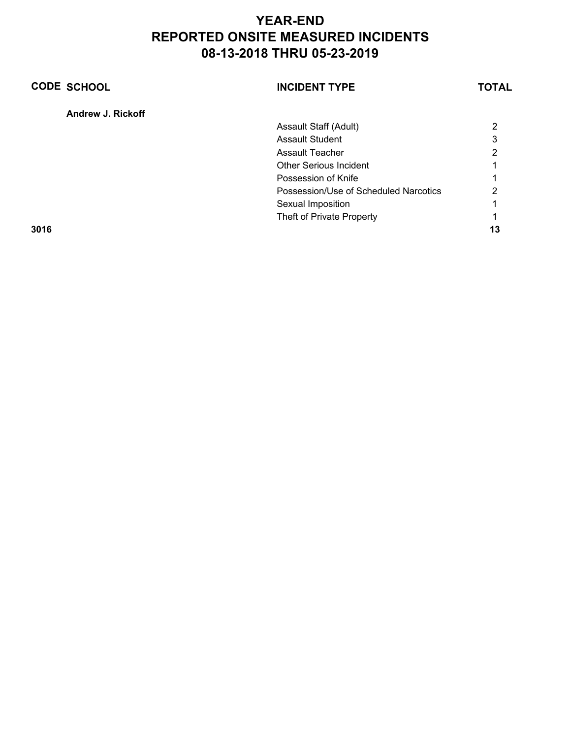# YEAR-END
# REPORTED ONSITE MEASURED INCIDENTS
# 08-13-2018 THRU 05-23-2019

| CODE | SCHOOL | INCIDENT TYPE | TOTAL |
|---|---|---|---|
| | **Andrew J. Rickoff** | | |
| | | Assault Staff (Adult) | 2 |
| | | Assault Student | 3 |
| | | Assault Teacher | 2 |
| | | Other Serious Incident | 1 |
| | | Possession of Knife | 1 |
| | | Possession/Use of Scheduled Narcotics | 2 |
| | | Sexual Imposition | 1 |
| | | Theft of Private Property | 1 |
| **3016** | | | **13** |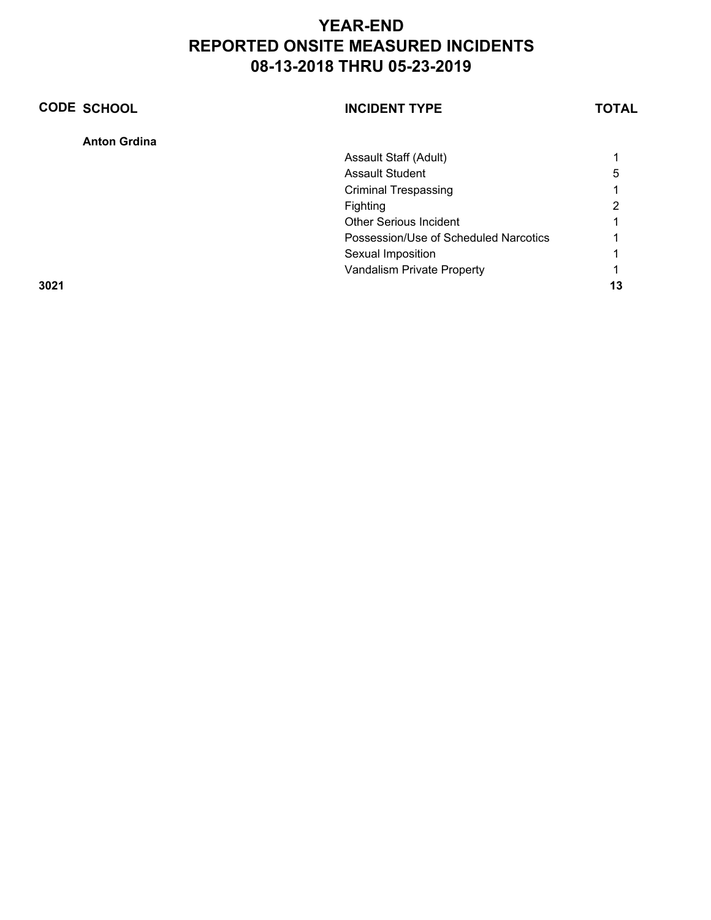# YEAR-END
# REPORTED ONSITE MEASURED INCIDENTS
# 08-13-2018 THRU 05-23-2019

| CODE | SCHOOL | INCIDENT TYPE | TOTAL |
|---|---|---|---|
| | **Anton Grdina** | | |
| | | Assault Staff (Adult) | 1 |
| | | Assault Student | 5 |
| | | Criminal Trespassing | 1 |
| | | Fighting | 2 |
| | | Other Serious Incident | 1 |
| | | Possession/Use of Scheduled Narcotics | 1 |
| | | Sexual Imposition | 1 |
| | | Vandalism Private Property | 1 |
| **3021** | | | **13** |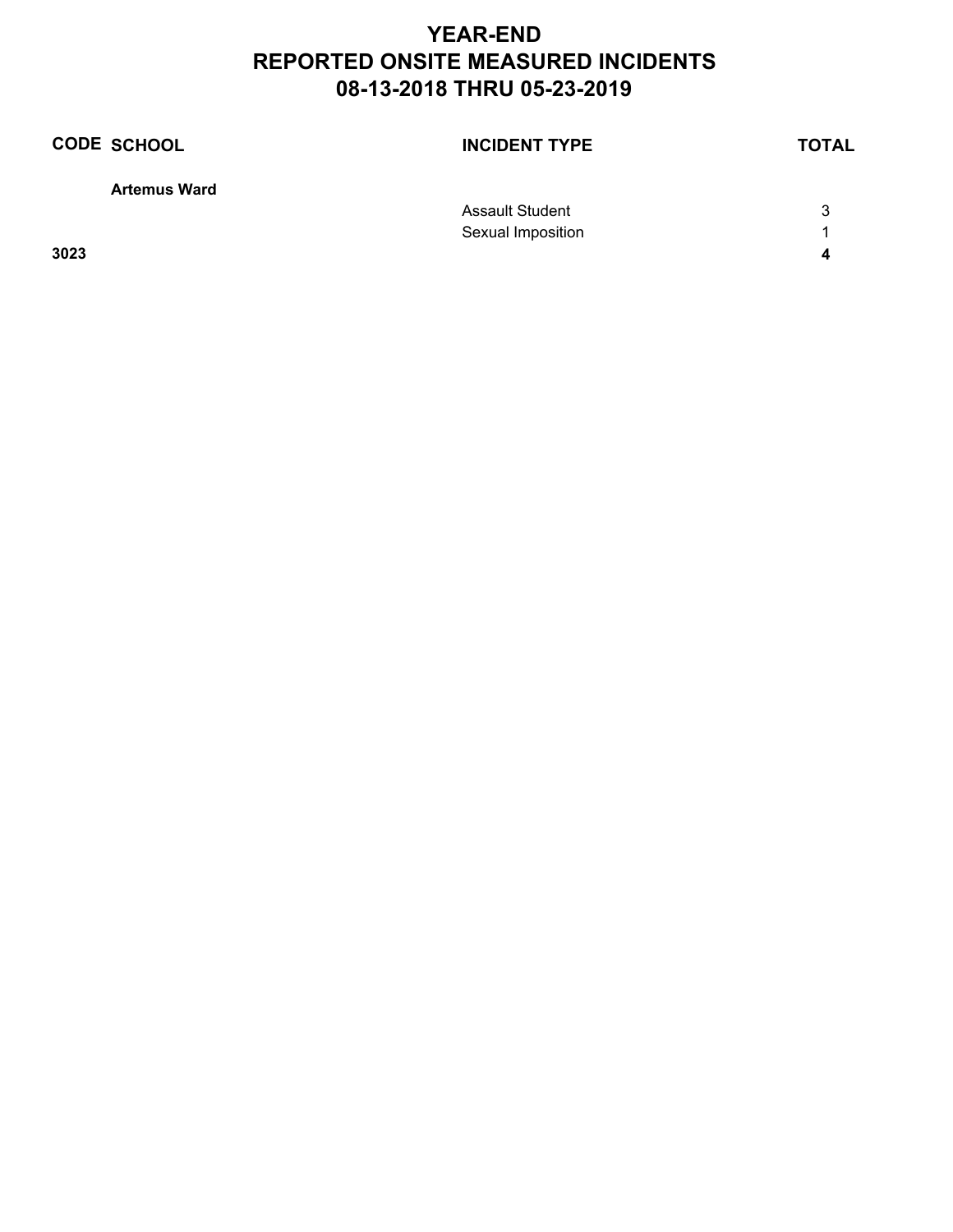# YEAR-END
# REPORTED ONSITE MEASURED INCIDENTS
# 08-13-2018 THRU 05-23-2019

| CODE | SCHOOL | INCIDENT TYPE | TOTAL |
|---|---|---|---|
| | **Artemus Ward** | | |
| | | Assault Student | 3 |
| | | Sexual Imposition | 1 |
| **3023** | | | **4** |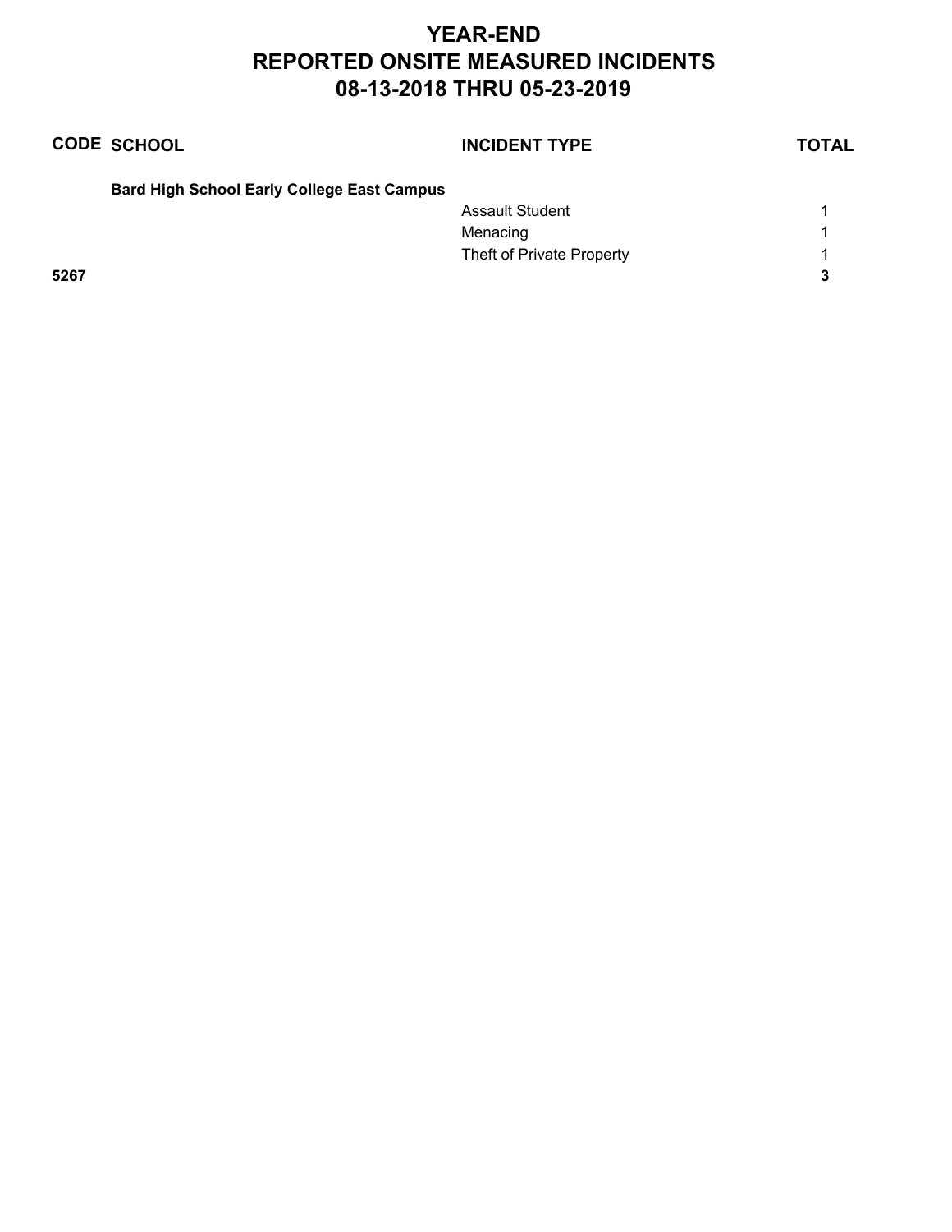# YEAR-END
# REPORTED ONSITE MEASURED INCIDENTS
# 08-13-2018 THRU 05-23-2019

| CODE | SCHOOL | INCIDENT TYPE | TOTAL |
|---|---|---|---|
| | **Bard High School Early College East Campus** | | |
| | | Assault Student | 1 |
| | | Menacing | 1 |
| | | Theft of Private Property | 1 |
| **5267** | | | **3** |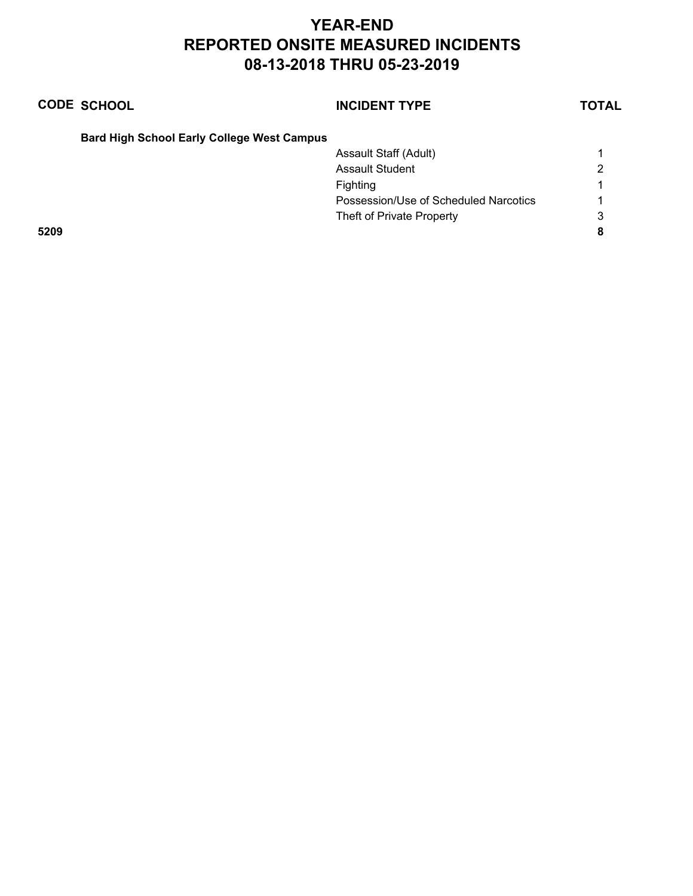# YEAR-END
# REPORTED ONSITE MEASURED INCIDENTS
# 08-13-2018 THRU 05-23-2019

| CODE | SCHOOL | INCIDENT TYPE | TOTAL |
|---|---|---|---|
| | **Bard High School Early College West Campus** | | |
| | | Assault Staff (Adult) | 1 |
| | | Assault Student | 2 |
| | | Fighting | 1 |
| | | Possession/Use of Scheduled Narcotics | 1 |
| | | Theft of Private Property | 3 |
| **5209** | | | **8** |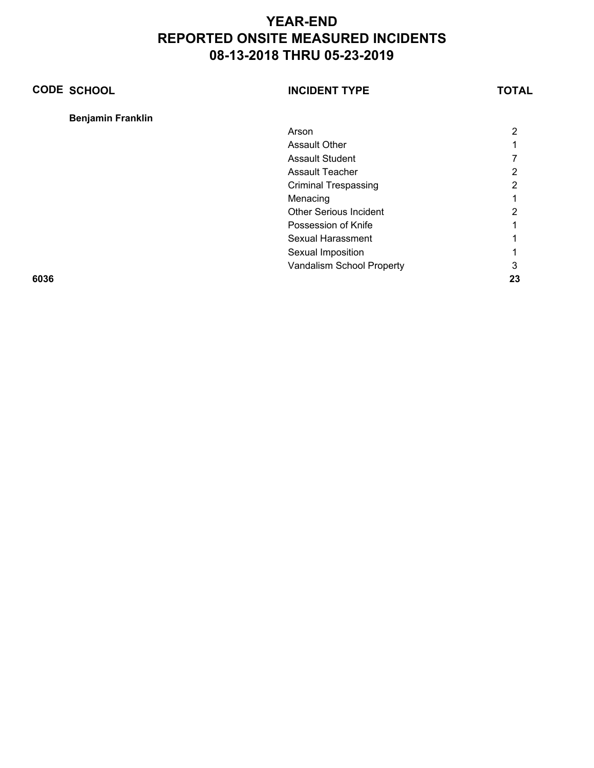# YEAR-END
# REPORTED ONSITE MEASURED INCIDENTS
# 08-13-2018 THRU 05-23-2019

| CODE | SCHOOL | INCIDENT TYPE | TOTAL |
| --- | --- | --- | --- |
| | **Benjamin Franklin** | | |
| | | Arson | 2 |
| | | Assault Other | 1 |
| | | Assault Student | 7 |
| | | Assault Teacher | 2 |
| | | Criminal Trespassing | 2 |
| | | Menacing | 1 |
| | | Other Serious Incident | 2 |
| | | Possession of Knife | 1 |
| | | Sexual Harassment | 1 |
| | | Sexual Imposition | 1 |
| | | Vandalism School Property | 3 |
| **6036** | | | **23** |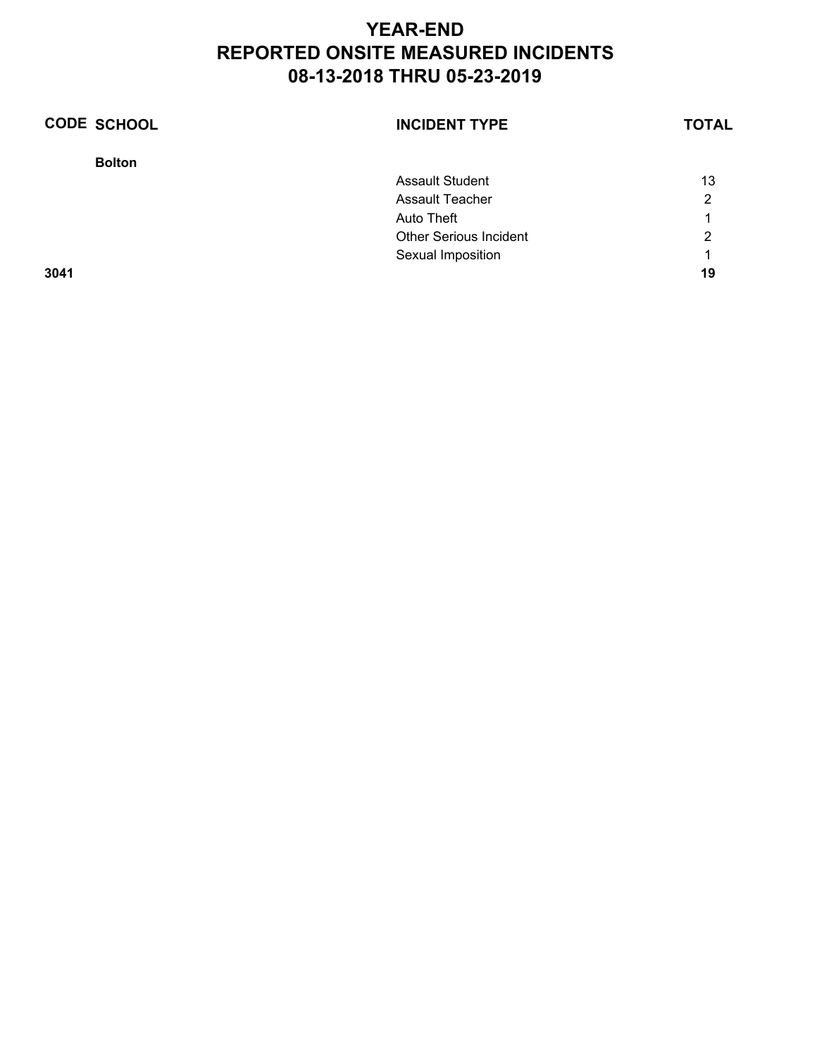# YEAR-END
# REPORTED ONSITE MEASURED INCIDENTS
# 08-13-2018 THRU 05-23-2019

| CODE | SCHOOL | INCIDENT TYPE | TOTAL |
|---|---|---|---|
| | **Bolton** | | |
| | | Assault Student | 13 |
| | | Assault Teacher | 2 |
| | | Auto Theft | 1 |
| | | Other Serious Incident | 2 |
| | | Sexual Imposition | 1 |
| **3041** | | | **19** |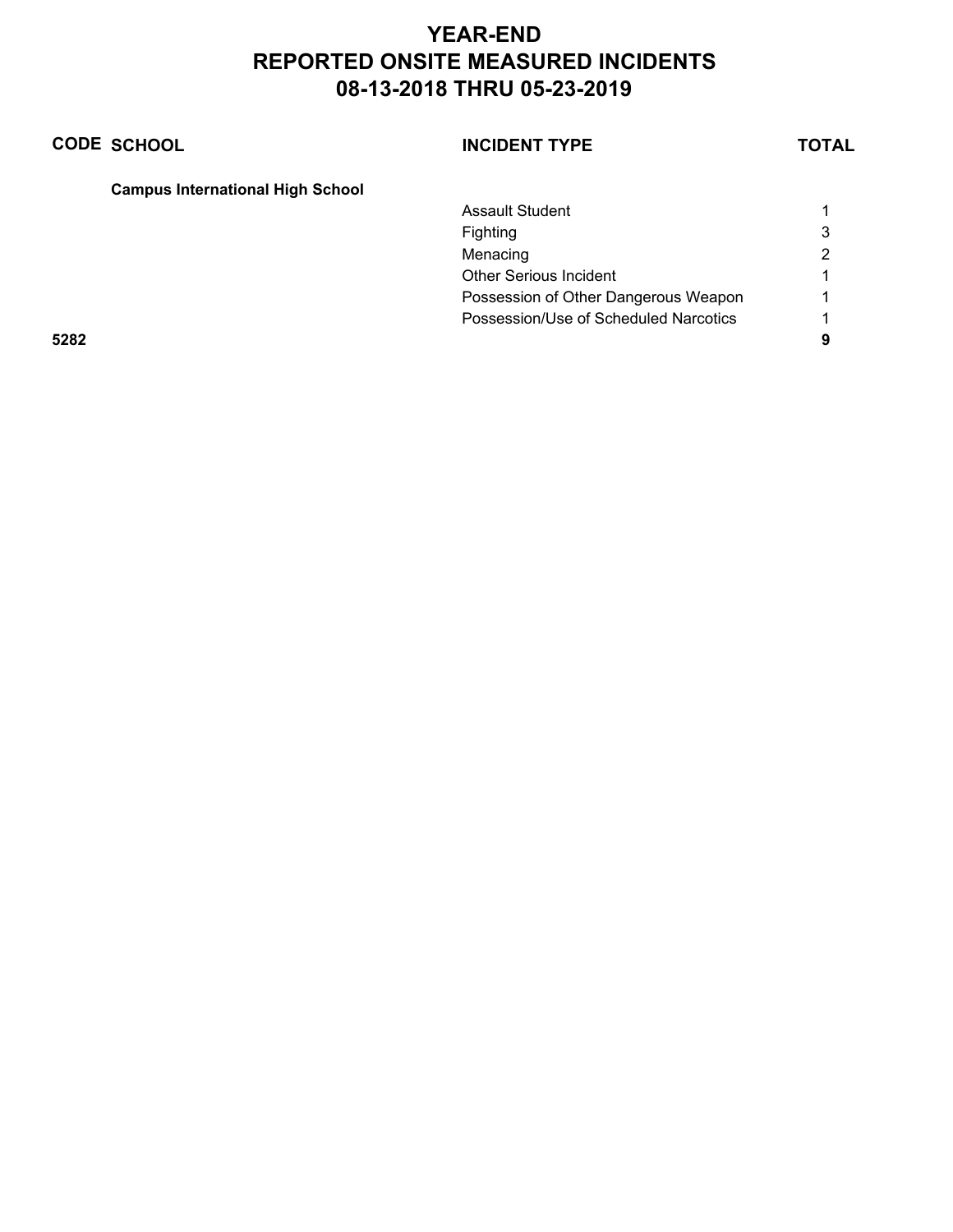# YEAR-END
# REPORTED ONSITE MEASURED INCIDENTS
# 08-13-2018 THRU 05-23-2019

| CODE | SCHOOL | INCIDENT TYPE | TOTAL |
|---|---|---|---|
| | **Campus International High School** | | |
| | | Assault Student | 1 |
| | | Fighting | 3 |
| | | Menacing | 2 |
| | | Other Serious Incident | 1 |
| | | Possession of Other Dangerous Weapon | 1 |
| | | Possession/Use of Scheduled Narcotics | 1 |
| **5282** | | | **9** |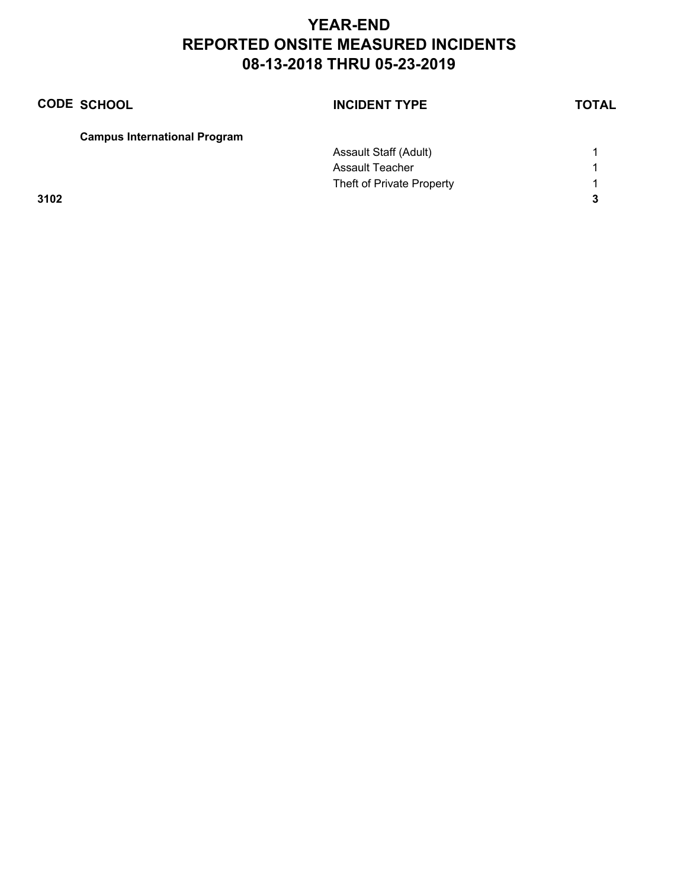# YEAR-END
# REPORTED ONSITE MEASURED INCIDENTS
# 08-13-2018 THRU 05-23-2019

| CODE | SCHOOL | INCIDENT TYPE | TOTAL |
|---|---|---|---|
| | **Campus International Program** | | |
| | | Assault Staff (Adult) | 1 |
| | | Assault Teacher | 1 |
| | | Theft of Private Property | 1 |
| **3102** | | | **3** |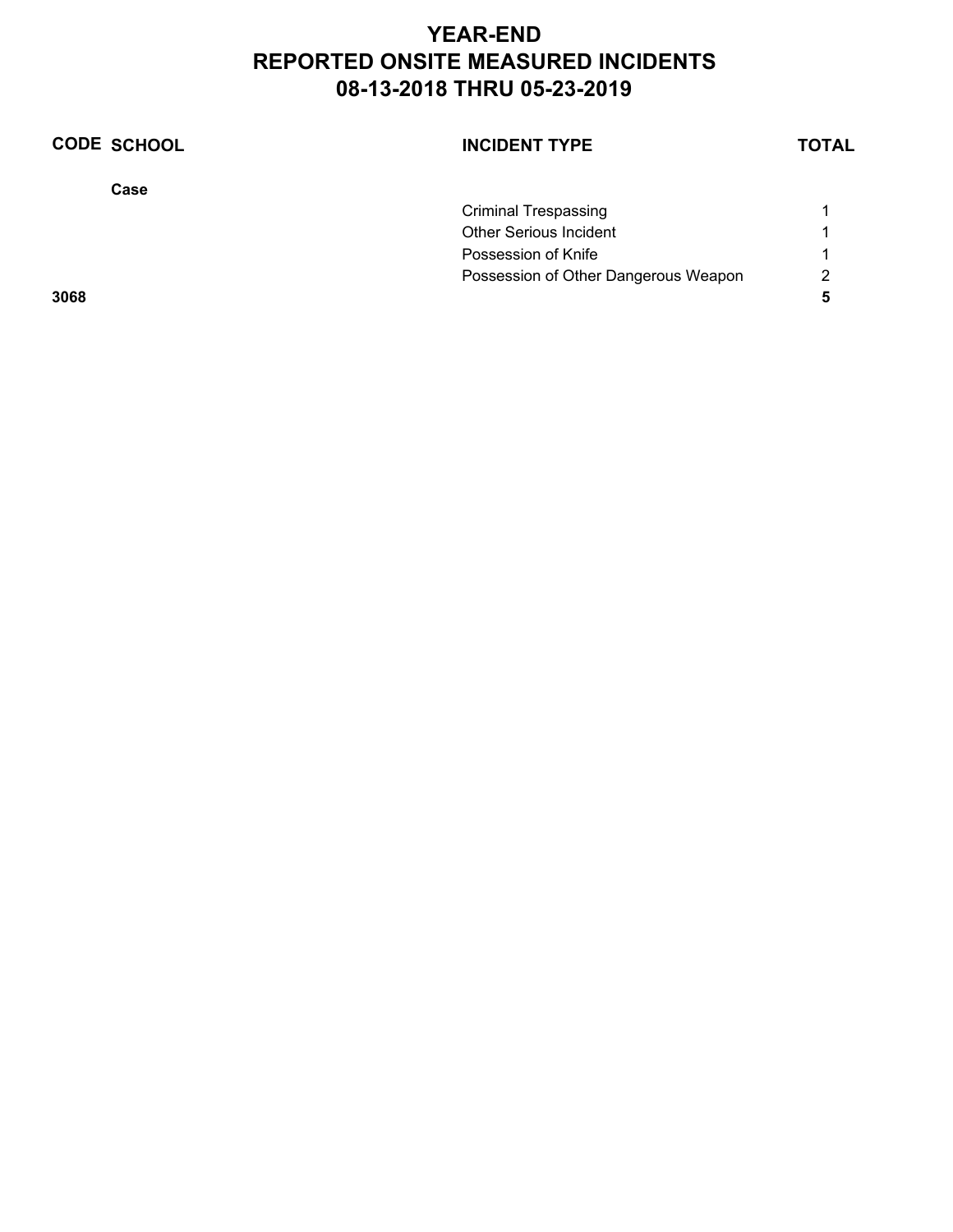# YEAR-END
# REPORTED ONSITE MEASURED INCIDENTS
# 08-13-2018 THRU 05-23-2019

| CODE | SCHOOL | INCIDENT TYPE | TOTAL |
|---|---|---|---|
| | **Case** | | |
| | | Criminal Trespassing | 1 |
| | | Other Serious Incident | 1 |
| | | Possession of Knife | 1 |
| | | Possession of Other Dangerous Weapon | 2 |
| **3068** | | | **5** |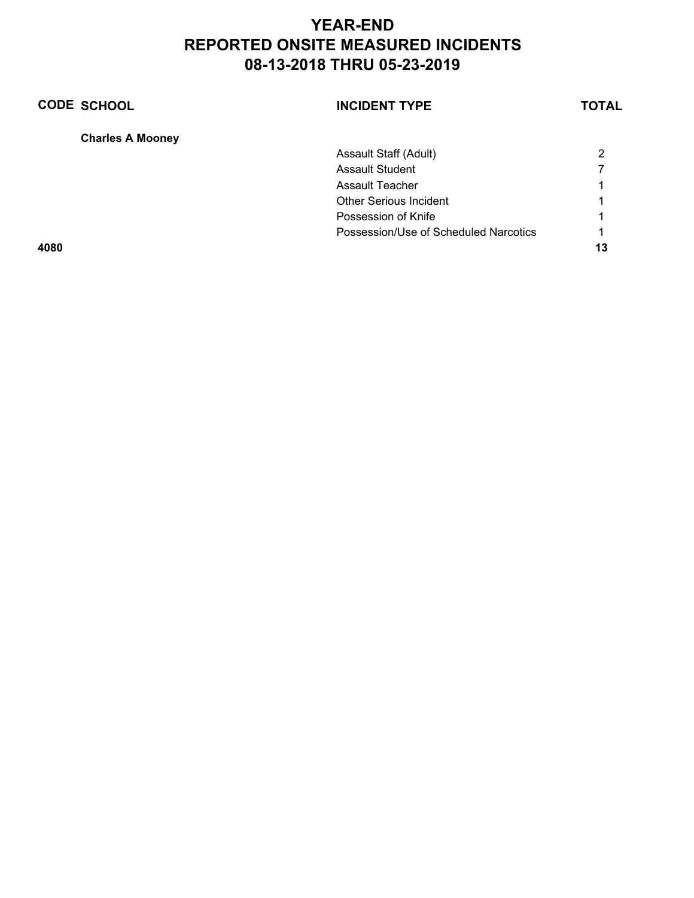# YEAR-END
# REPORTED ONSITE MEASURED INCIDENTS
# 08-13-2018 THRU 05-23-2019

| CODE | SCHOOL | INCIDENT TYPE | TOTAL |
|---|---|---|---|
| | **Charles A Mooney** | | |
| | | Assault Staff (Adult) | 2 |
| | | Assault Student | 7 |
| | | Assault Teacher | 1 |
| | | Other Serious Incident | 1 |
| | | Possession of Knife | 1 |
| | | Possession/Use of Scheduled Narcotics | 1 |
| **4080** | | | **13** |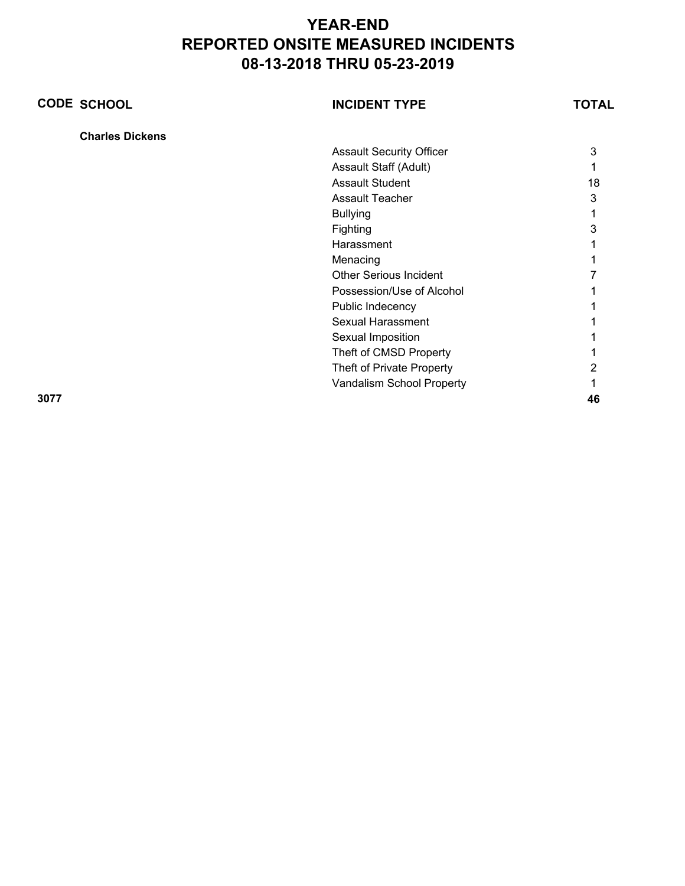# YEAR-END
# REPORTED ONSITE MEASURED INCIDENTS
# 08-13-2018 THRU 05-23-2019

| CODE | SCHOOL | INCIDENT TYPE | TOTAL |
|---|---|---|---|
| | **Charles Dickens** | | |
| | | Assault Security Officer | 3 |
| | | Assault Staff (Adult) | 1 |
| | | Assault Student | 18 |
| | | Assault Teacher | 3 |
| | | Bullying | 1 |
| | | Fighting | 3 |
| | | Harassment | 1 |
| | | Menacing | 1 |
| | | Other Serious Incident | 7 |
| | | Possession/Use of Alcohol | 1 |
| | | Public Indecency | 1 |
| | | Sexual Harassment | 1 |
| | | Sexual Imposition | 1 |
| | | Theft of CMSD Property | 1 |
| | | Theft of Private Property | 2 |
| | | Vandalism School Property | 1 |
| **3077** | | | **46** |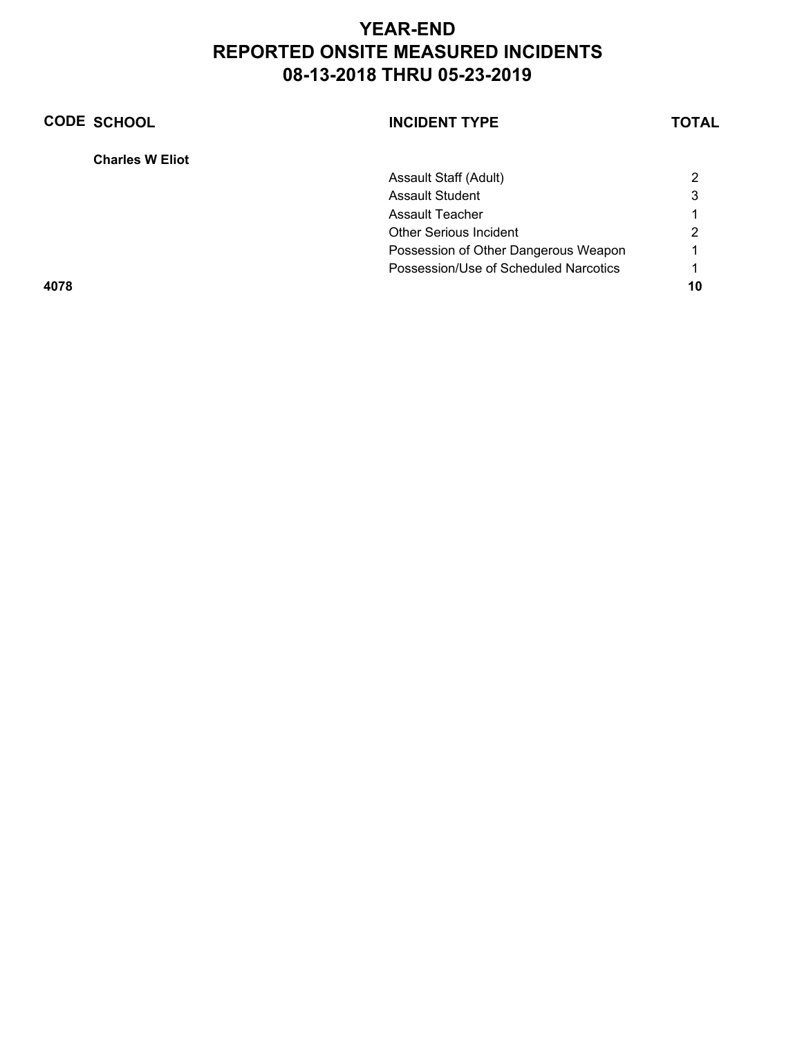# YEAR-END
# REPORTED ONSITE MEASURED INCIDENTS
# 08-13-2018 THRU 05-23-2019

| CODE | SCHOOL | INCIDENT TYPE | TOTAL |
|---|---|---|---|
| | **Charles W Eliot** | | |
| | | Assault Staff (Adult) | 2 |
| | | Assault Student | 3 |
| | | Assault Teacher | 1 |
| | | Other Serious Incident | 2 |
| | | Possession of Other Dangerous Weapon | 1 |
| | | Possession/Use of Scheduled Narcotics | 1 |
| **4078** | | | **10** |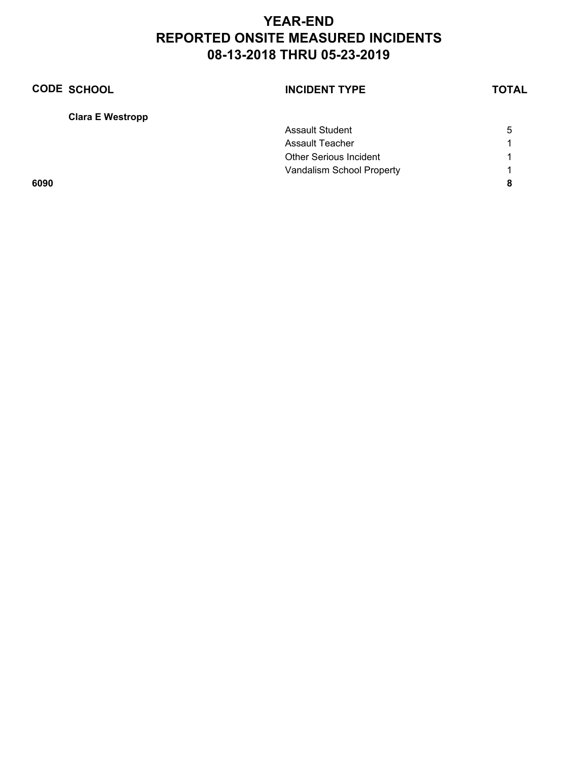# YEAR-END
# REPORTED ONSITE MEASURED INCIDENTS
# 08-13-2018 THRU 05-23-2019

| CODE | SCHOOL | INCIDENT TYPE | TOTAL |
|---|---|---|---|
| | **Clara E Westropp** | | |
| | | Assault Student | 5 |
| | | Assault Teacher | 1 |
| | | Other Serious Incident | 1 |
| | | Vandalism School Property | 1 |
| **6090** | | | **8** |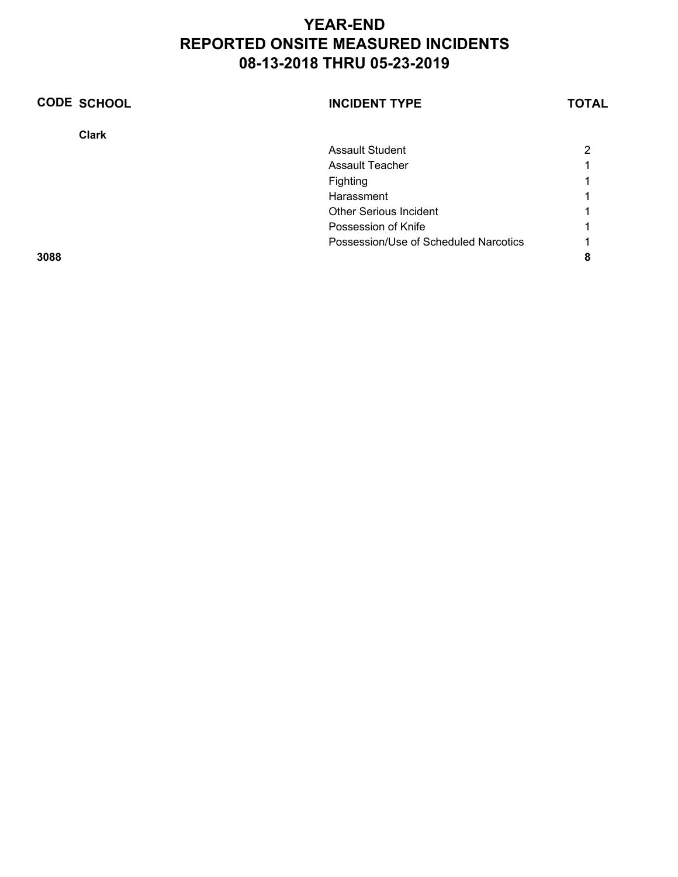# YEAR-END
# REPORTED ONSITE MEASURED INCIDENTS
# 08-13-2018 THRU 05-23-2019

| CODE | SCHOOL | INCIDENT TYPE | TOTAL |
|---|---|---|---|
| | **Clark** | | |
| | | Assault Student | 2 |
| | | Assault Teacher | 1 |
| | | Fighting | 1 |
| | | Harassment | 1 |
| | | Other Serious Incident | 1 |
| | | Possession of Knife | 1 |
| | | Possession/Use of Scheduled Narcotics | 1 |
| **3088** | | | **8** |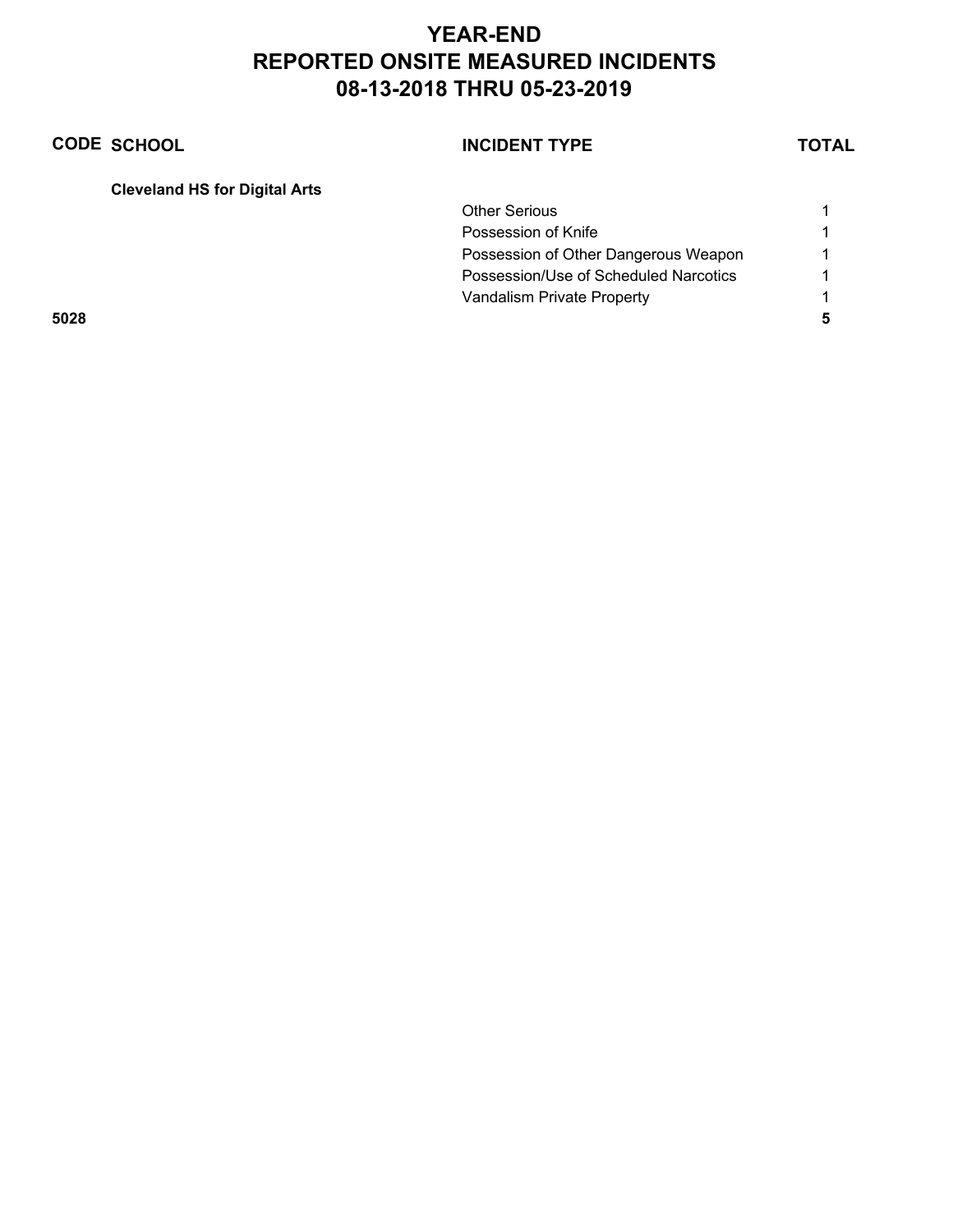# YEAR-END
# REPORTED ONSITE MEASURED INCIDENTS
# 08-13-2018 THRU 05-23-2019

| CODE | SCHOOL | INCIDENT TYPE | TOTAL |
|---|---|---|---|
| | **Cleveland HS for Digital Arts** | | |
| | | Other Serious | 1 |
| | | Possession of Knife | 1 |
| | | Possession of Other Dangerous Weapon | 1 |
| | | Possession/Use of Scheduled Narcotics | 1 |
| | | Vandalism Private Property | 1 |
| **5028** | | | **5** |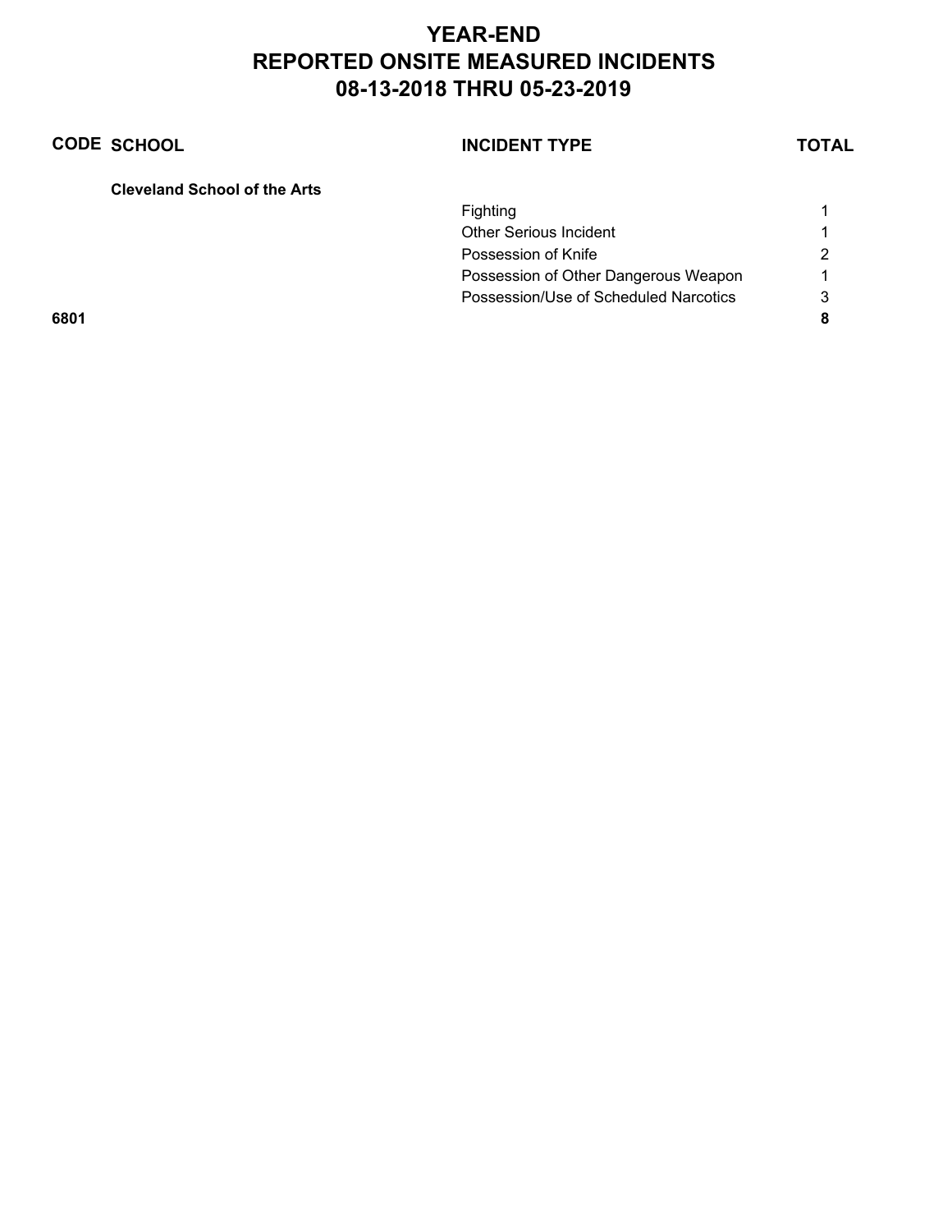# YEAR-END
# REPORTED ONSITE MEASURED INCIDENTS
# 08-13-2018 THRU 05-23-2019

| CODE | SCHOOL | INCIDENT TYPE | TOTAL |
|---|---|---|---|
| | **Cleveland School of the Arts** | | |
| | | Fighting | 1 |
| | | Other Serious Incident | 1 |
| | | Possession of Knife | 2 |
| | | Possession of Other Dangerous Weapon | 1 |
| | | Possession/Use of Scheduled Narcotics | 3 |
| **6801** | | | **8** |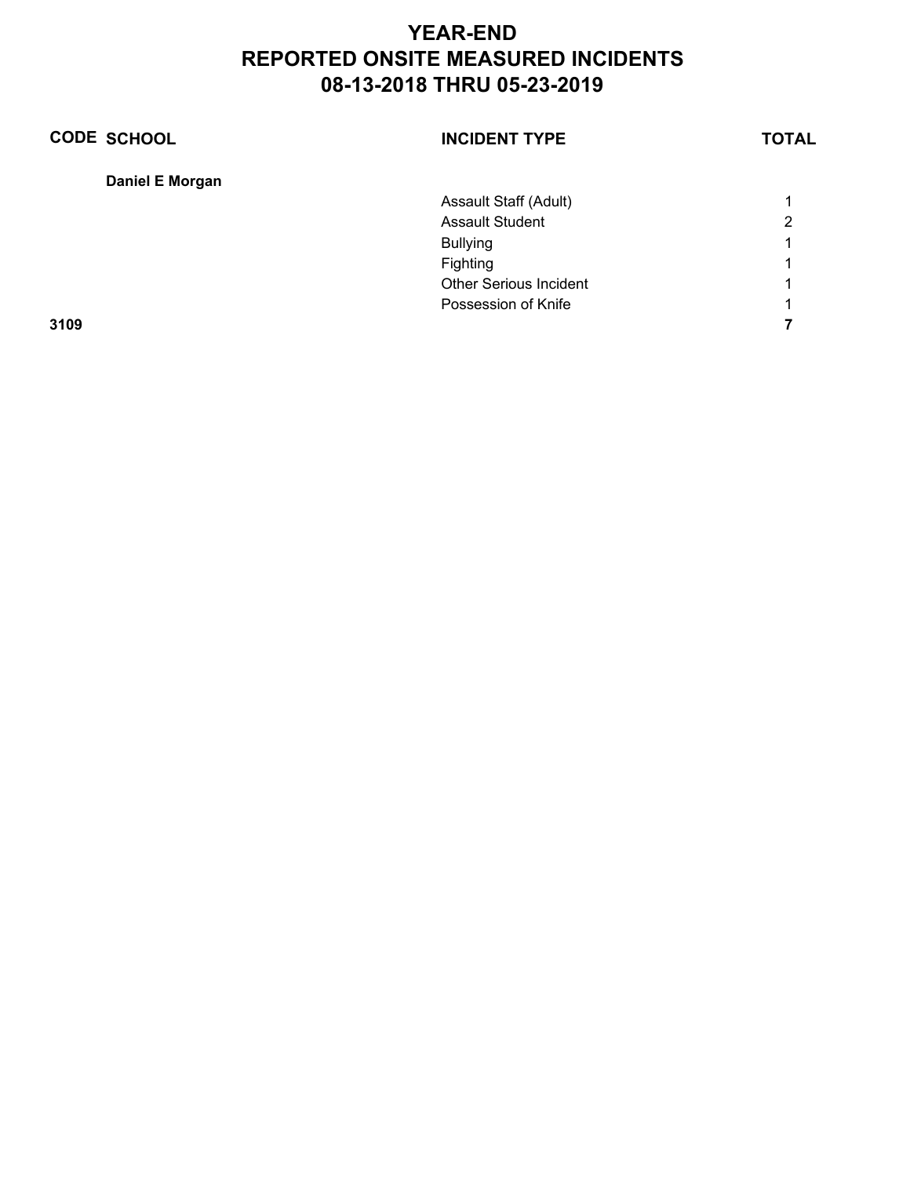# YEAR-END
# REPORTED ONSITE MEASURED INCIDENTS
# 08-13-2018 THRU 05-23-2019

| CODE | SCHOOL | INCIDENT TYPE | TOTAL |
|---|---|---|---|
| | **Daniel E Morgan** | | |
| | | Assault Staff (Adult) | 1 |
| | | Assault Student | 2 |
| | | Bullying | 1 |
| | | Fighting | 1 |
| | | Other Serious Incident | 1 |
| | | Possession of Knife | 1 |
| **3109** | | | **7** |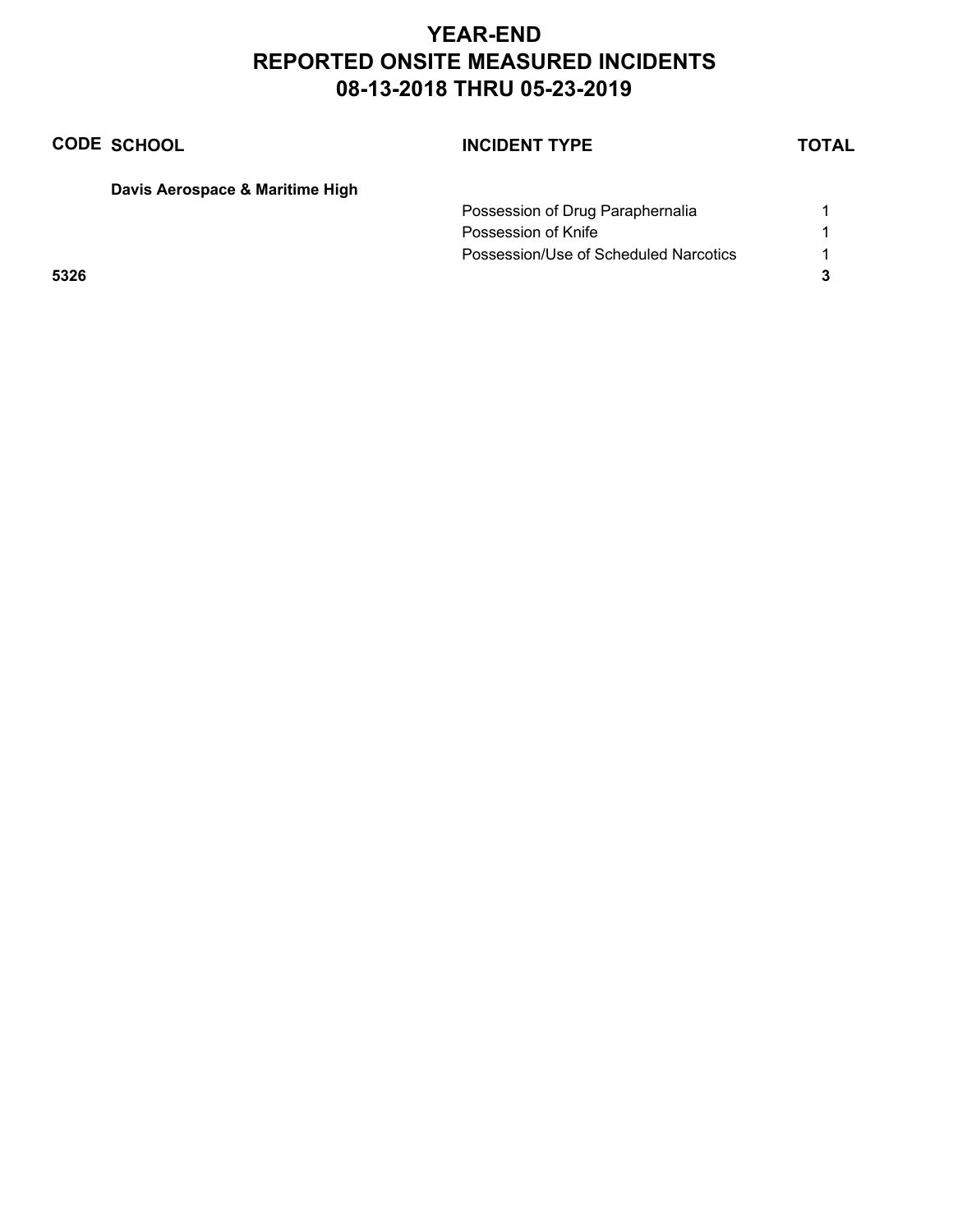# YEAR-END
# REPORTED ONSITE MEASURED INCIDENTS
# 08-13-2018 THRU 05-23-2019

| CODE | SCHOOL | INCIDENT TYPE | TOTAL |
|---|---|---|---|
| | **Davis Aerospace & Maritime High** | | |
| | | Possession of Drug Paraphernalia | 1 |
| | | Possession of Knife | 1 |
| | | Possession/Use of Scheduled Narcotics | 1 |
| **5326** | | | **3** |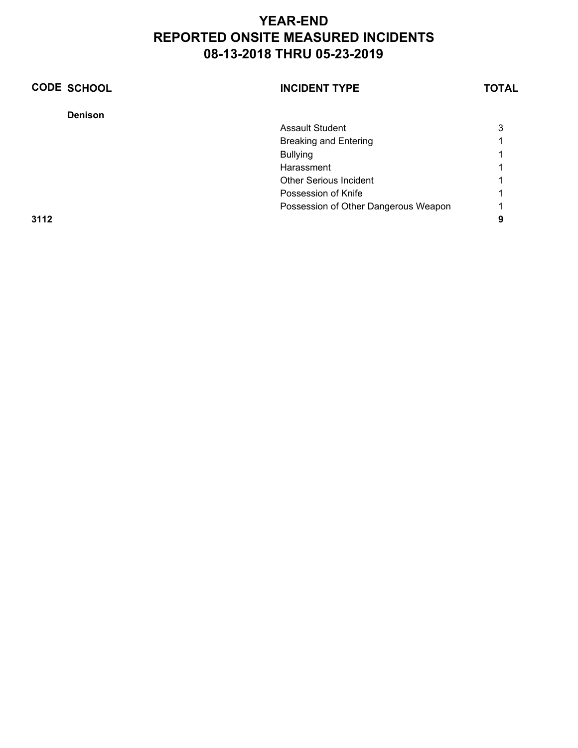# YEAR-END
# REPORTED ONSITE MEASURED INCIDENTS
# 08-13-2018 THRU 05-23-2019

| CODE | SCHOOL | INCIDENT TYPE | TOTAL |
|---|---|---|---|
| | **Denison** | | |
| | | Assault Student | 3 |
| | | Breaking and Entering | 1 |
| | | Bullying | 1 |
| | | Harassment | 1 |
| | | Other Serious Incident | 1 |
| | | Possession of Knife | 1 |
| | | Possession of Other Dangerous Weapon | 1 |
| **3112** | | | **9** |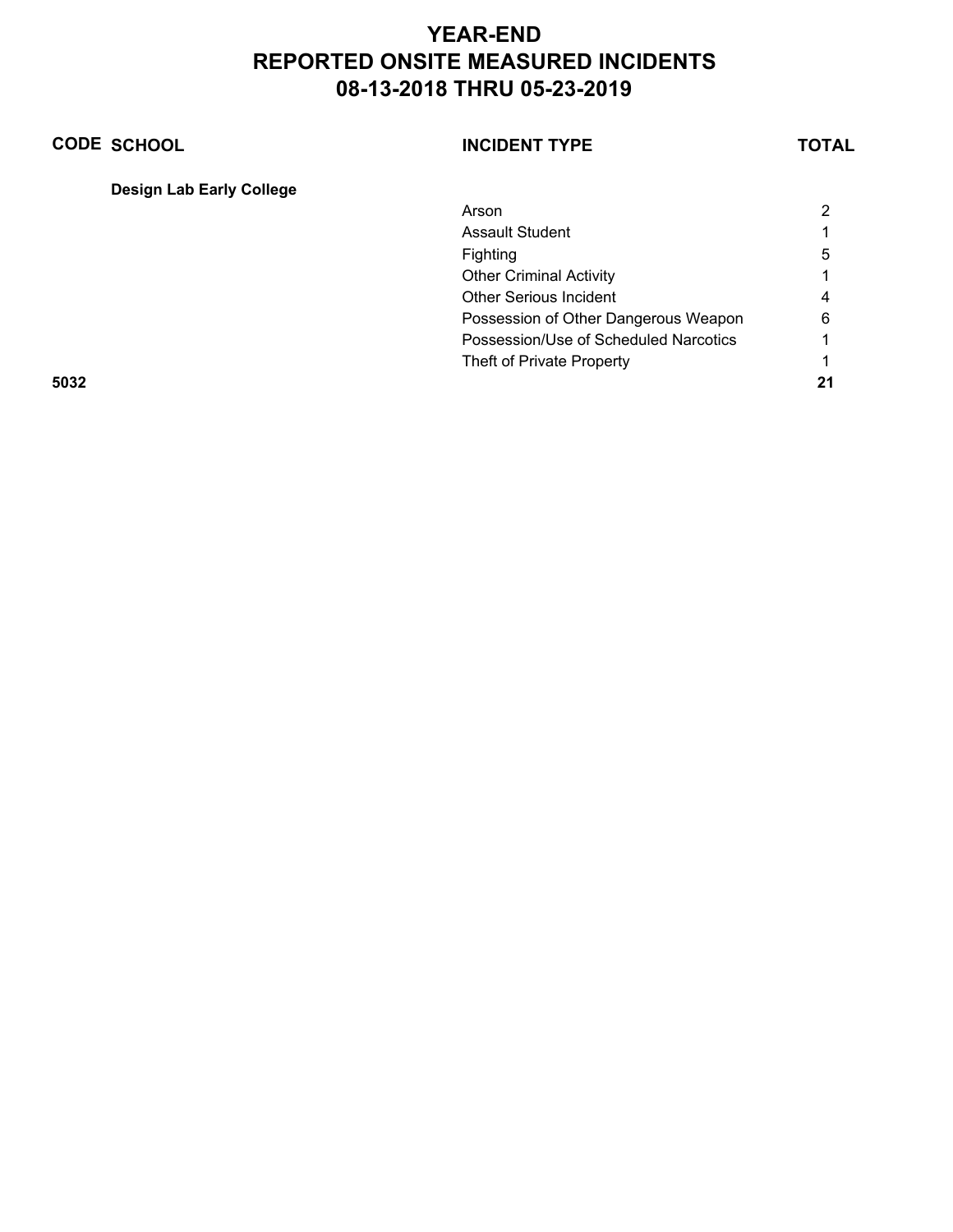# YEAR-END
# REPORTED ONSITE MEASURED INCIDENTS
# 08-13-2018 THRU 05-23-2019

| CODE | SCHOOL | INCIDENT TYPE | TOTAL |
|---|---|---|---|
| | **Design Lab Early College** | | |
| | | Arson | 2 |
| | | Assault Student | 1 |
| | | Fighting | 5 |
| | | Other Criminal Activity | 1 |
| | | Other Serious Incident | 4 |
| | | Possession of Other Dangerous Weapon | 6 |
| | | Possession/Use of Scheduled Narcotics | 1 |
| | | Theft of Private Property | 1 |
| **5032** | | | **21** |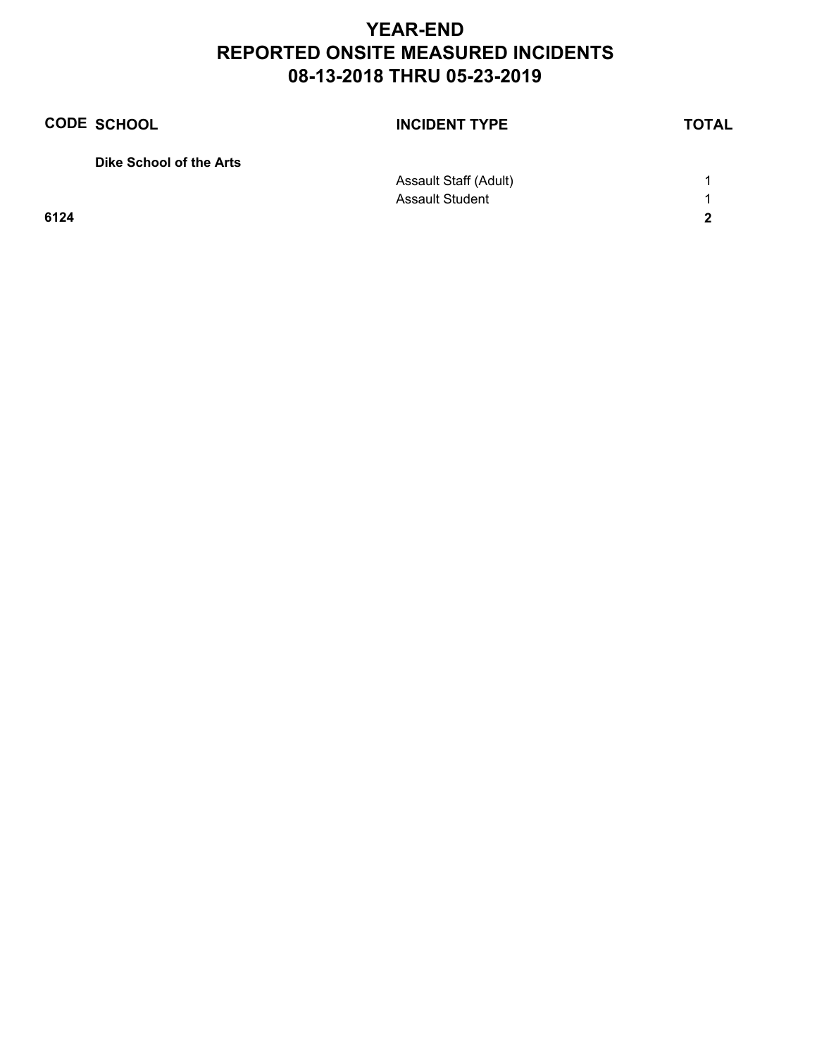# YEAR-END
# REPORTED ONSITE MEASURED INCIDENTS
# 08-13-2018 THRU 05-23-2019

| CODE | SCHOOL | INCIDENT TYPE | TOTAL |
|---|---|---|---|
| | **Dike School of the Arts** | | |
| | | Assault Staff (Adult) | 1 |
| | | Assault Student | 1 |
| **6124** | | | **2** |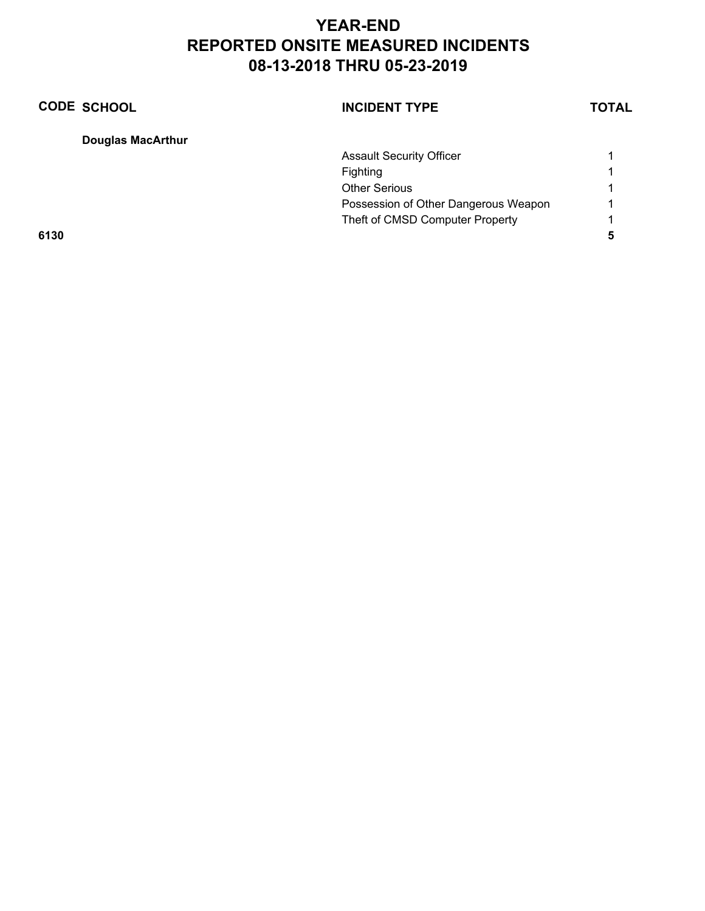# YEAR-END
# REPORTED ONSITE MEASURED INCIDENTS
# 08-13-2018 THRU 05-23-2019

| CODE | SCHOOL | INCIDENT TYPE | TOTAL |
|---|---|---|---|
| | **Douglas MacArthur** | | |
| | | Assault Security Officer | 1 |
| | | Fighting | 1 |
| | | Other Serious | 1 |
| | | Possession of Other Dangerous Weapon | 1 |
| | | Theft of CMSD Computer Property | 1 |
| **6130** | | | **5** |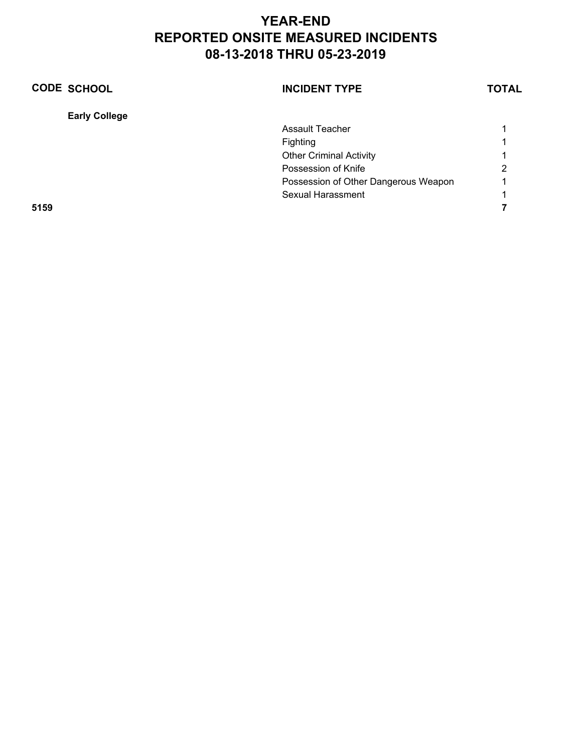# YEAR-END
# REPORTED ONSITE MEASURED INCIDENTS
# 08-13-2018 THRU 05-23-2019

| CODE | SCHOOL | INCIDENT TYPE | TOTAL |
|---|---|---|---|
| | **Early College** | | |
| | | Assault Teacher | 1 |
| | | Fighting | 1 |
| | | Other Criminal Activity | 1 |
| | | Possession of Knife | 2 |
| | | Possession of Other Dangerous Weapon | 1 |
| | | Sexual Harassment | 1 |
| **5159** | | | **7** |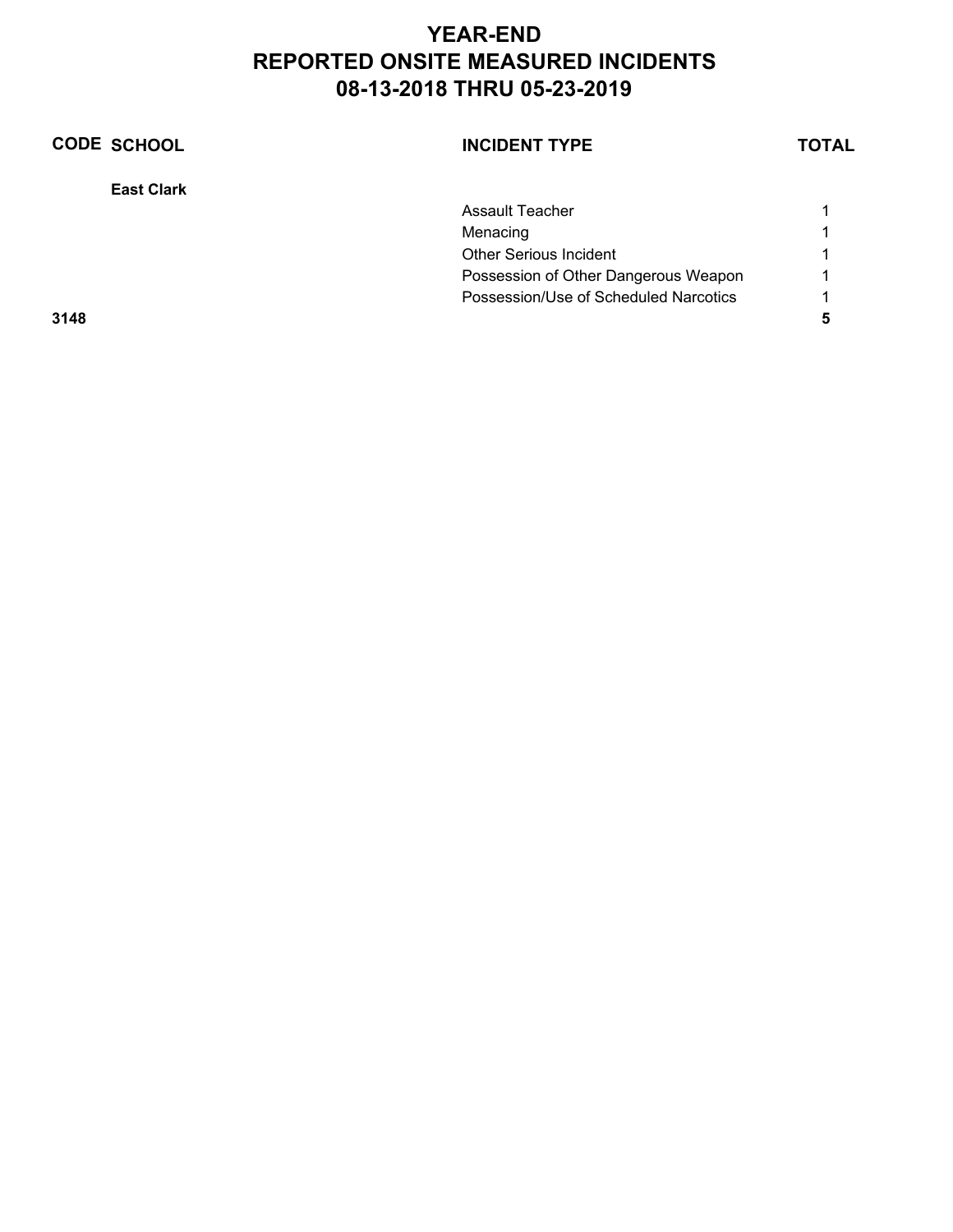# YEAR-END
# REPORTED ONSITE MEASURED INCIDENTS
# 08-13-2018 THRU 05-23-2019

| CODE | SCHOOL | INCIDENT TYPE | TOTAL |
|---|---|---|---|
| | **East Clark** | | |
| | | Assault Teacher | 1 |
| | | Menacing | 1 |
| | | Other Serious Incident | 1 |
| | | Possession of Other Dangerous Weapon | 1 |
| | | Possession/Use of Scheduled Narcotics | 1 |
| **3148** | | | **5** |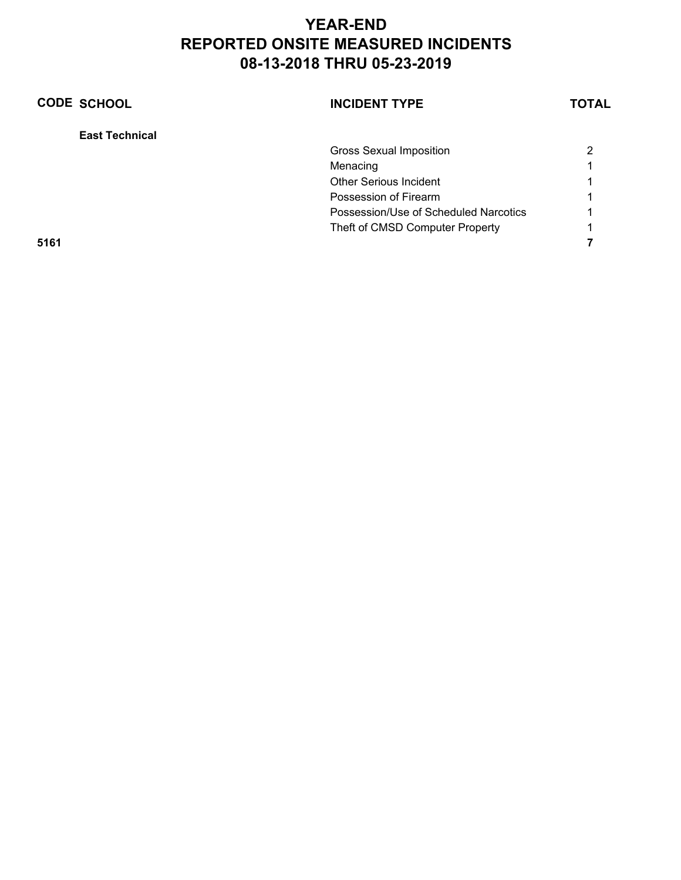# YEAR-END
# REPORTED ONSITE MEASURED INCIDENTS
# 08-13-2018 THRU 05-23-2019

| CODE | SCHOOL | INCIDENT TYPE | TOTAL |
|---|---|---|---|
| | **East Technical** | | |
| | | Gross Sexual Imposition | 2 |
| | | Menacing | 1 |
| | | Other Serious Incident | 1 |
| | | Possession of Firearm | 1 |
| | | Possession/Use of Scheduled Narcotics | 1 |
| | | Theft of CMSD Computer Property | 1 |
| **5161** | | | **7** |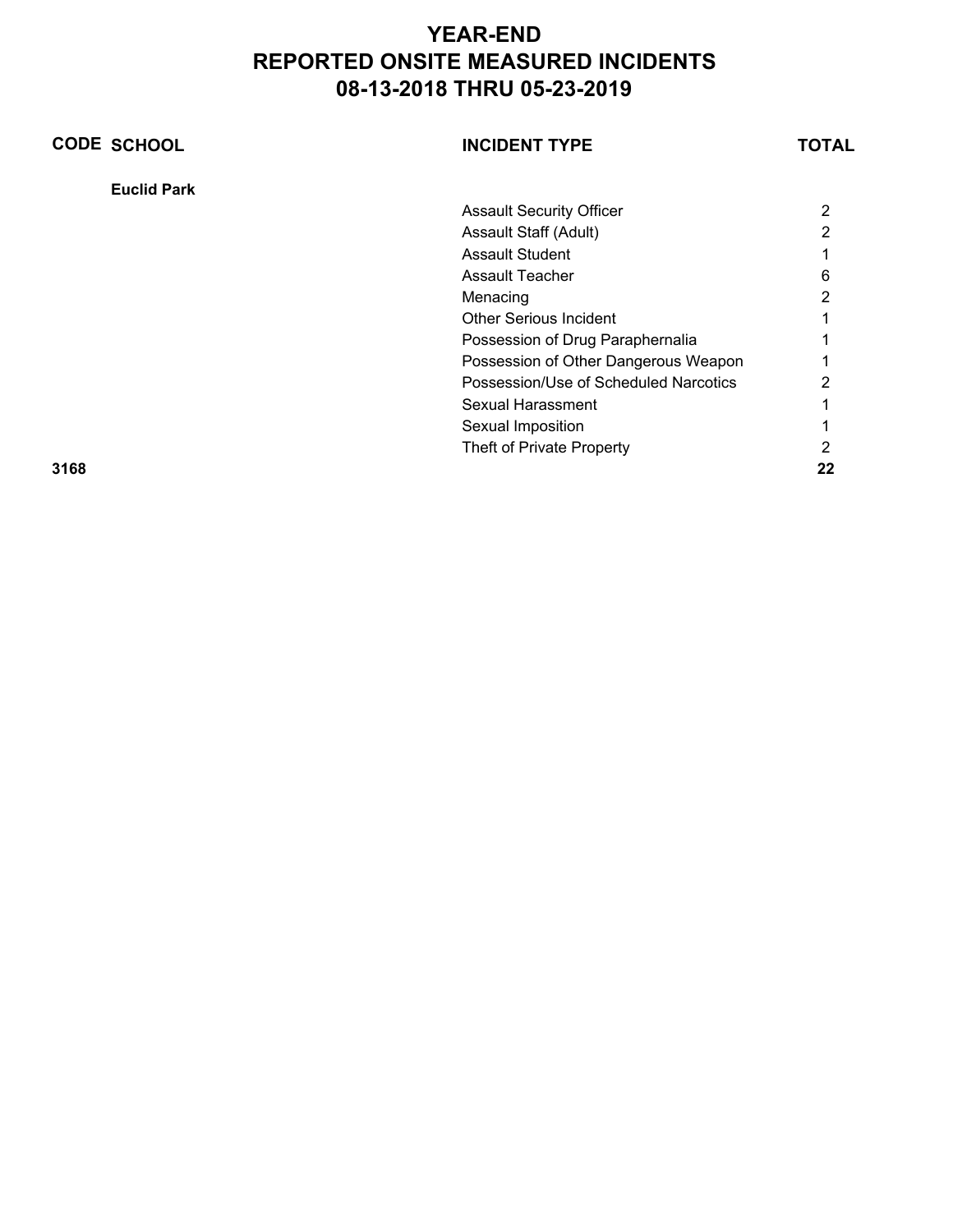# YEAR-END
# REPORTED ONSITE MEASURED INCIDENTS
# 08-13-2018 THRU 05-23-2019

| CODE | SCHOOL | INCIDENT TYPE | TOTAL |
|---|---|---|---|
| | **Euclid Park** | | |
| | | Assault Security Officer | 2 |
| | | Assault Staff (Adult) | 2 |
| | | Assault Student | 1 |
| | | Assault Teacher | 6 |
| | | Menacing | 2 |
| | | Other Serious Incident | 1 |
| | | Possession of Drug Paraphernalia | 1 |
| | | Possession of Other Dangerous Weapon | 1 |
| | | Possession/Use of Scheduled Narcotics | 2 |
| | | Sexual Harassment | 1 |
| | | Sexual Imposition | 1 |
| | | Theft of Private Property | 2 |
| **3168** | | | **22** |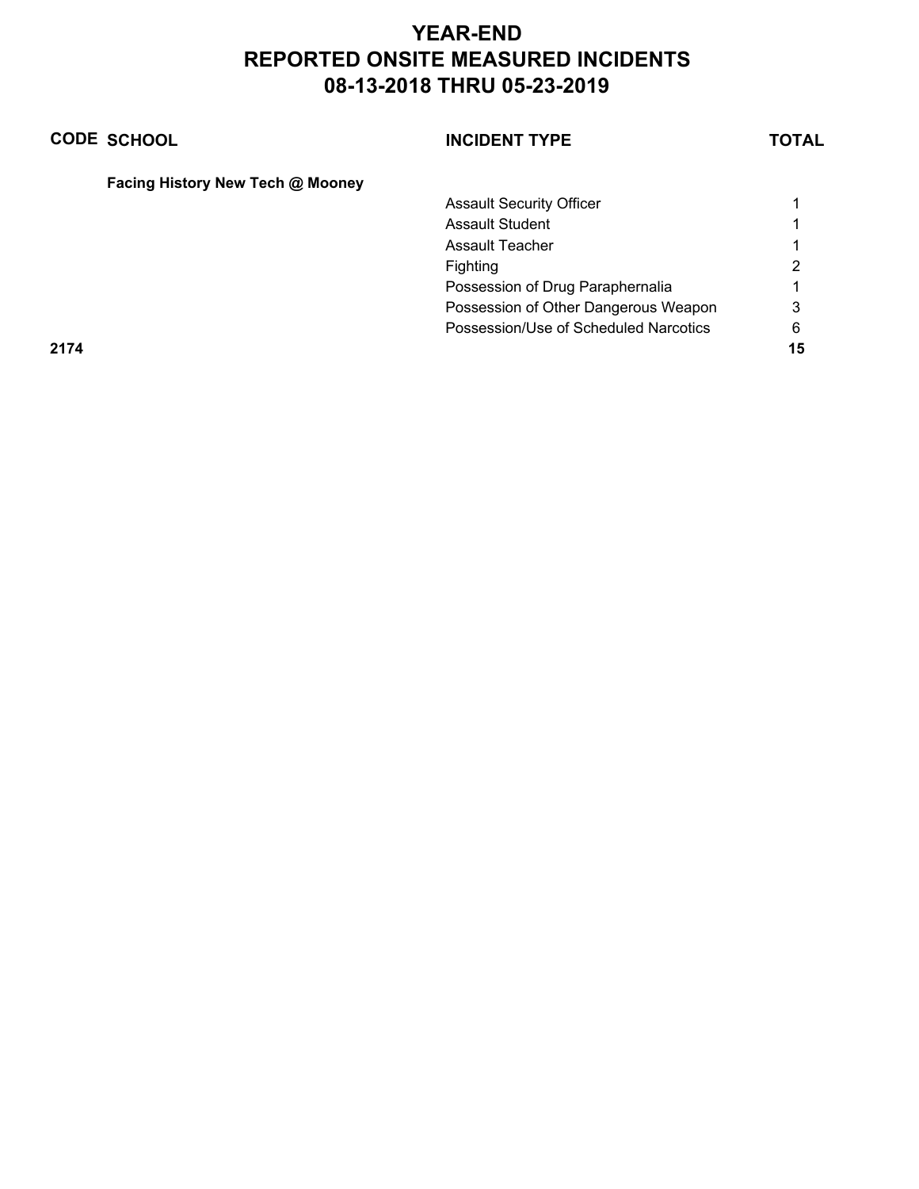# YEAR-END
# REPORTED ONSITE MEASURED INCIDENTS
# 08-13-2018 THRU 05-23-2019

| CODE | SCHOOL | INCIDENT TYPE | TOTAL |
|---|---|---|---|
| | **Facing History New Tech @ Mooney** | | |
| | | Assault Security Officer | 1 |
| | | Assault Student | 1 |
| | | Assault Teacher | 1 |
| | | Fighting | 2 |
| | | Possession of Drug Paraphernalia | 1 |
| | | Possession of Other Dangerous Weapon | 3 |
| | | Possession/Use of Scheduled Narcotics | 6 |
| **2174** | | | **15** |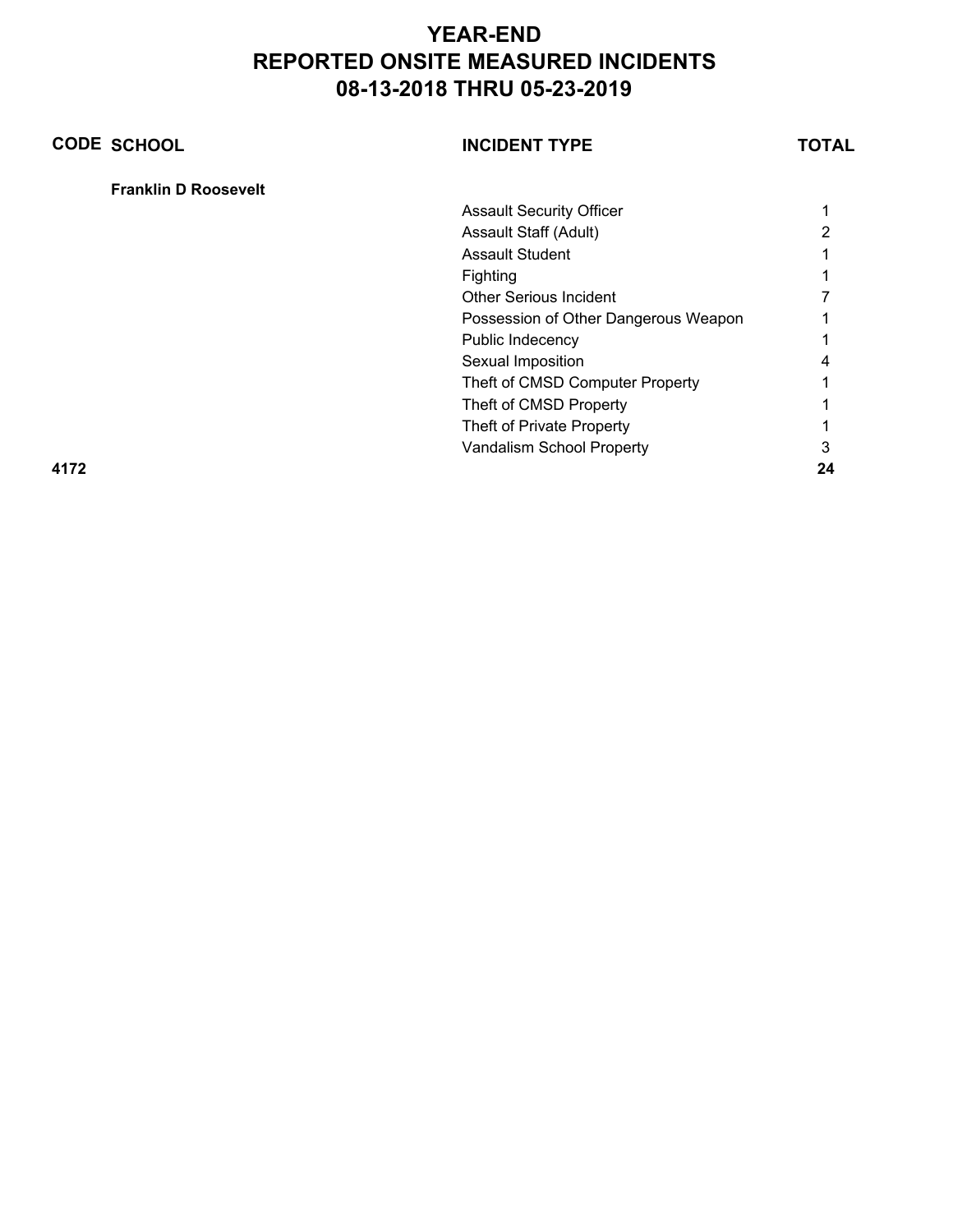# YEAR-END
# REPORTED ONSITE MEASURED INCIDENTS
# 08-13-2018 THRU 05-23-2019

| CODE | SCHOOL | INCIDENT TYPE | TOTAL |
|---|---|---|---|
| | **Franklin D Roosevelt** | | |
| | | Assault Security Officer | 1 |
| | | Assault Staff (Adult) | 2 |
| | | Assault Student | 1 |
| | | Fighting | 1 |
| | | Other Serious Incident | 7 |
| | | Possession of Other Dangerous Weapon | 1 |
| | | Public Indecency | 1 |
| | | Sexual Imposition | 4 |
| | | Theft of CMSD Computer Property | 1 |
| | | Theft of CMSD Property | 1 |
| | | Theft of Private Property | 1 |
| | | Vandalism School Property | 3 |
| **4172** | | | **24** |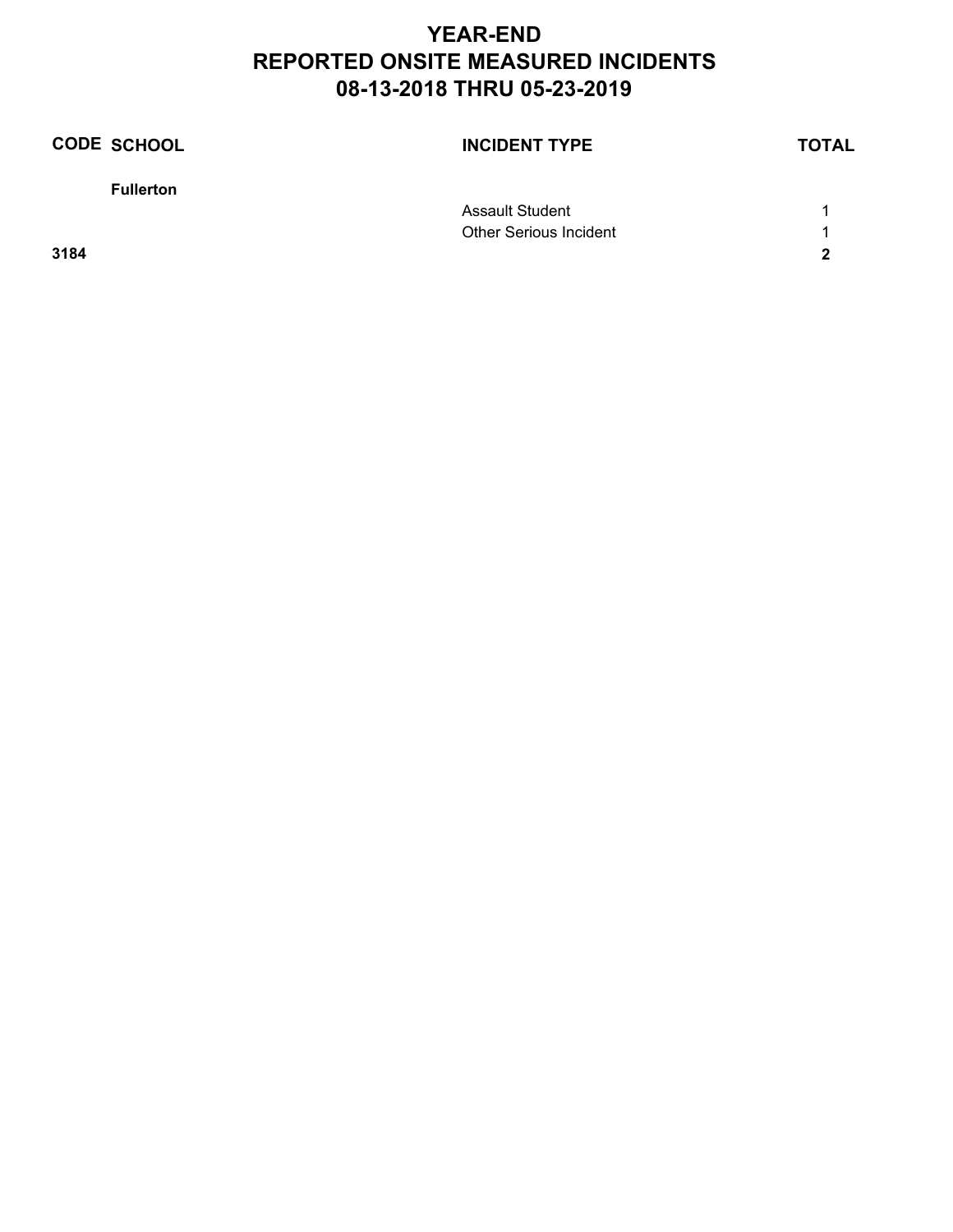# YEAR-END
# REPORTED ONSITE MEASURED INCIDENTS
# 08-13-2018 THRU 05-23-2019

| CODE | SCHOOL | INCIDENT TYPE | TOTAL |
|---|---|---|---|
| | **Fullerton** | | |
| | | Assault Student | 1 |
| | | Other Serious Incident | 1 |
| **3184** | | | **2** |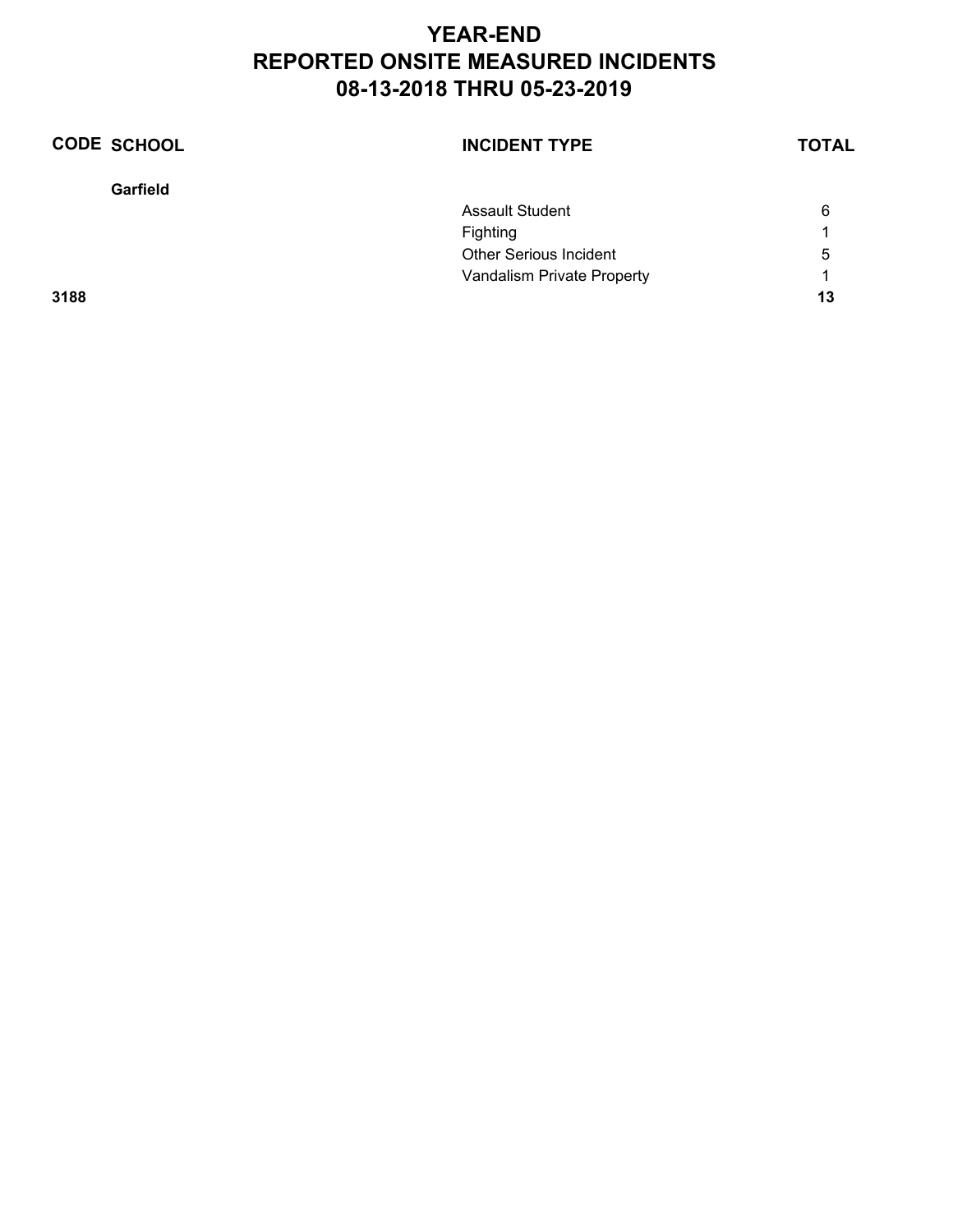# YEAR-END
# REPORTED ONSITE MEASURED INCIDENTS
# 08-13-2018 THRU 05-23-2019

| CODE | SCHOOL | INCIDENT TYPE | TOTAL |
|---|---|---|---|
| | **Garfield** | | |
| | | Assault Student | 6 |
| | | Fighting | 1 |
| | | Other Serious Incident | 5 |
| | | Vandalism Private Property | 1 |
| **3188** | | | **13** |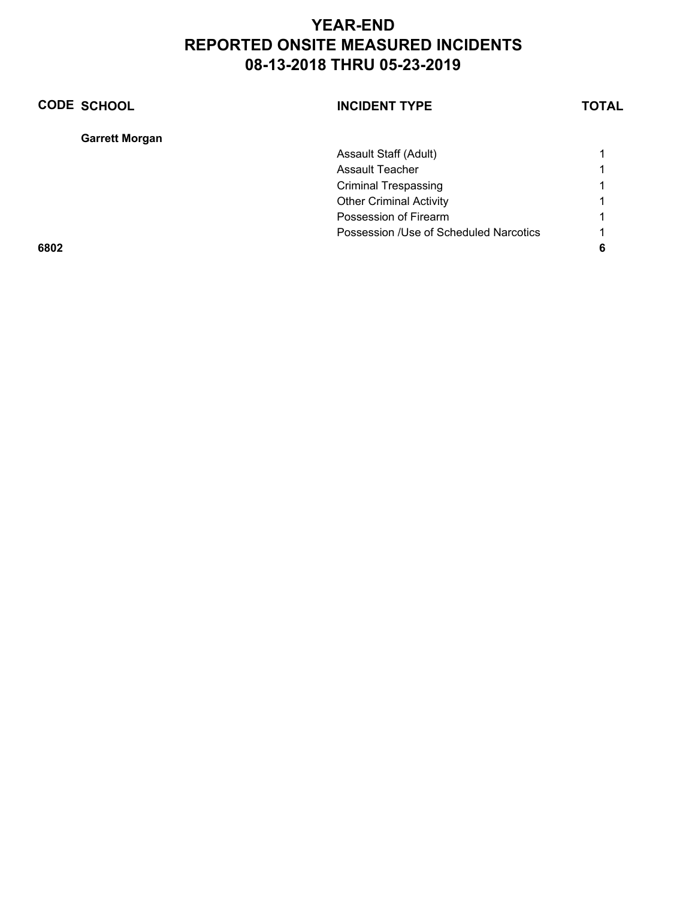# YEAR-END
# REPORTED ONSITE MEASURED INCIDENTS
# 08-13-2018 THRU 05-23-2019

| CODE | SCHOOL | INCIDENT TYPE | TOTAL |
|---|---|---|---|
| | **Garrett Morgan** | | |
| | | Assault Staff (Adult) | 1 |
| | | Assault Teacher | 1 |
| | | Criminal Trespassing | 1 |
| | | Other Criminal Activity | 1 |
| | | Possession of Firearm | 1 |
| | | Possession /Use of Scheduled Narcotics | 1 |
| **6802** | | | **6** |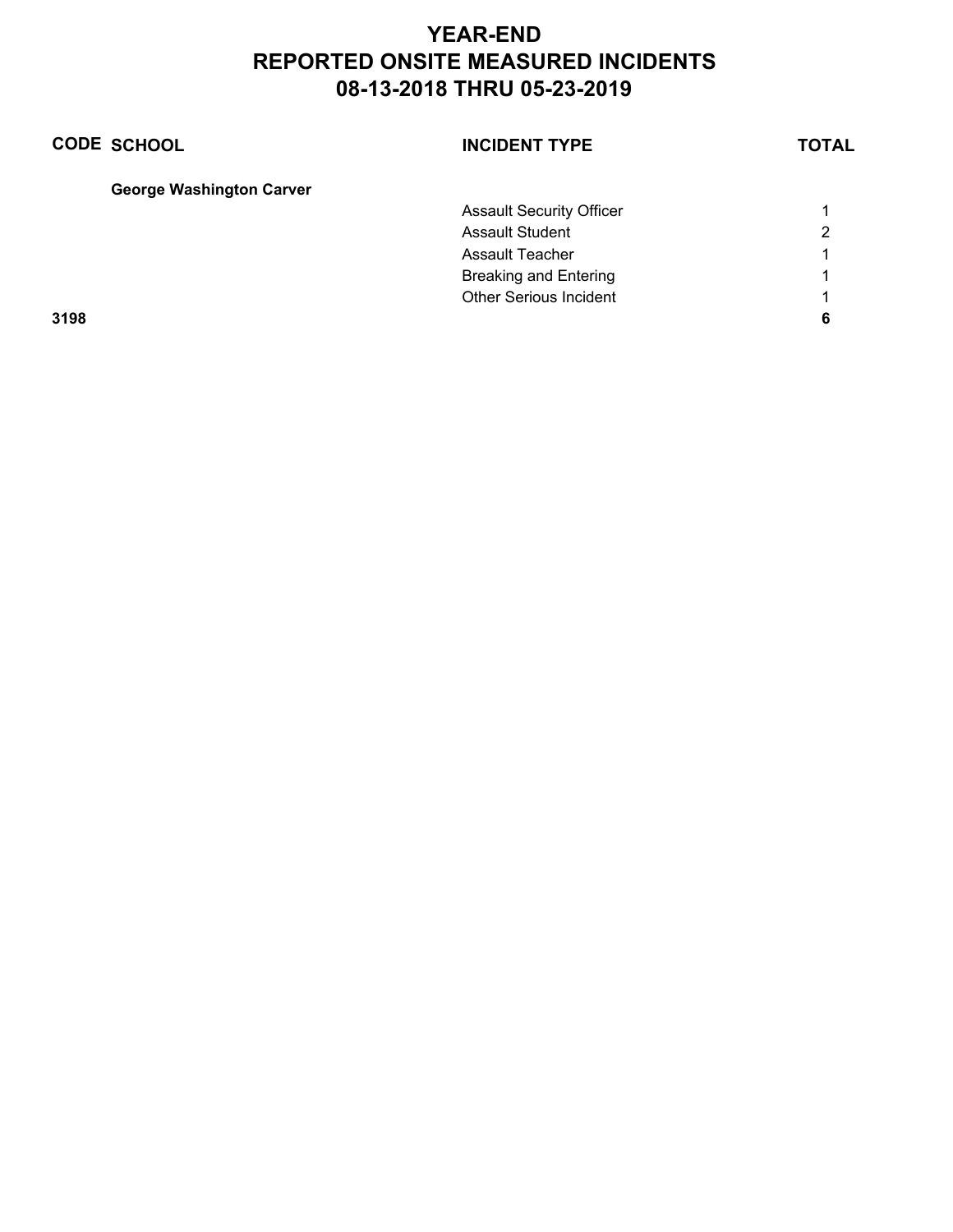# YEAR-END
# REPORTED ONSITE MEASURED INCIDENTS
# 08-13-2018 THRU 05-23-2019

| CODE | SCHOOL | INCIDENT TYPE | TOTAL |
|---|---|---|---|
| | **George Washington Carver** | | |
| | | Assault Security Officer | 1 |
| | | Assault Student | 2 |
| | | Assault Teacher | 1 |
| | | Breaking and Entering | 1 |
| | | Other Serious Incident | 1 |
| **3198** | | | **6** |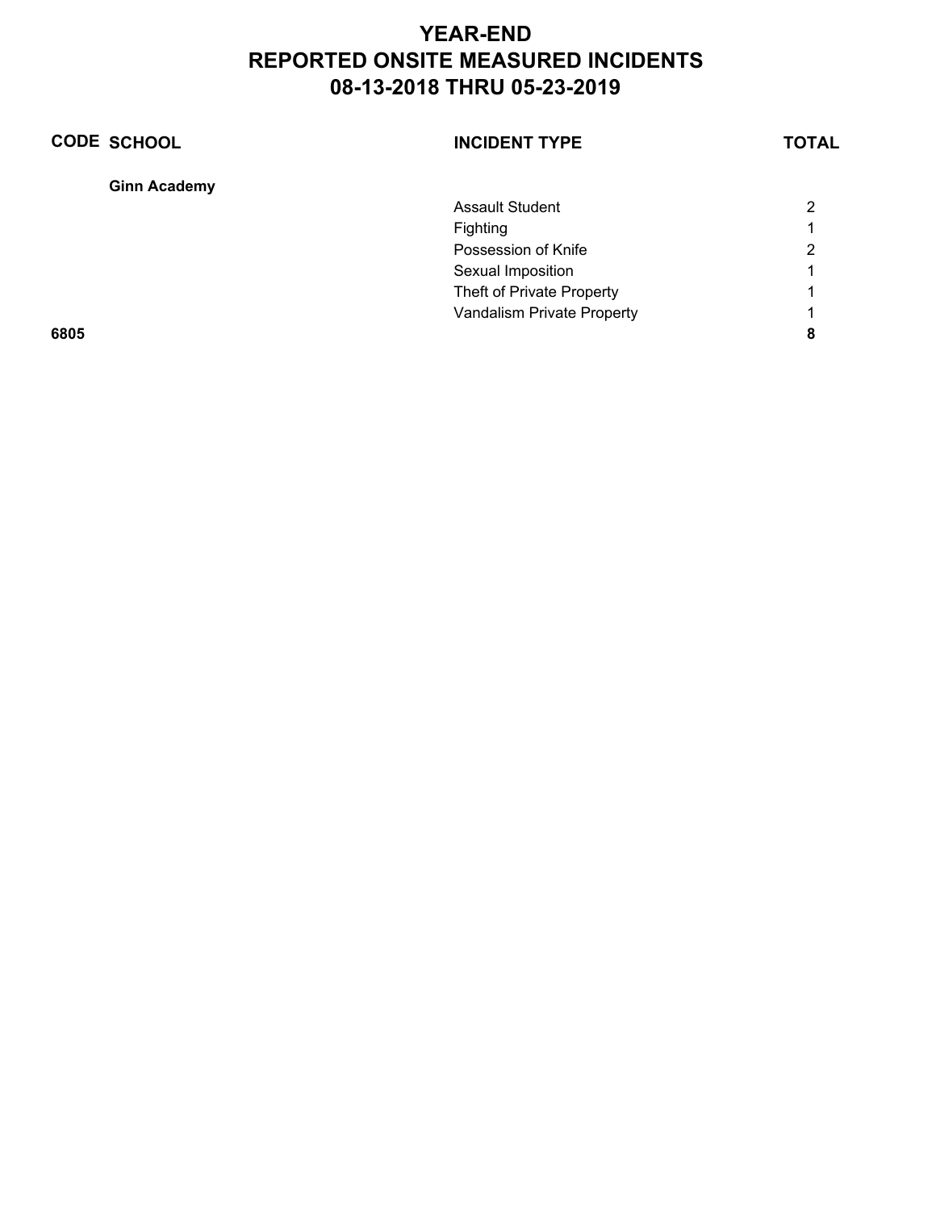# YEAR-END
# REPORTED ONSITE MEASURED INCIDENTS
# 08-13-2018 THRU 05-23-2019

| CODE | SCHOOL | INCIDENT TYPE | TOTAL |
|---|---|---|---|
| | **Ginn Academy** | | |
| | | Assault Student | 2 |
| | | Fighting | 1 |
| | | Possession of Knife | 2 |
| | | Sexual Imposition | 1 |
| | | Theft of Private Property | 1 |
| | | Vandalism Private Property | 1 |
| **6805** | | | **8** |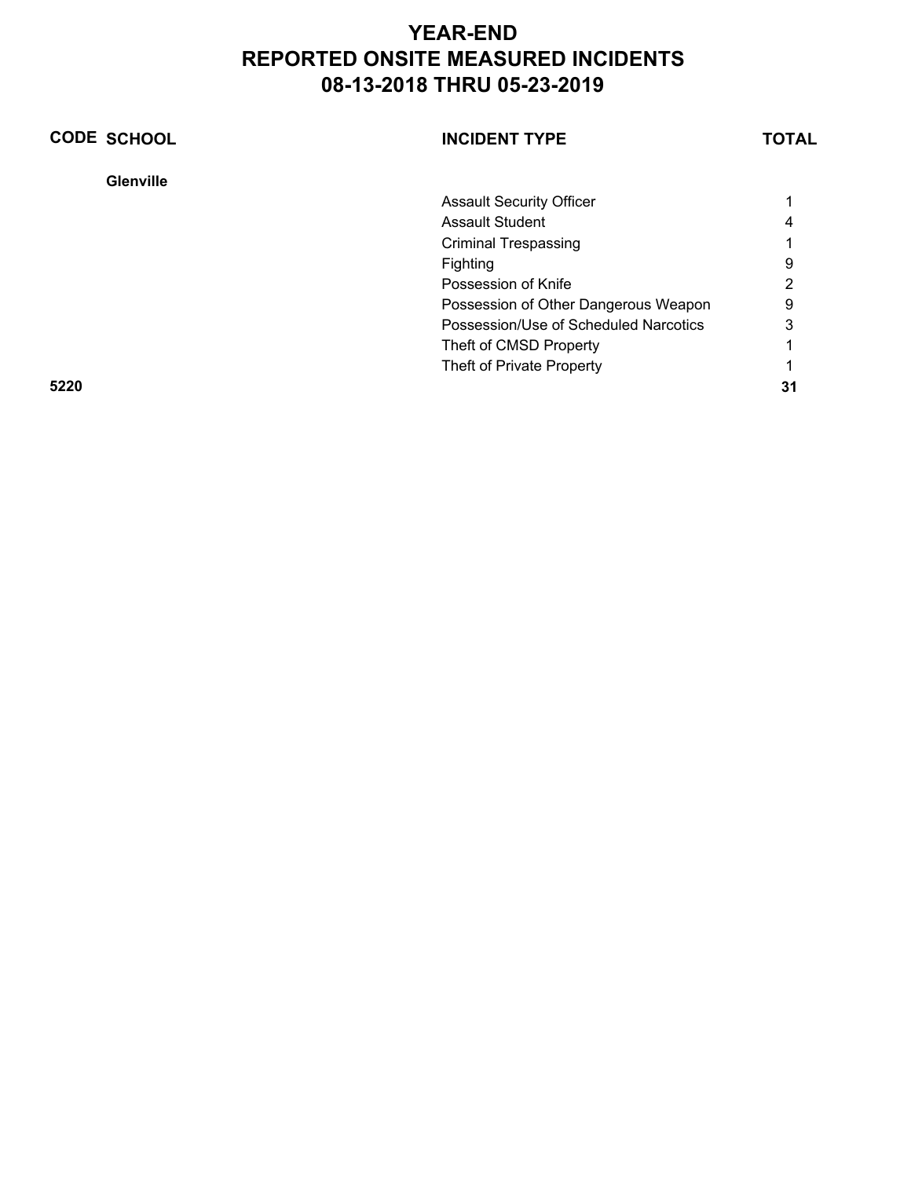# YEAR-END
# REPORTED ONSITE MEASURED INCIDENTS
# 08-13-2018 THRU 05-23-2019

| CODE | SCHOOL | INCIDENT TYPE | TOTAL |
|---|---|---|---|
| | **Glenville** | | |
| | | Assault Security Officer | 1 |
| | | Assault Student | 4 |
| | | Criminal Trespassing | 1 |
| | | Fighting | 9 |
| | | Possession of Knife | 2 |
| | | Possession of Other Dangerous Weapon | 9 |
| | | Possession/Use of Scheduled Narcotics | 3 |
| | | Theft of CMSD Property | 1 |
| | | Theft of Private Property | 1 |
| **5220** | | | **31** |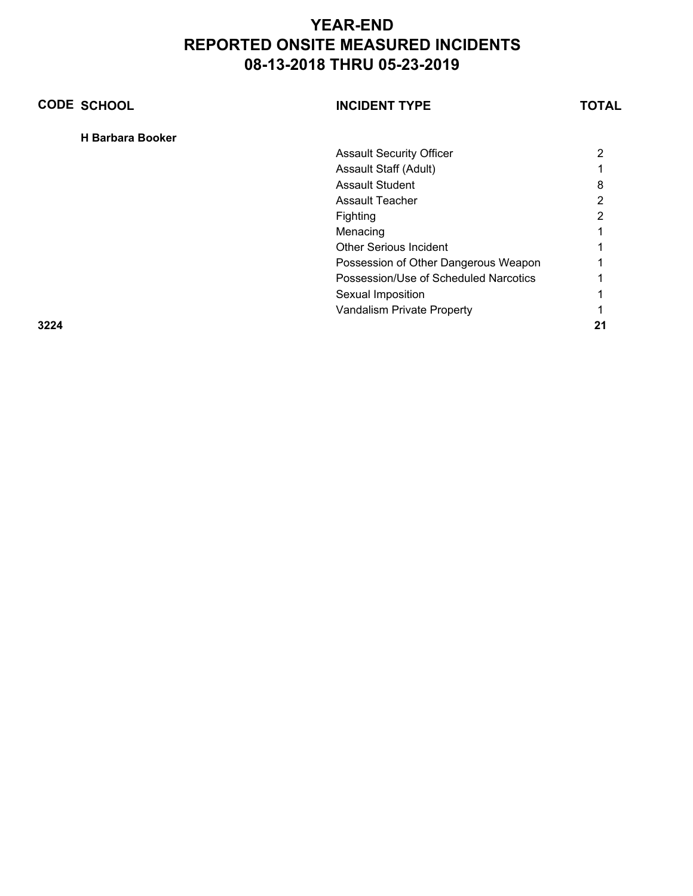# YEAR-END
# REPORTED ONSITE MEASURED INCIDENTS
# 08-13-2018 THRU 05-23-2019

| CODE | SCHOOL | INCIDENT TYPE | TOTAL |
|---|---|---|---|
| | **H Barbara Booker** | | |
| | | Assault Security Officer | 2 |
| | | Assault Staff (Adult) | 1 |
| | | Assault Student | 8 |
| | | Assault Teacher | 2 |
| | | Fighting | 2 |
| | | Menacing | 1 |
| | | Other Serious Incident | 1 |
| | | Possession of Other Dangerous Weapon | 1 |
| | | Possession/Use of Scheduled Narcotics | 1 |
| | | Sexual Imposition | 1 |
| | | Vandalism Private Property | 1 |
| **3224** | | | **21** |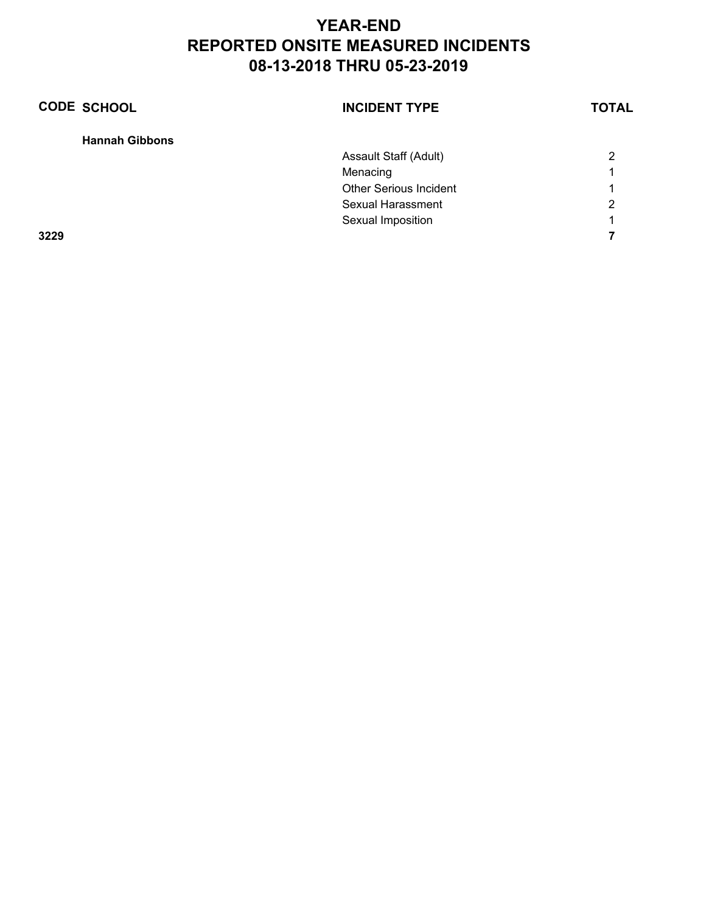# YEAR-END
# REPORTED ONSITE MEASURED INCIDENTS
# 08-13-2018 THRU 05-23-2019

| CODE | SCHOOL | INCIDENT TYPE | TOTAL |
|---|---|---|---|
| | **Hannah Gibbons** | | |
| | | Assault Staff (Adult) | 2 |
| | | Menacing | 1 |
| | | Other Serious Incident | 1 |
| | | Sexual Harassment | 2 |
| | | Sexual Imposition | 1 |
| **3229** | | | **7** |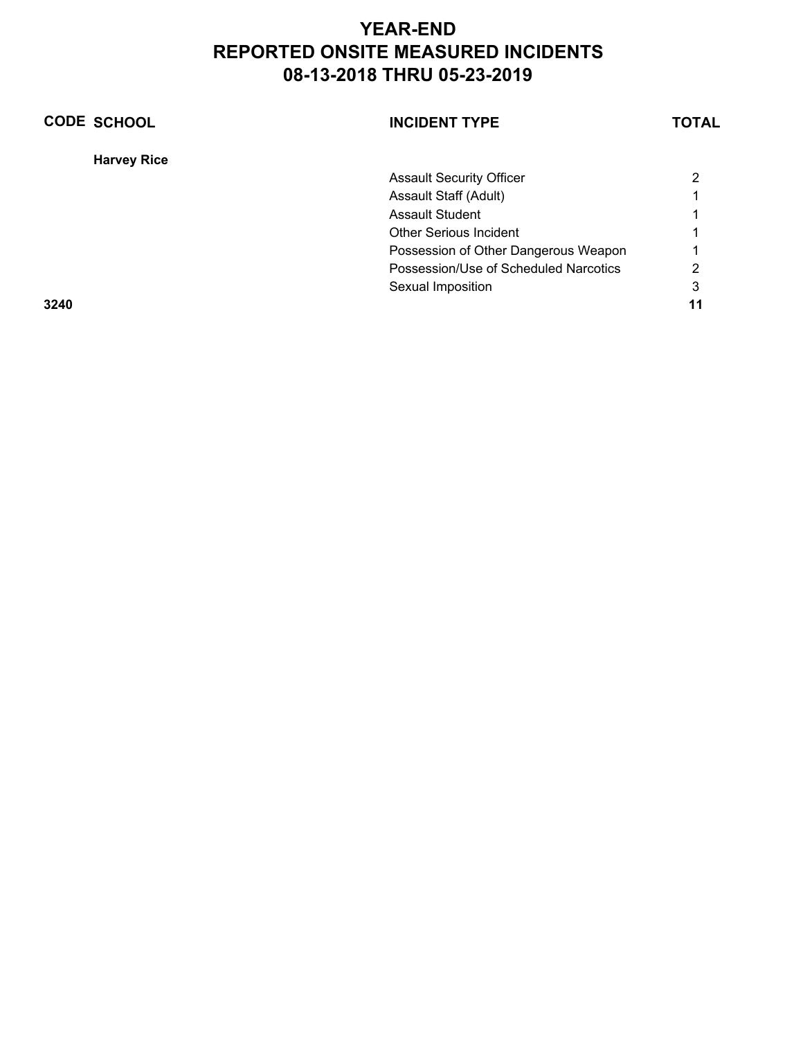# YEAR-END
# REPORTED ONSITE MEASURED INCIDENTS
# 08-13-2018 THRU 05-23-2019

| CODE | SCHOOL | INCIDENT TYPE | TOTAL |
|---|---|---|---|
| | **Harvey Rice** | | |
| | | Assault Security Officer | 2 |
| | | Assault Staff (Adult) | 1 |
| | | Assault Student | 1 |
| | | Other Serious Incident | 1 |
| | | Possession of Other Dangerous Weapon | 1 |
| | | Possession/Use of Scheduled Narcotics | 2 |
| | | Sexual Imposition | 3 |
| **3240** | | | **11** |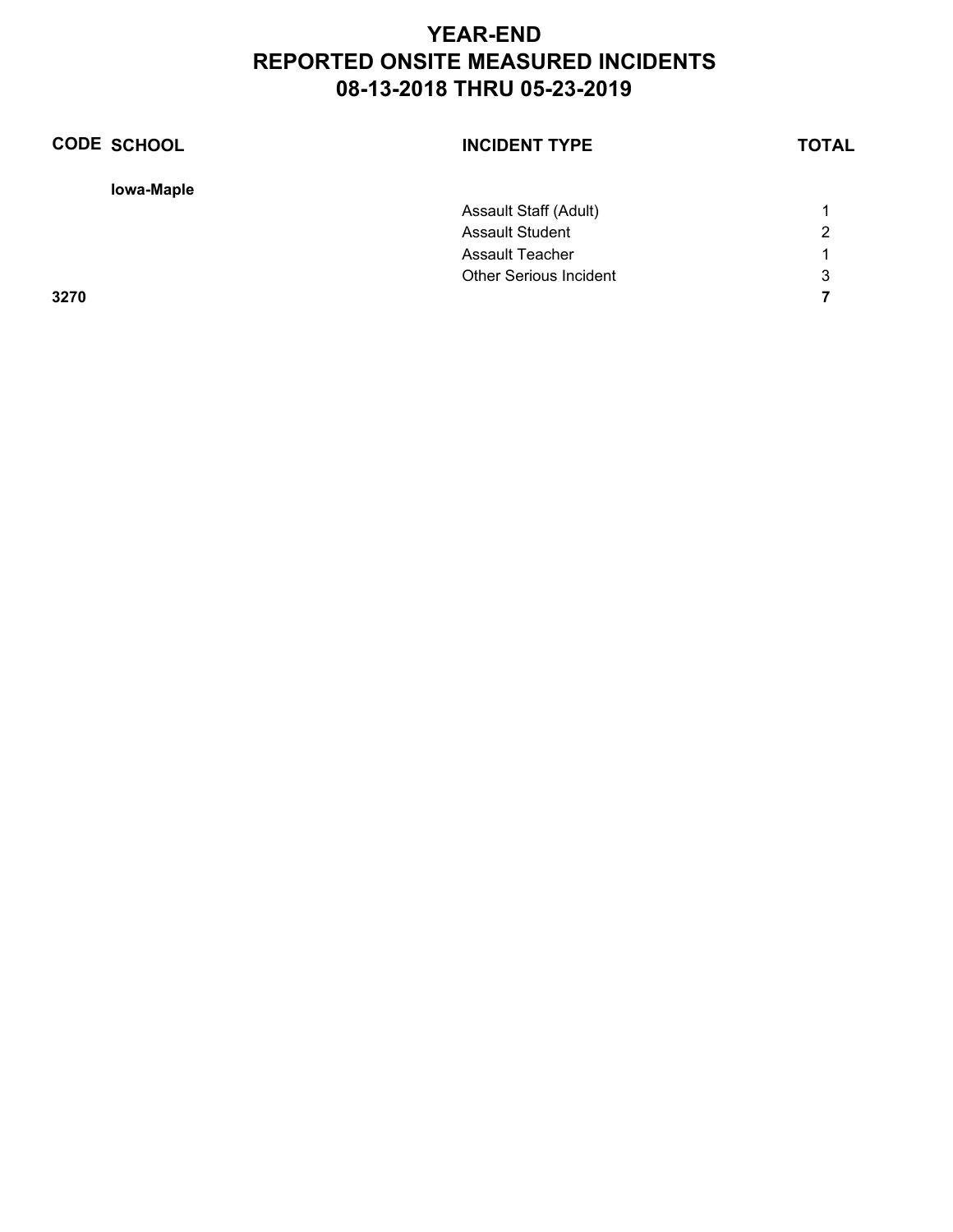# YEAR-END
# REPORTED ONSITE MEASURED INCIDENTS
# 08-13-2018 THRU 05-23-2019

| CODE | SCHOOL | INCIDENT TYPE | TOTAL |
|---|---|---|---|
| | **Iowa-Maple** | | |
| | | Assault Staff (Adult) | 1 |
| | | Assault Student | 2 |
| | | Assault Teacher | 1 |
| | | Other Serious Incident | 3 |
| **3270** | | | **7** |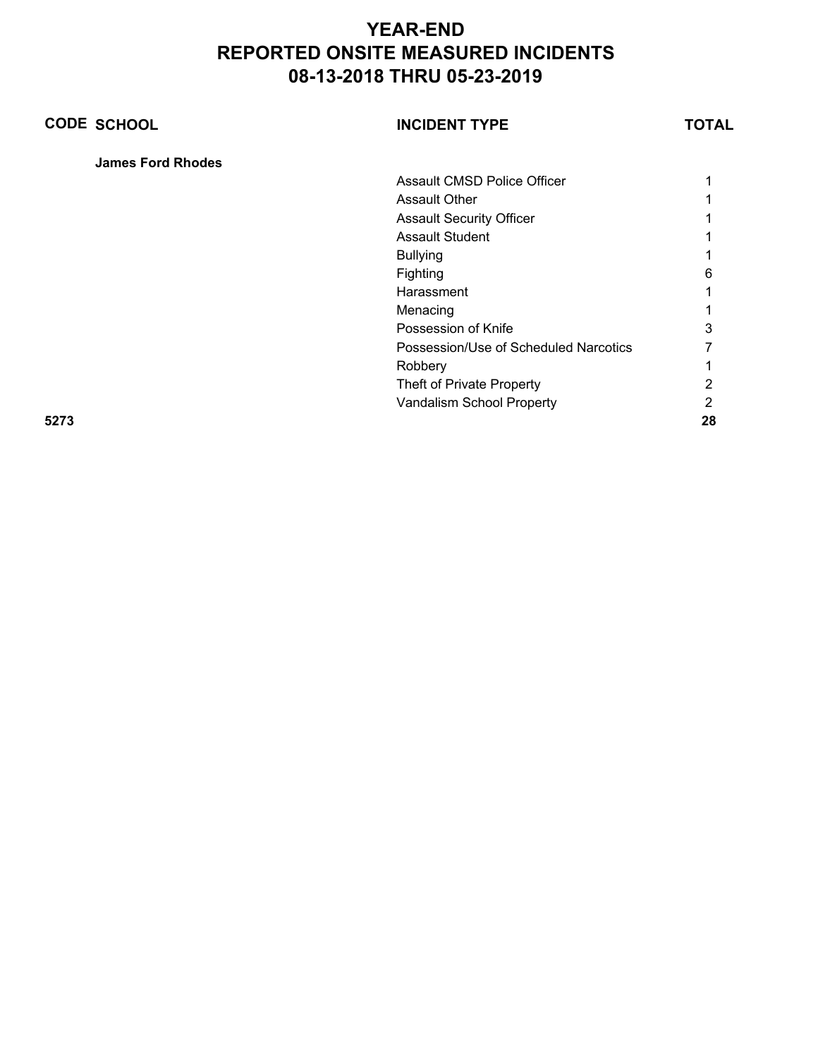# YEAR-END
# REPORTED ONSITE MEASURED INCIDENTS
# 08-13-2018 THRU 05-23-2019

| CODE | SCHOOL | INCIDENT TYPE | TOTAL |
|---|---|---|---|
| | **James Ford Rhodes** | | |
| | | Assault CMSD Police Officer | 1 |
| | | Assault Other | 1 |
| | | Assault Security Officer | 1 |
| | | Assault Student | 1 |
| | | Bullying | 1 |
| | | Fighting | 6 |
| | | Harassment | 1 |
| | | Menacing | 1 |
| | | Possession of Knife | 3 |
| | | Possession/Use of Scheduled Narcotics | 7 |
| | | Robbery | 1 |
| | | Theft of Private Property | 2 |
| | | Vandalism School Property | 2 |
| **5273** | | | **28** |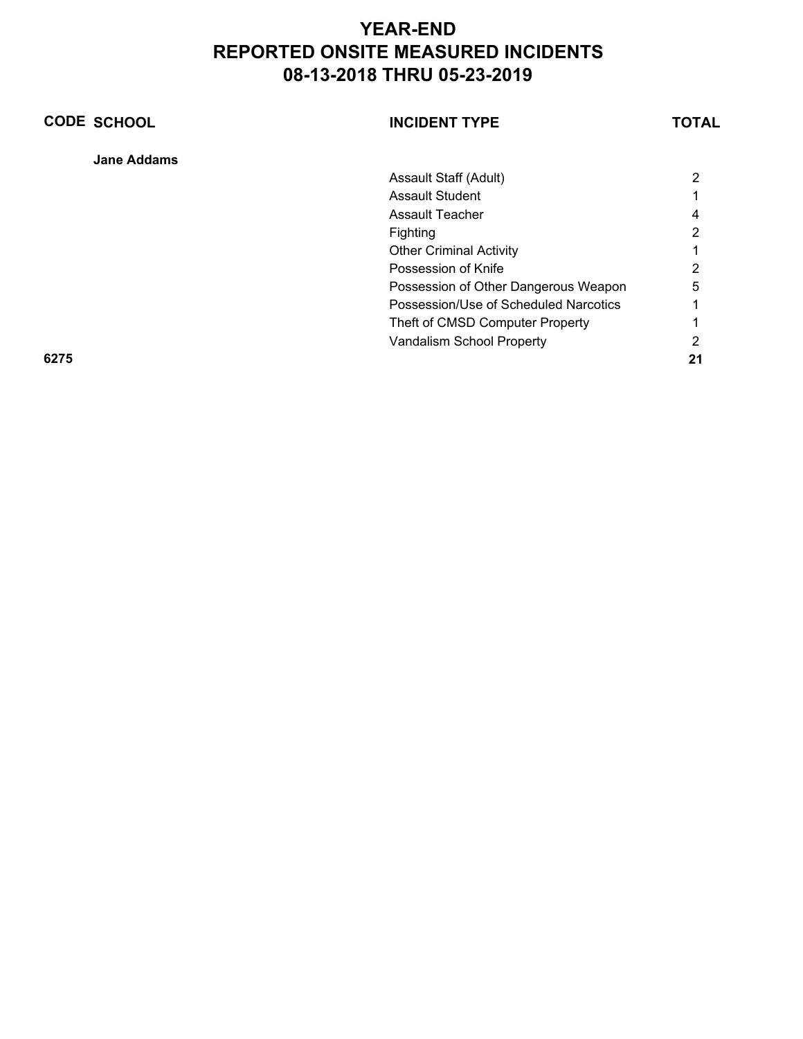# YEAR-END
# REPORTED ONSITE MEASURED INCIDENTS
# 08-13-2018 THRU 05-23-2019

| CODE | SCHOOL | INCIDENT TYPE | TOTAL |
|---|---|---|---|
| | **Jane Addams** | | |
| | | Assault Staff (Adult) | 2 |
| | | Assault Student | 1 |
| | | Assault Teacher | 4 |
| | | Fighting | 2 |
| | | Other Criminal Activity | 1 |
| | | Possession of Knife | 2 |
| | | Possession of Other Dangerous Weapon | 5 |
| | | Possession/Use of Scheduled Narcotics | 1 |
| | | Theft of CMSD Computer Property | 1 |
| | | Vandalism School Property | 2 |
| **6275** | | | **21** |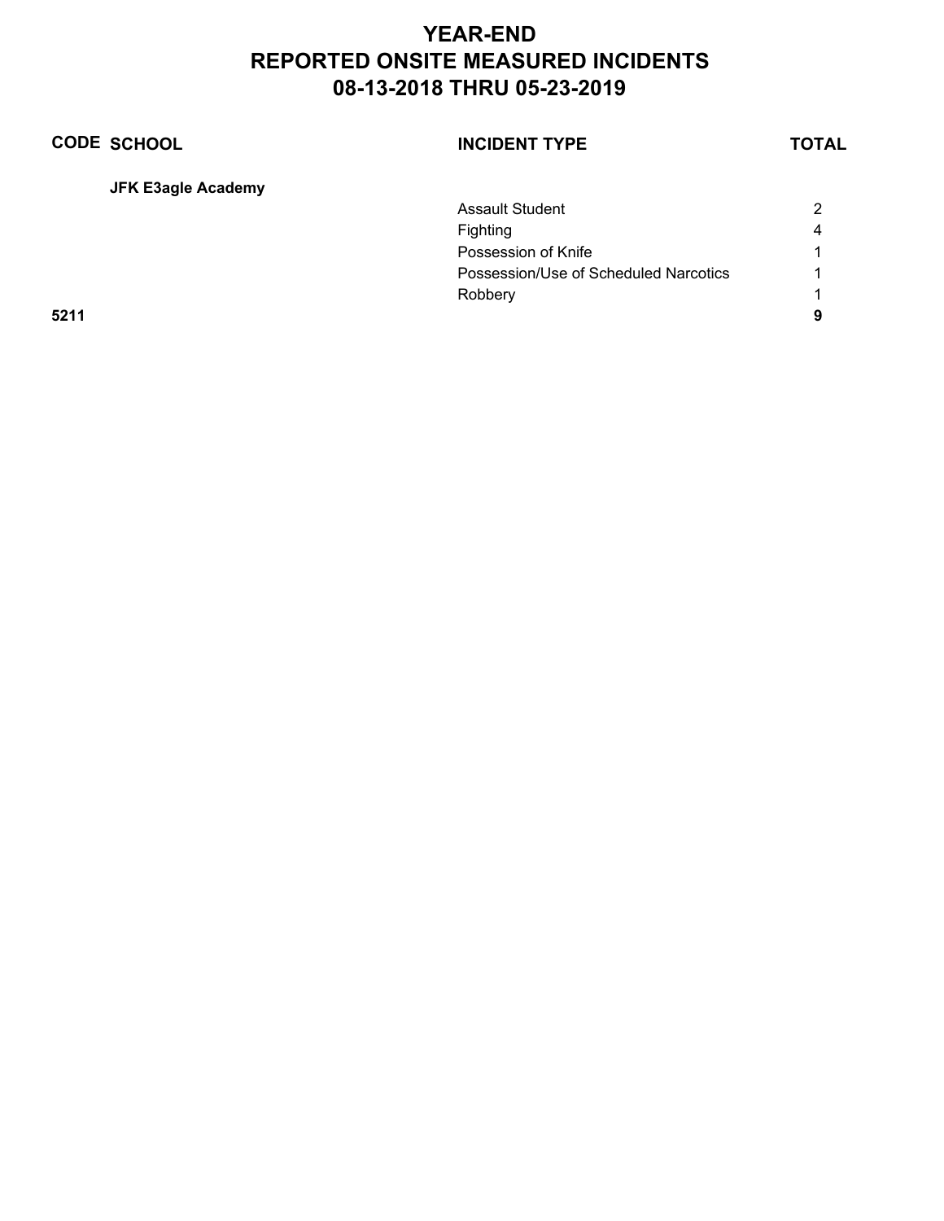# YEAR-END
# REPORTED ONSITE MEASURED INCIDENTS
# 08-13-2018 THRU 05-23-2019

| CODE | SCHOOL | INCIDENT TYPE | TOTAL |
|---|---|---|---|
| | **JFK E3agle Academy** | | |
| | | Assault Student | 2 |
| | | Fighting | 4 |
| | | Possession of Knife | 1 |
| | | Possession/Use of Scheduled Narcotics | 1 |
| | | Robbery | 1 |
| **5211** | | | **9** |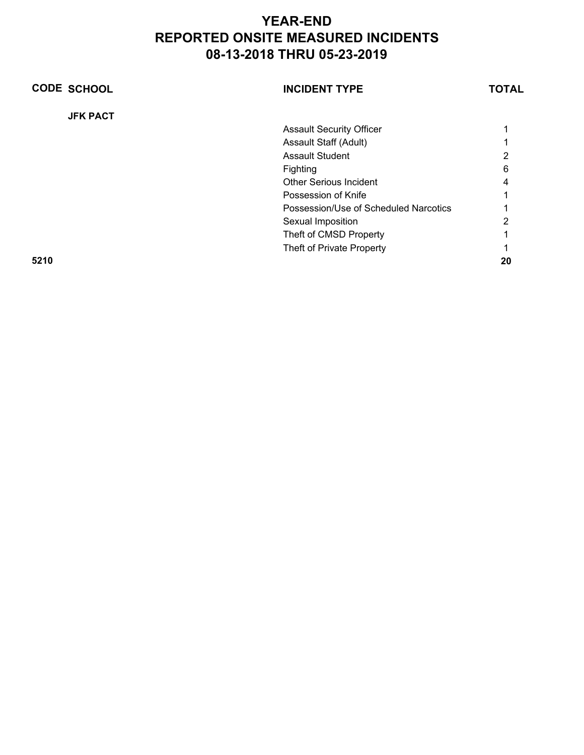# YEAR-END
# REPORTED ONSITE MEASURED INCIDENTS
# 08-13-2018 THRU 05-23-2019

| CODE | SCHOOL | INCIDENT TYPE | TOTAL |
|---|---|---|---|
| | **JFK PACT** | | |
| | | Assault Security Officer | 1 |
| | | Assault Staff (Adult) | 1 |
| | | Assault Student | 2 |
| | | Fighting | 6 |
| | | Other Serious Incident | 4 |
| | | Possession of Knife | 1 |
| | | Possession/Use of Scheduled Narcotics | 1 |
| | | Sexual Imposition | 2 |
| | | Theft of CMSD Property | 1 |
| | | Theft of Private Property | 1 |
| **5210** | | | **20** |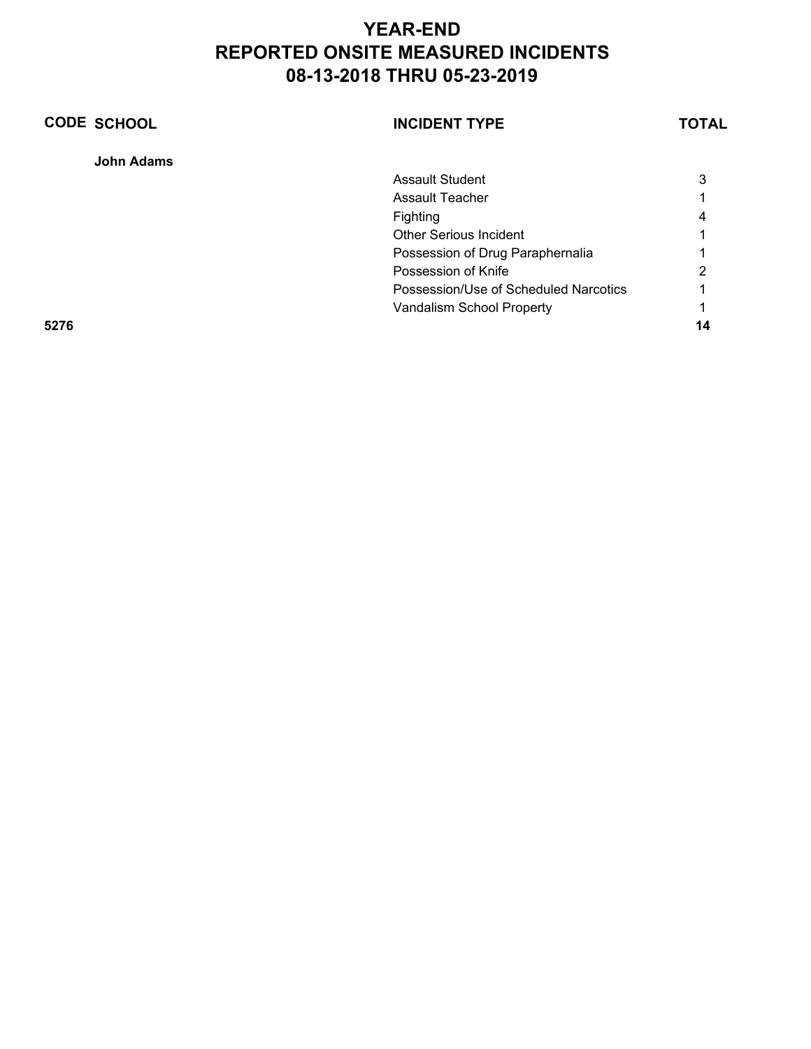# YEAR-END
# REPORTED ONSITE MEASURED INCIDENTS
# 08-13-2018 THRU 05-23-2019

| CODE | SCHOOL | INCIDENT TYPE | TOTAL |
|---|---|---|---|
| | **John Adams** | | |
| | | Assault Student | 3 |
| | | Assault Teacher | 1 |
| | | Fighting | 4 |
| | | Other Serious Incident | 1 |
| | | Possession of Drug Paraphernalia | 1 |
| | | Possession of Knife | 2 |
| | | Possession/Use of Scheduled Narcotics | 1 |
| | | Vandalism School Property | 1 |
| **5276** | | | **14** |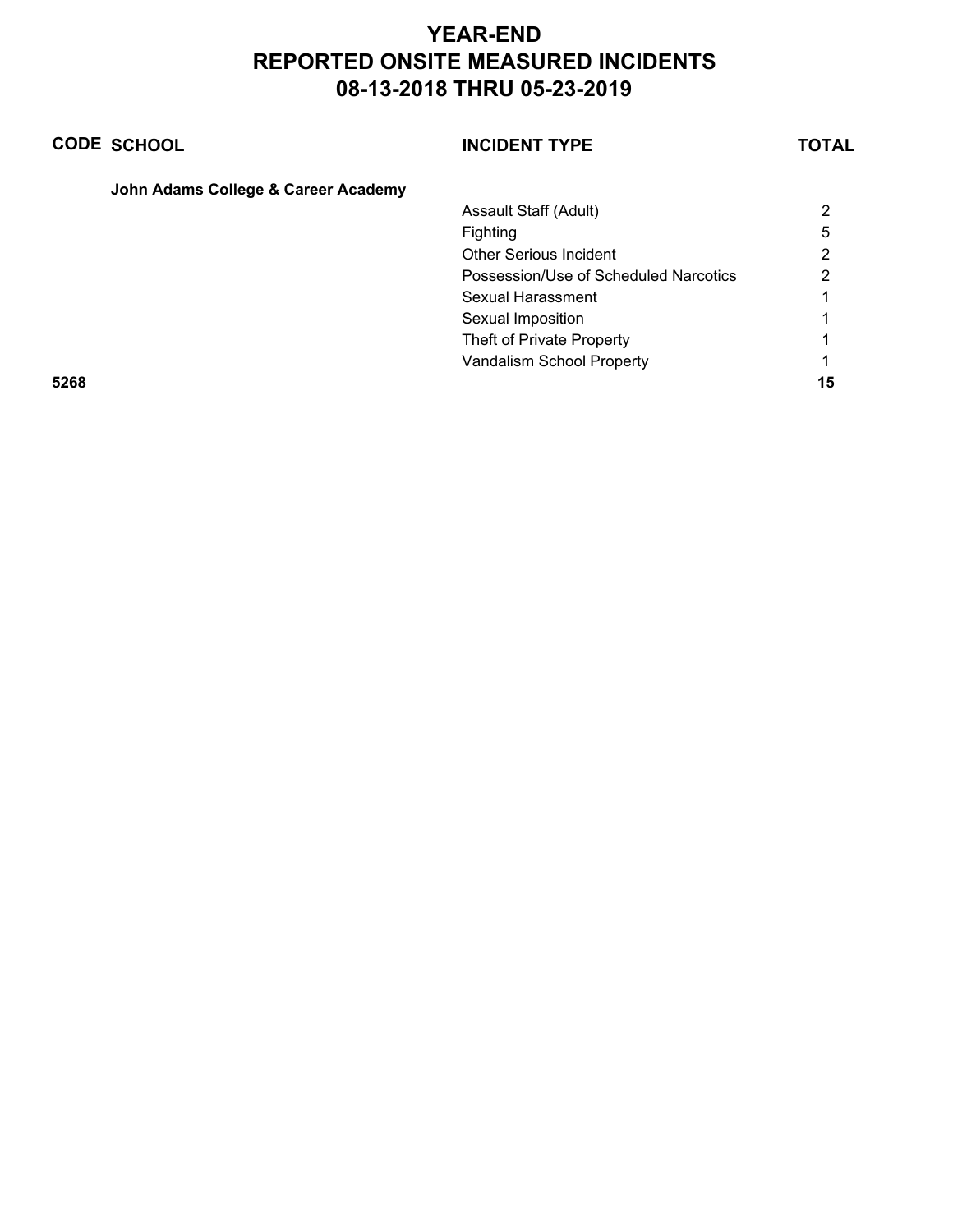# YEAR-END
# REPORTED ONSITE MEASURED INCIDENTS
# 08-13-2018 THRU 05-23-2019

| CODE | SCHOOL | INCIDENT TYPE | TOTAL |
|---|---|---|---|
| | **John Adams College & Career Academy** | | |
| | | Assault Staff (Adult) | 2 |
| | | Fighting | 5 |
| | | Other Serious Incident | 2 |
| | | Possession/Use of Scheduled Narcotics | 2 |
| | | Sexual Harassment | 1 |
| | | Sexual Imposition | 1 |
| | | Theft of Private Property | 1 |
| | | Vandalism School Property | 1 |
| **5268** | | | **15** |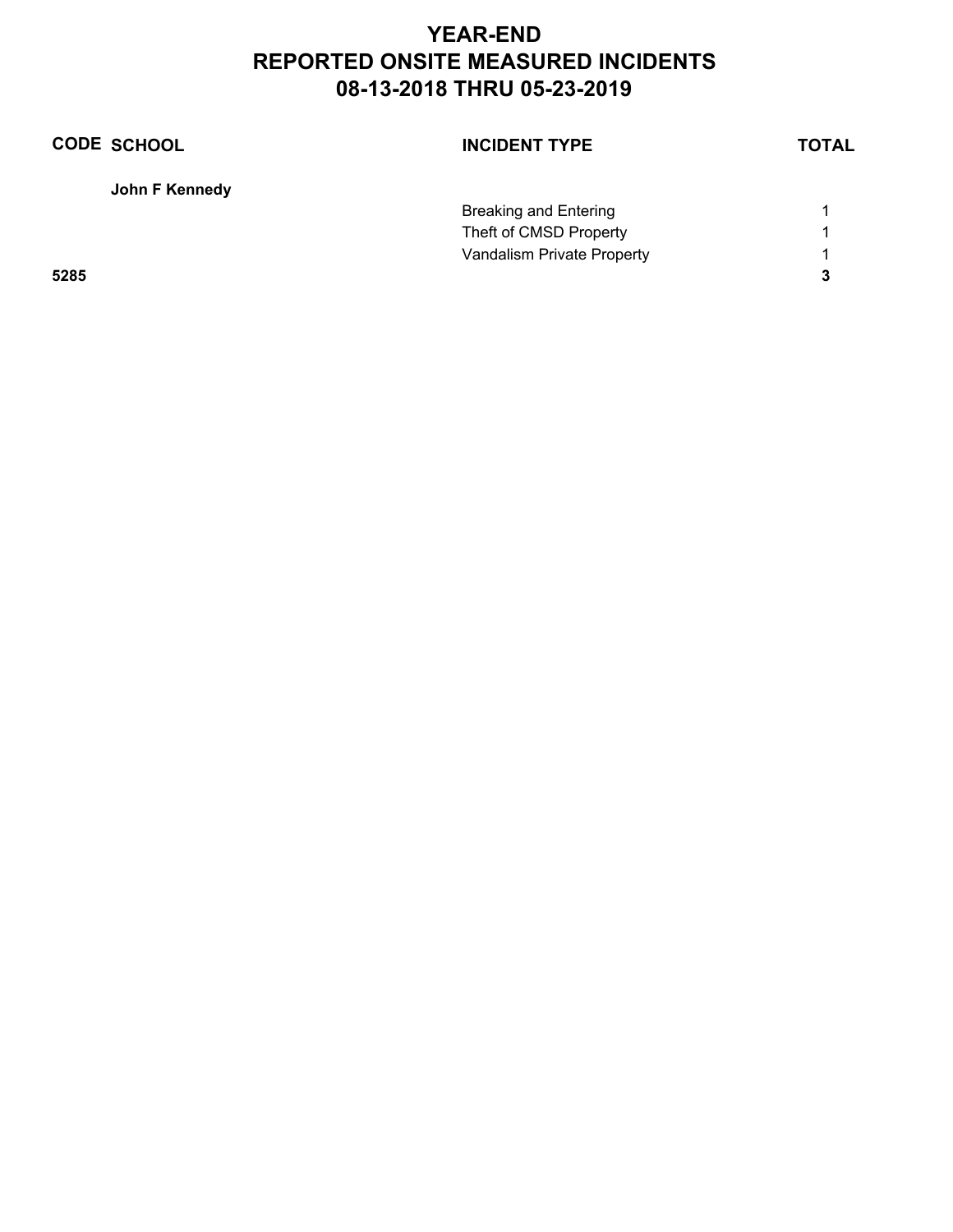# YEAR-END
# REPORTED ONSITE MEASURED INCIDENTS
# 08-13-2018 THRU 05-23-2019

| CODE | SCHOOL | INCIDENT TYPE | TOTAL |
|---|---|---|---|
| | **John F Kennedy** | | |
| | | Breaking and Entering | 1 |
| | | Theft of CMSD Property | 1 |
| | | Vandalism Private Property | 1 |
| **5285** | | | **3** |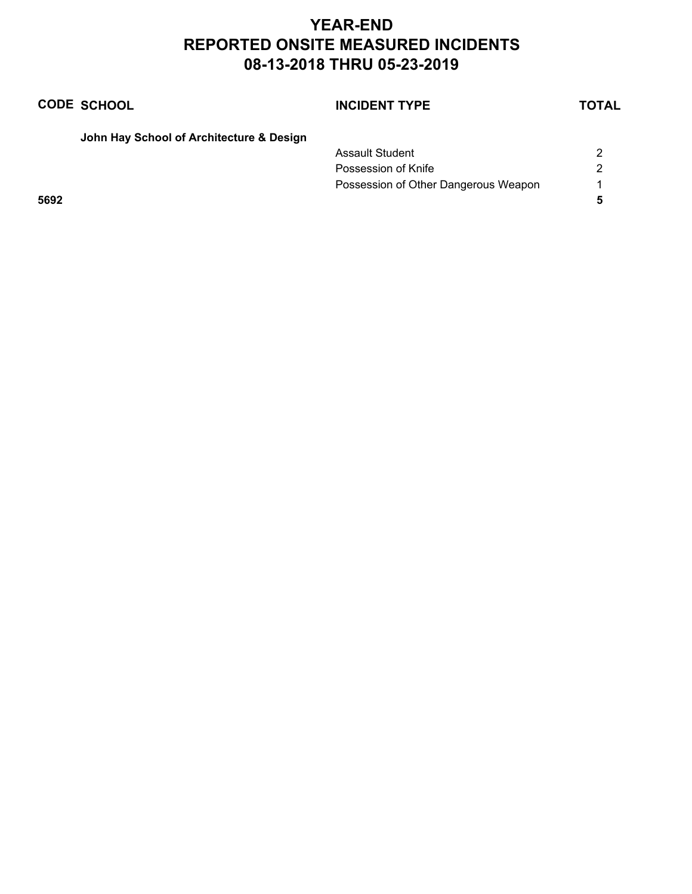# YEAR-END
# REPORTED ONSITE MEASURED INCIDENTS
# 08-13-2018 THRU 05-23-2019

| CODE | SCHOOL | INCIDENT TYPE | TOTAL |
|---|---|---|---|
| | **John Hay School of Architecture & Design** | | |
| | | Assault Student | 2 |
| | | Possession of Knife | 2 |
| | | Possession of Other Dangerous Weapon | 1 |
| **5692** | | | **5** |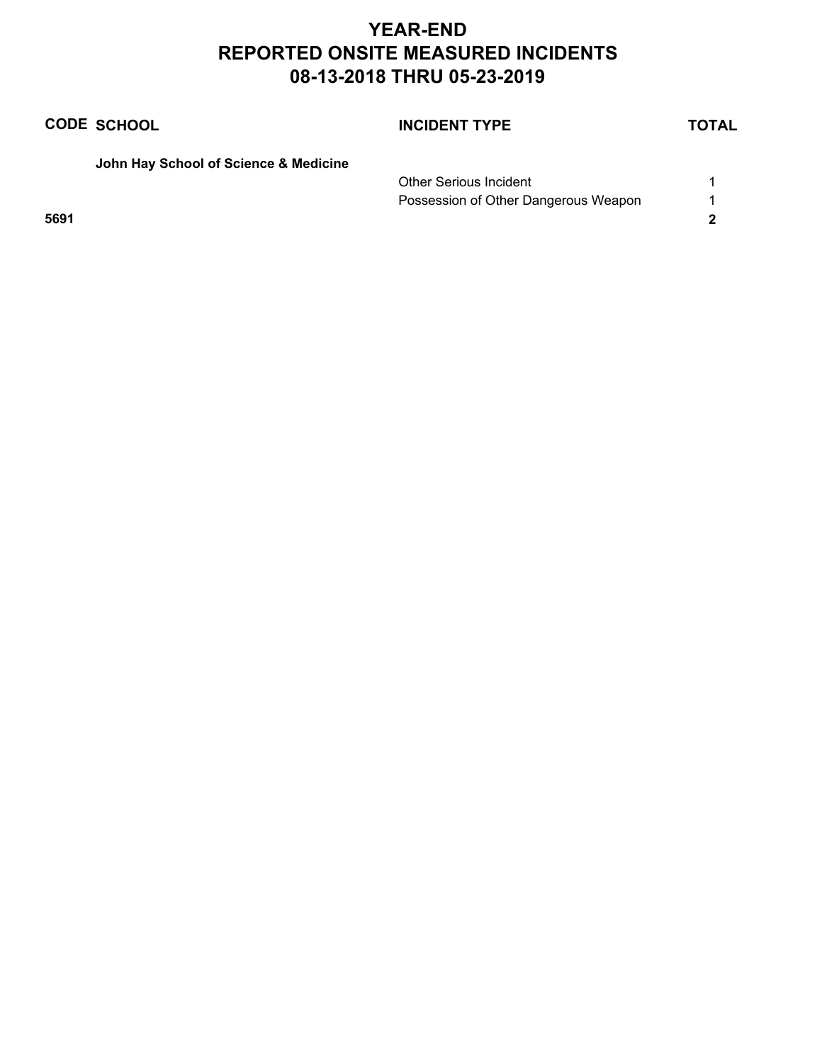# YEAR-END
# REPORTED ONSITE MEASURED INCIDENTS
# 08-13-2018 THRU 05-23-2019

| CODE | SCHOOL | INCIDENT TYPE | TOTAL |
|---|---|---|---|
| | **John Hay School of Science & Medicine** | | |
| | | Other Serious Incident | 1 |
| | | Possession of Other Dangerous Weapon | 1 |
| **5691** | | | **2** |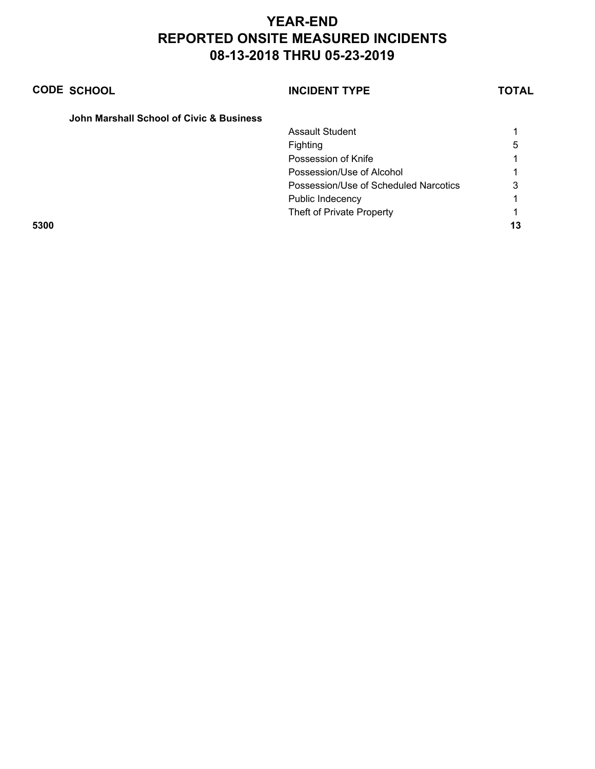# YEAR-END
# REPORTED ONSITE MEASURED INCIDENTS
# 08-13-2018 THRU 05-23-2019

| CODE | SCHOOL | INCIDENT TYPE | TOTAL |
|---|---|---|---|
| | **John Marshall School of Civic & Business** | | |
| | | Assault Student | 1 |
| | | Fighting | 5 |
| | | Possession of Knife | 1 |
| | | Possession/Use of Alcohol | 1 |
| | | Possession/Use of Scheduled Narcotics | 3 |
| | | Public Indecency | 1 |
| | | Theft of Private Property | 1 |
| **5300** | | | **13** |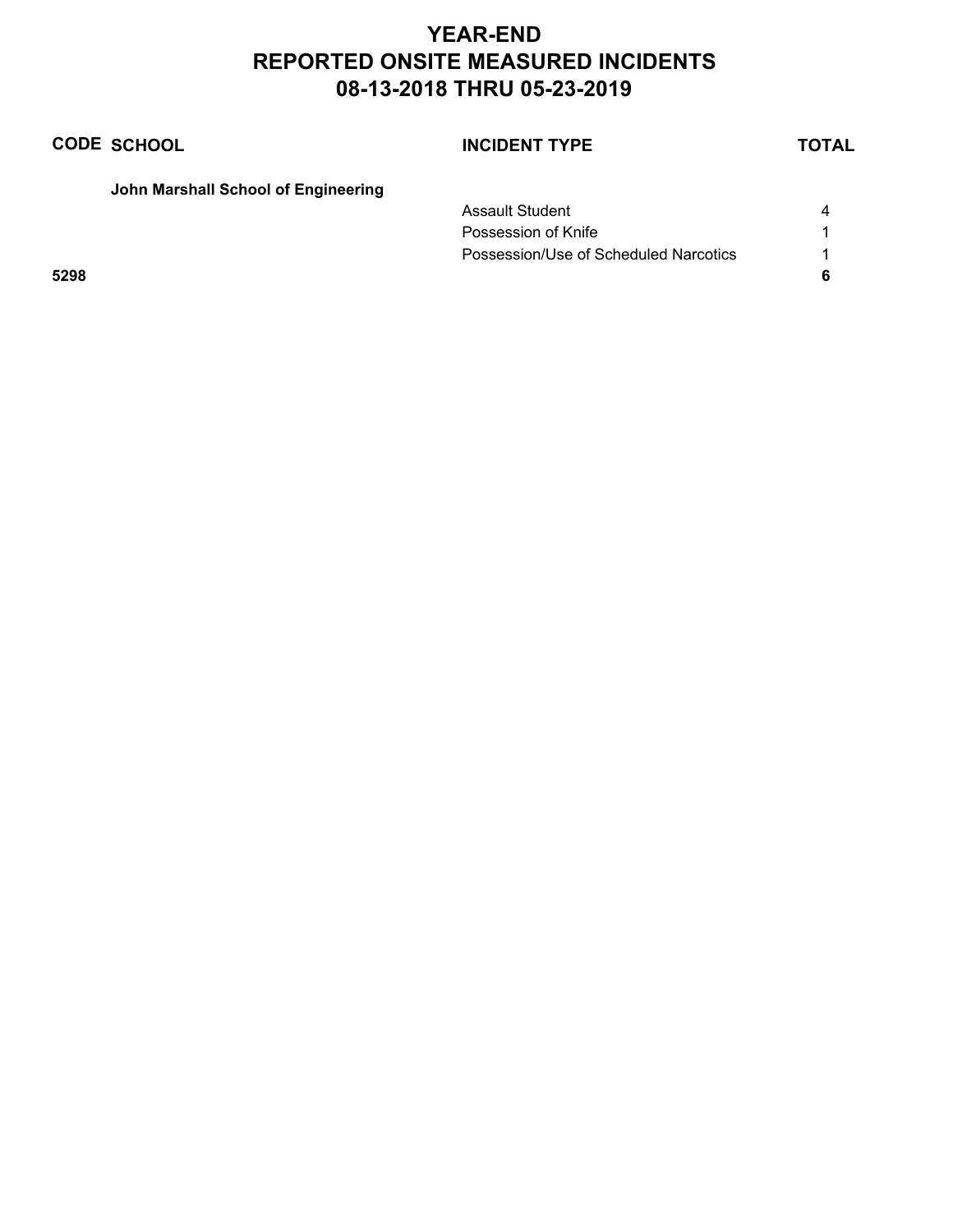# YEAR-END
# REPORTED ONSITE MEASURED INCIDENTS
# 08-13-2018 THRU 05-23-2019

| CODE | SCHOOL | INCIDENT TYPE | TOTAL |
|---|---|---|---|
| | **John Marshall School of Engineering** | | |
| | | Assault Student | 4 |
| | | Possession of Knife | 1 |
| | | Possession/Use of Scheduled Narcotics | 1 |
| **5298** | | | **6** |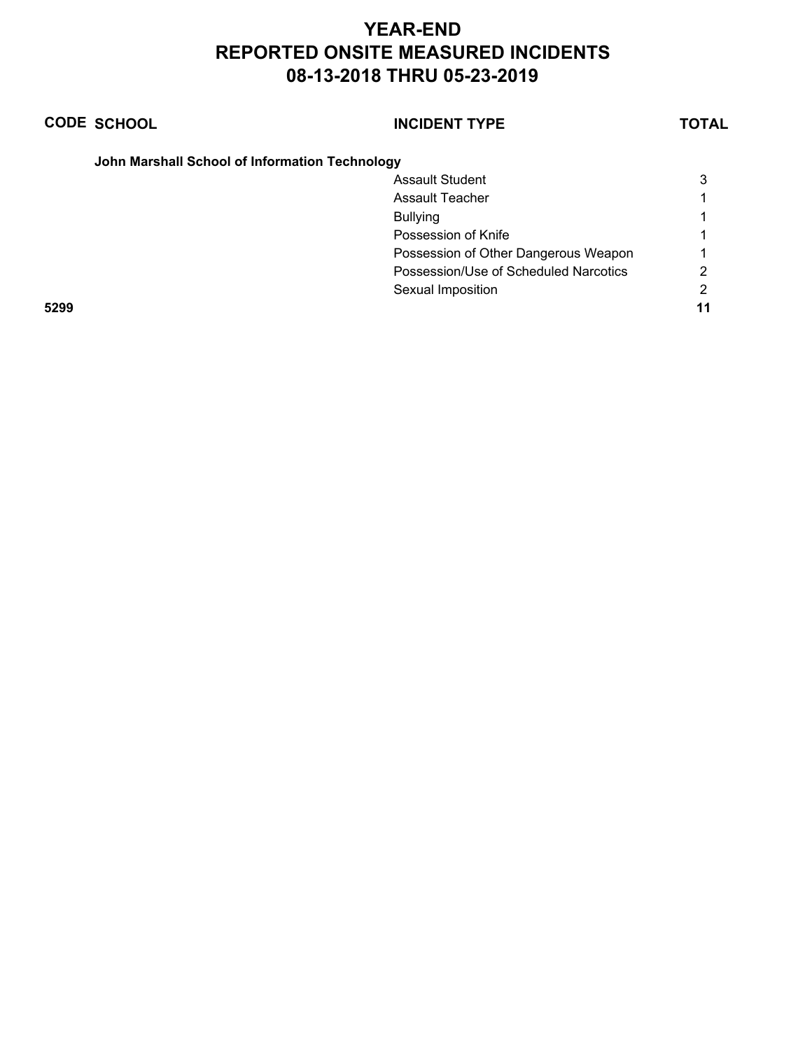# YEAR-END
# REPORTED ONSITE MEASURED INCIDENTS
# 08-13-2018 THRU 05-23-2019

| CODE | SCHOOL | INCIDENT TYPE | TOTAL |
|---|---|---|---|
| | **John Marshall School of Information Technology** | | |
| | | Assault Student | 3 |
| | | Assault Teacher | 1 |
| | | Bullying | 1 |
| | | Possession of Knife | 1 |
| | | Possession of Other Dangerous Weapon | 1 |
| | | Possession/Use of Scheduled Narcotics | 2 |
| | | Sexual Imposition | 2 |
| **5299** | | | **11** |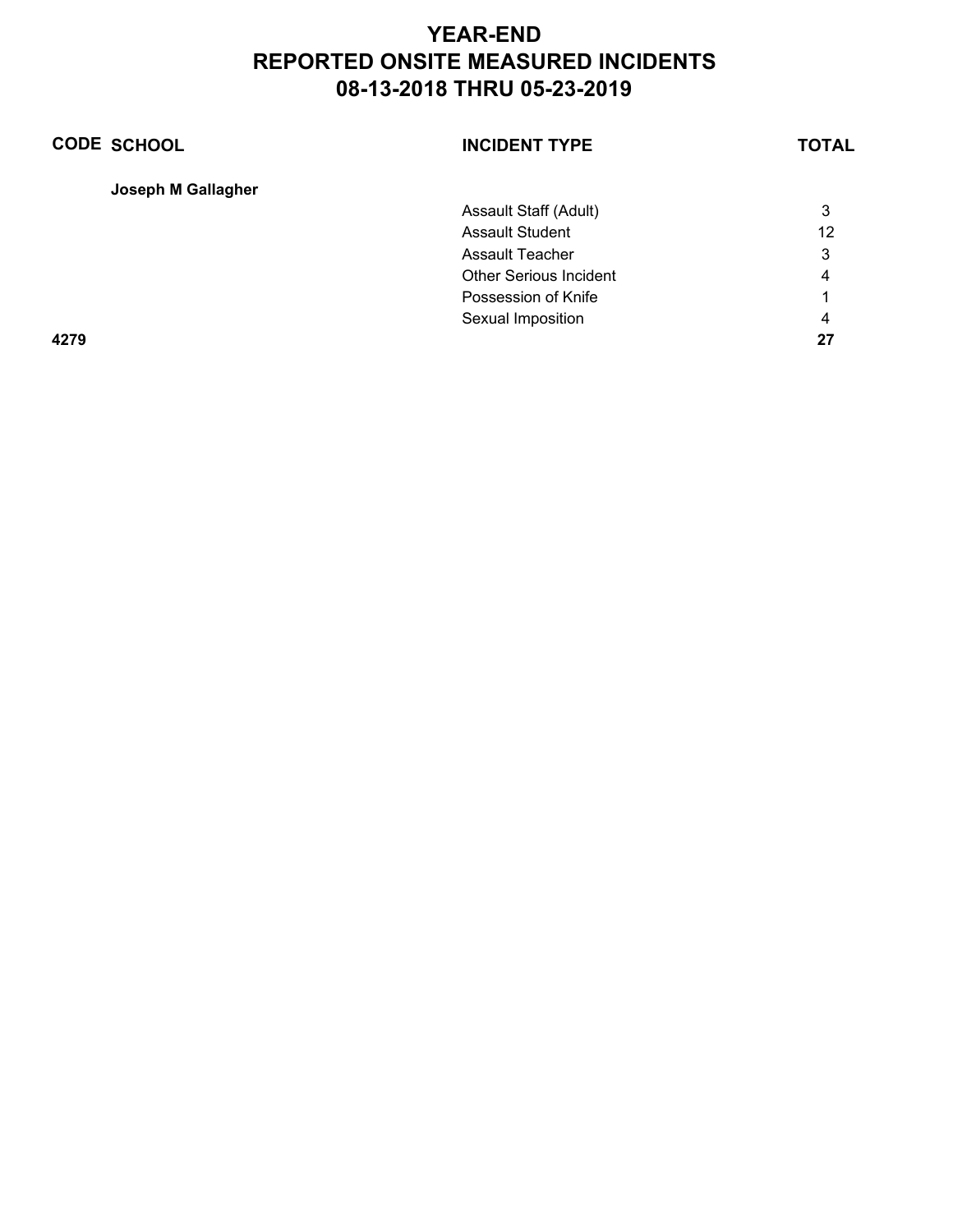# YEAR-END
# REPORTED ONSITE MEASURED INCIDENTS
# 08-13-2018 THRU 05-23-2019

| CODE | SCHOOL | INCIDENT TYPE | TOTAL |
|---|---|---|---|
| | **Joseph M Gallagher** | | |
| | | Assault Staff (Adult) | 3 |
| | | Assault Student | 12 |
| | | Assault Teacher | 3 |
| | | Other Serious Incident | 4 |
| | | Possession of Knife | 1 |
| | | Sexual Imposition | 4 |
| **4279** | | | **27** |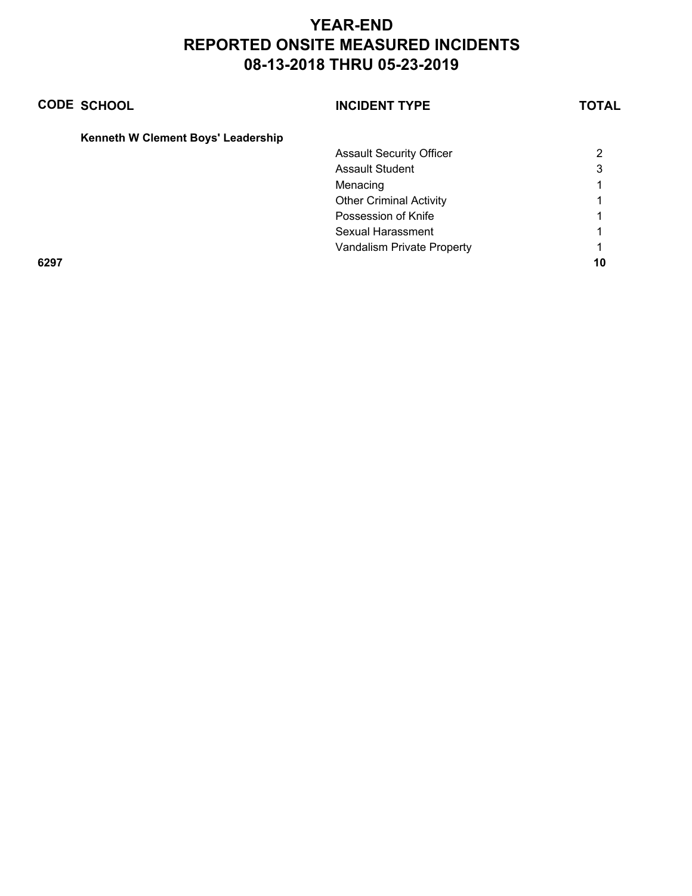# YEAR-END
# REPORTED ONSITE MEASURED INCIDENTS
# 08-13-2018 THRU 05-23-2019

| CODE | SCHOOL | INCIDENT TYPE | TOTAL |
|---|---|---|---|
| | **Kenneth W Clement Boys' Leadership** | | |
| | | Assault Security Officer | 2 |
| | | Assault Student | 3 |
| | | Menacing | 1 |
| | | Other Criminal Activity | 1 |
| | | Possession of Knife | 1 |
| | | Sexual Harassment | 1 |
| | | Vandalism Private Property | 1 |
| **6297** | | | **10** |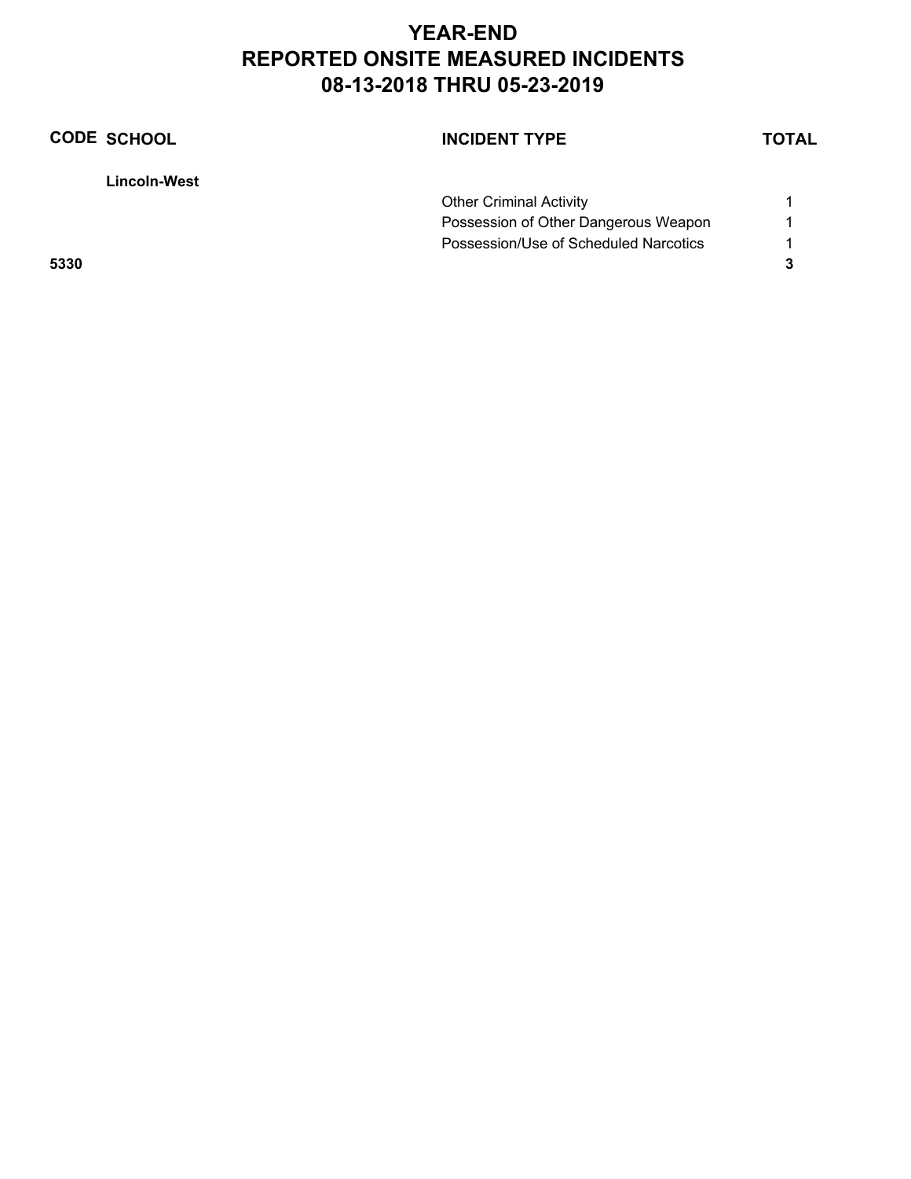# YEAR-END
# REPORTED ONSITE MEASURED INCIDENTS
# 08-13-2018 THRU 05-23-2019

| CODE | SCHOOL | INCIDENT TYPE | TOTAL |
|---|---|---|---|
| | **Lincoln-West** | | |
| | | Other Criminal Activity | 1 |
| | | Possession of Other Dangerous Weapon | 1 |
| | | Possession/Use of Scheduled Narcotics | 1 |
| **5330** | | | **3** |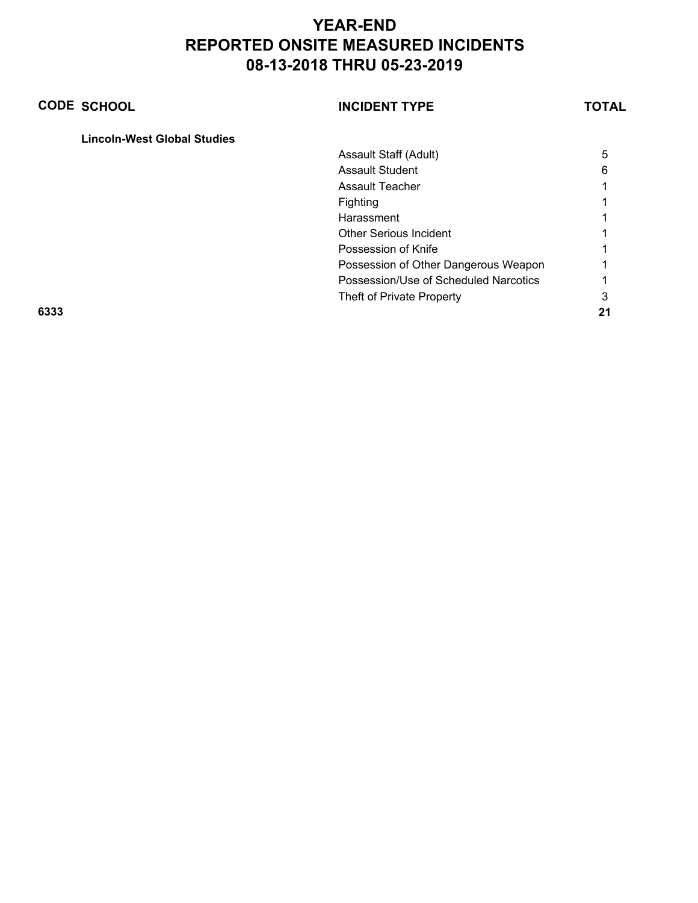# YEAR-END
# REPORTED ONSITE MEASURED INCIDENTS
# 08-13-2018 THRU 05-23-2019

| CODE | SCHOOL | INCIDENT TYPE | TOTAL |
|---|---|---|---|
| | **Lincoln-West Global Studies** | | |
| | | Assault Staff (Adult) | 5 |
| | | Assault Student | 6 |
| | | Assault Teacher | 1 |
| | | Fighting | 1 |
| | | Harassment | 1 |
| | | Other Serious Incident | 1 |
| | | Possession of Knife | 1 |
| | | Possession of Other Dangerous Weapon | 1 |
| | | Possession/Use of Scheduled Narcotics | 1 |
| | | Theft of Private Property | 3 |
| **6333** | | | **21** |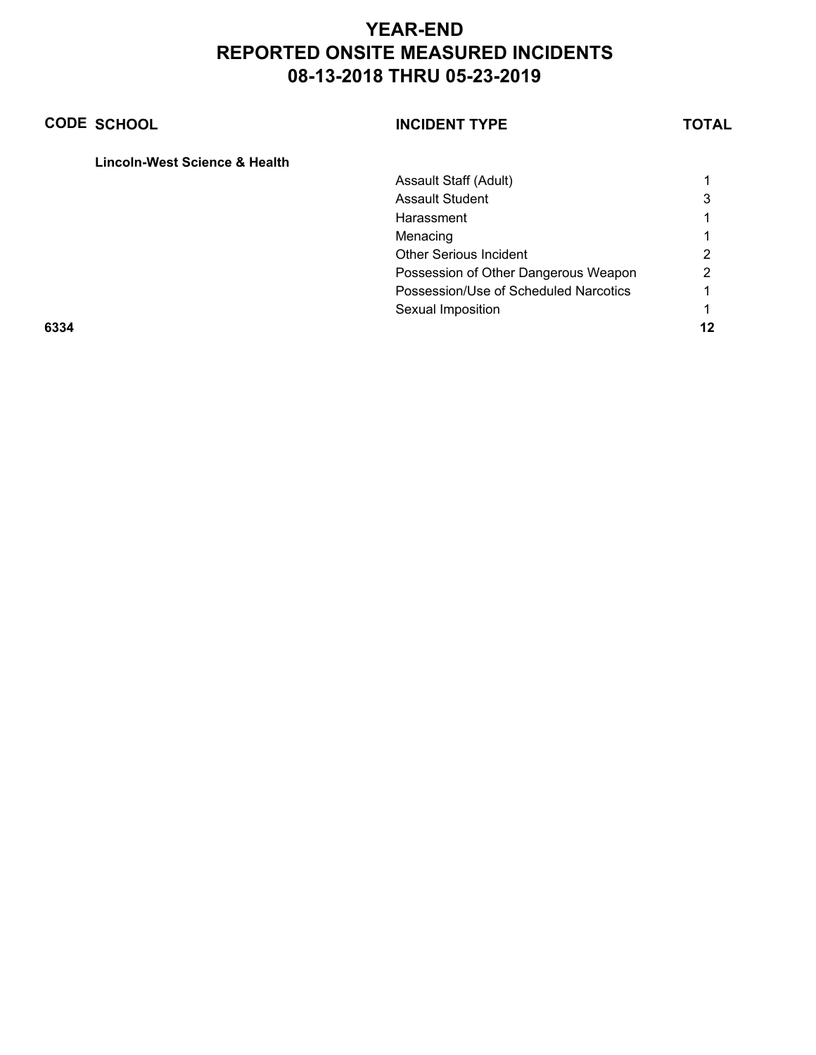# YEAR-END
# REPORTED ONSITE MEASURED INCIDENTS
# 08-13-2018 THRU 05-23-2019

| CODE | SCHOOL | INCIDENT TYPE | TOTAL |
|---|---|---|---|
| | **Lincoln-West Science & Health** | | |
| | | Assault Staff (Adult) | 1 |
| | | Assault Student | 3 |
| | | Harassment | 1 |
| | | Menacing | 1 |
| | | Other Serious Incident | 2 |
| | | Possession of Other Dangerous Weapon | 2 |
| | | Possession/Use of Scheduled Narcotics | 1 |
| | | Sexual Imposition | 1 |
| **6334** | | | **12** |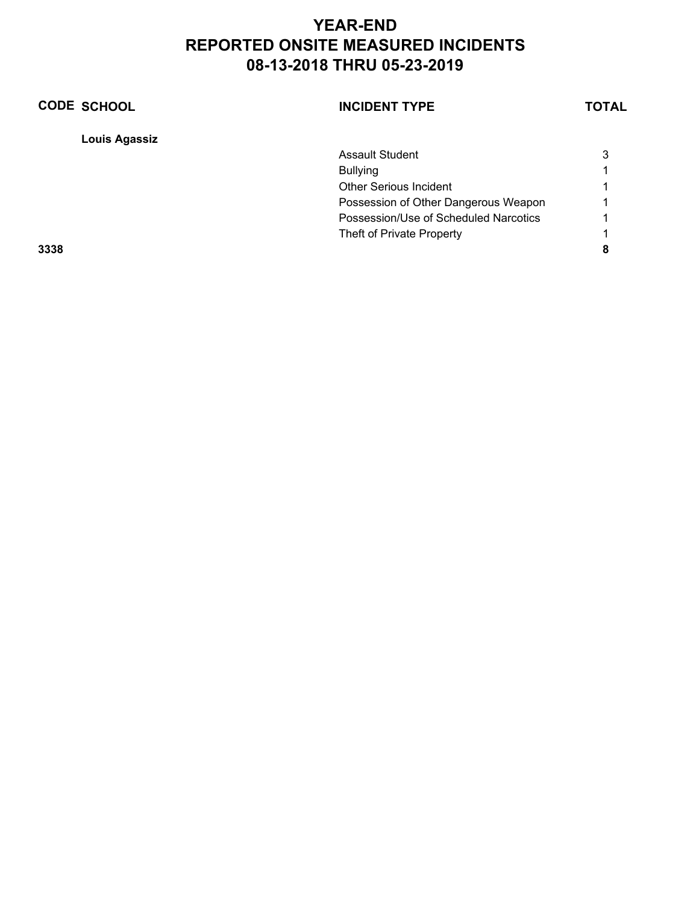# YEAR-END
# REPORTED ONSITE MEASURED INCIDENTS
# 08-13-2018 THRU 05-23-2019

| CODE | SCHOOL | INCIDENT TYPE | TOTAL |
|---|---|---|---|
| | **Louis Agassiz** | | |
| | | Assault Student | 3 |
| | | Bullying | 1 |
| | | Other Serious Incident | 1 |
| | | Possession of Other Dangerous Weapon | 1 |
| | | Possession/Use of Scheduled Narcotics | 1 |
| | | Theft of Private Property | 1 |
| **3338** | | | **8** |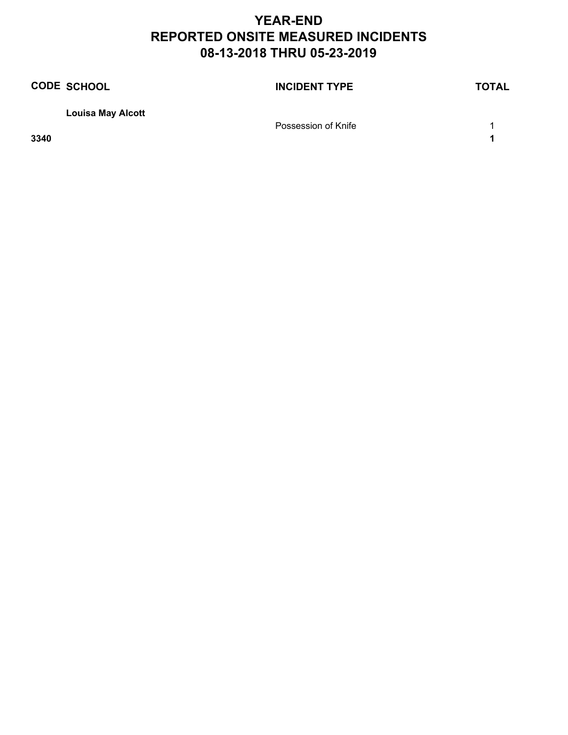# YEAR-END
# REPORTED ONSITE MEASURED INCIDENTS
# 08-13-2018 THRU 05-23-2019

| CODE | SCHOOL | INCIDENT TYPE | TOTAL |
|---|---|---|---|
| | **Louisa May Alcott** | | |
| | | Possession of Knife | 1 |
| **3340** | | | **1** |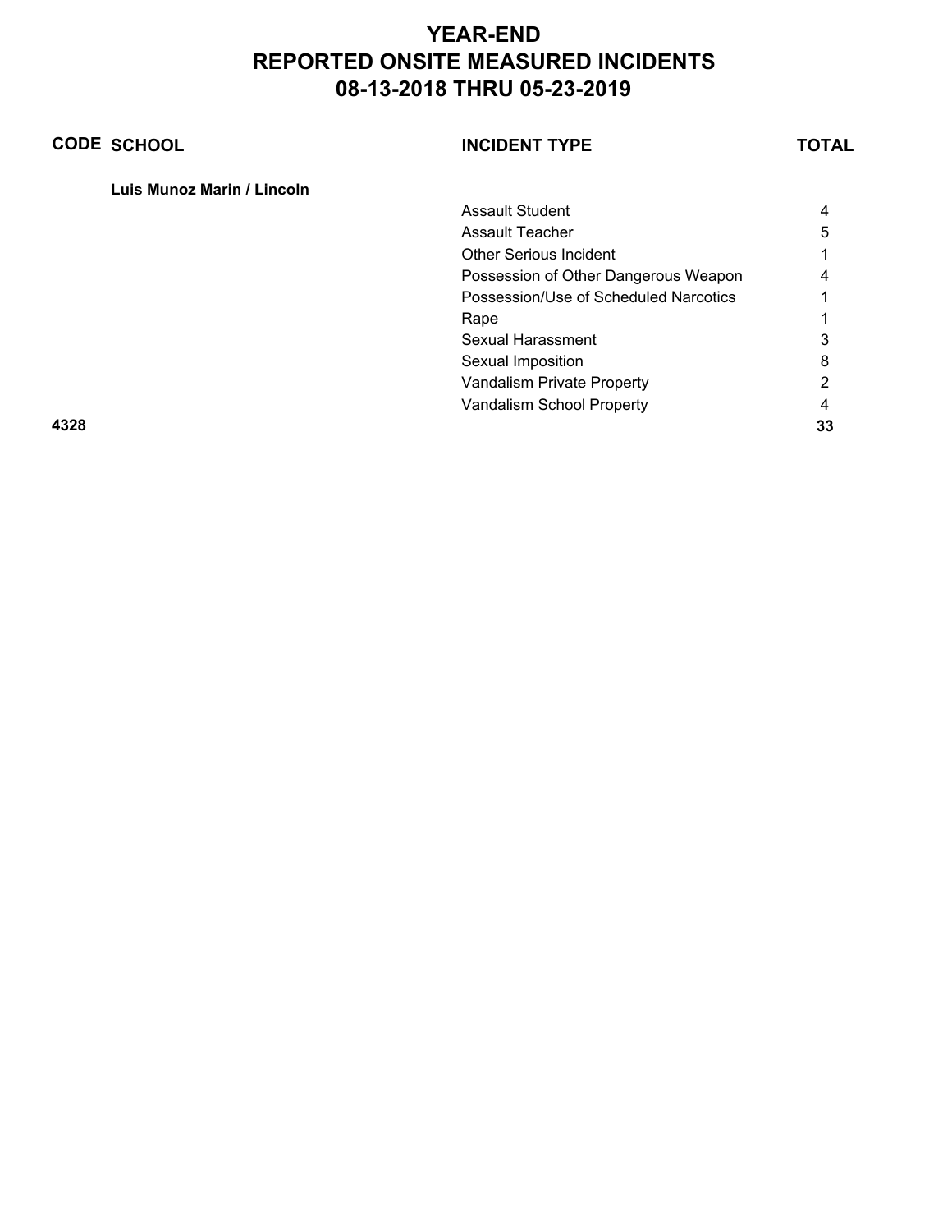# YEAR-END
# REPORTED ONSITE MEASURED INCIDENTS
# 08-13-2018 THRU 05-23-2019

| CODE | SCHOOL | INCIDENT TYPE | TOTAL |
|---|---|---|---|
| | **Luis Munoz Marin / Lincoln** | | |
| | | Assault Student | 4 |
| | | Assault Teacher | 5 |
| | | Other Serious Incident | 1 |
| | | Possession of Other Dangerous Weapon | 4 |
| | | Possession/Use of Scheduled Narcotics | 1 |
| | | Rape | 1 |
| | | Sexual Harassment | 3 |
| | | Sexual Imposition | 8 |
| | | Vandalism Private Property | 2 |
| | | Vandalism School Property | 4 |
| **4328** | | | **33** |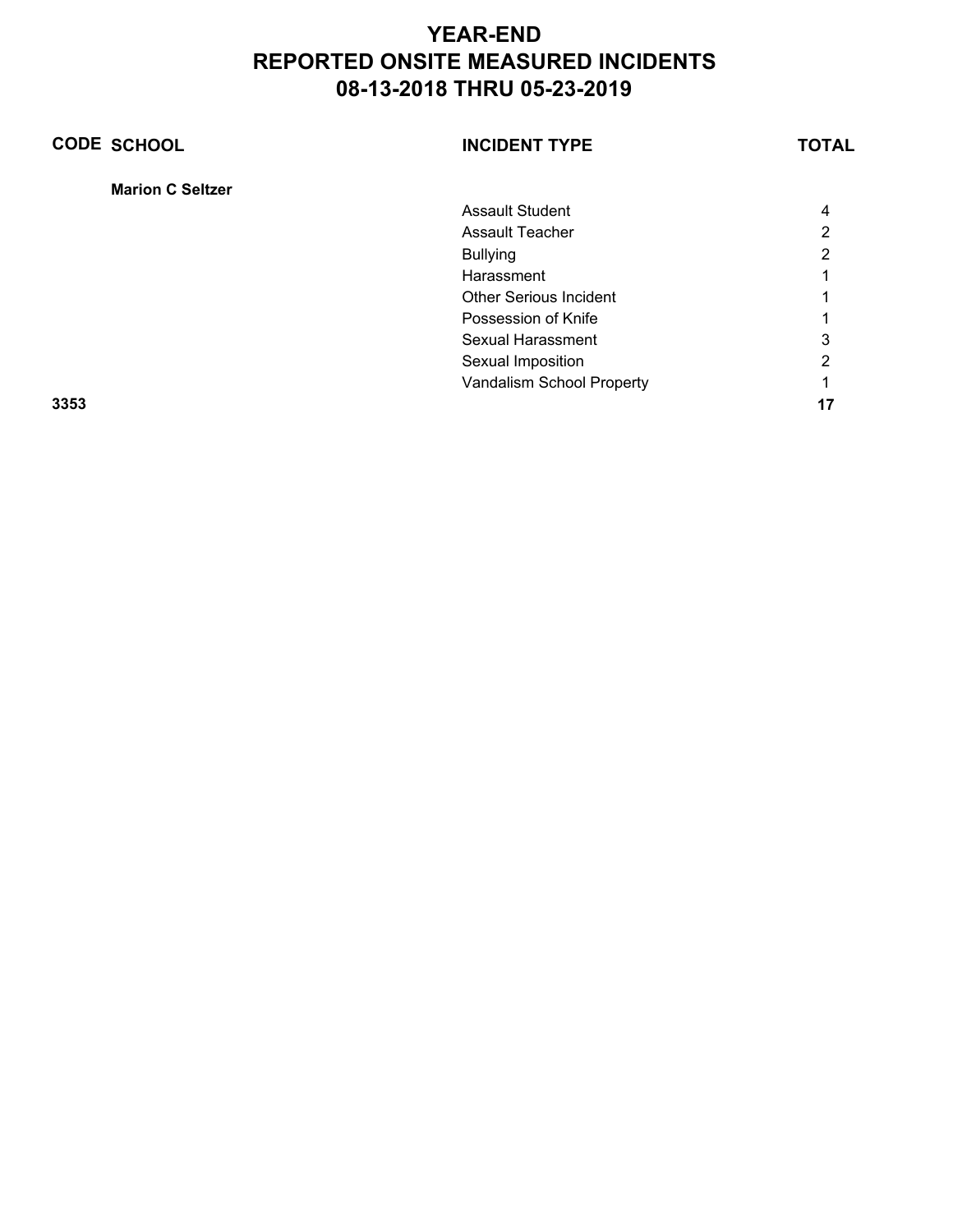# YEAR-END
# REPORTED ONSITE MEASURED INCIDENTS
# 08-13-2018 THRU 05-23-2019

| CODE | SCHOOL | INCIDENT TYPE | TOTAL |
|---|---|---|---|
| | **Marion C Seltzer** | | |
| | | Assault Student | 4 |
| | | Assault Teacher | 2 |
| | | Bullying | 2 |
| | | Harassment | 1 |
| | | Other Serious Incident | 1 |
| | | Possession of Knife | 1 |
| | | Sexual Harassment | 3 |
| | | Sexual Imposition | 2 |
| | | Vandalism School Property | 1 |
| **3353** | | | **17** |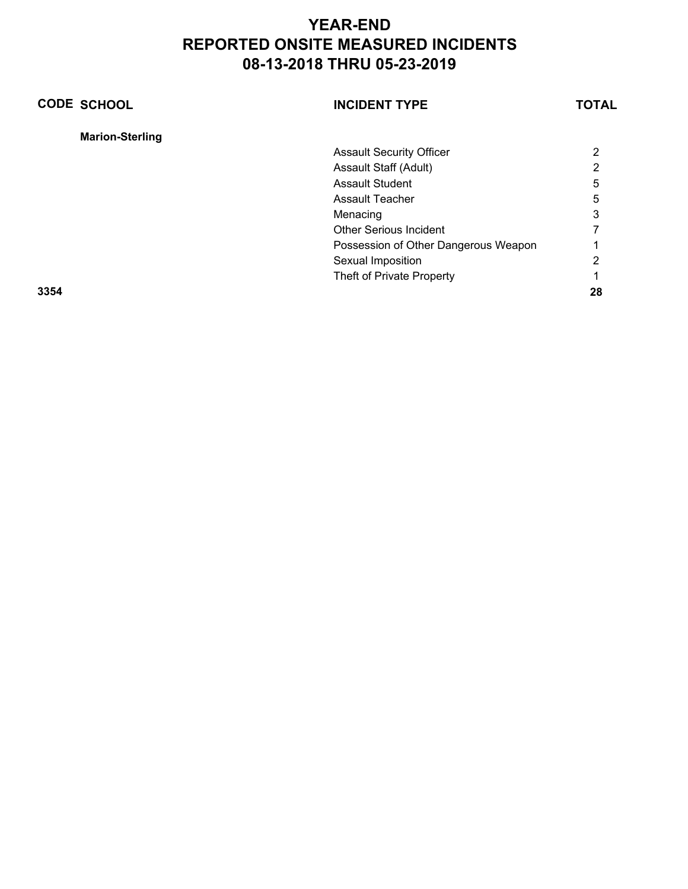# YEAR-END
# REPORTED ONSITE MEASURED INCIDENTS
# 08-13-2018 THRU 05-23-2019

| CODE | SCHOOL | INCIDENT TYPE | TOTAL |
|---|---|---|---|
| | **Marion-Sterling** | | |
| | | Assault Security Officer | 2 |
| | | Assault Staff (Adult) | 2 |
| | | Assault Student | 5 |
| | | Assault Teacher | 5 |
| | | Menacing | 3 |
| | | Other Serious Incident | 7 |
| | | Possession of Other Dangerous Weapon | 1 |
| | | Sexual Imposition | 2 |
| | | Theft of Private Property | 1 |
| **3354** | | | **28** |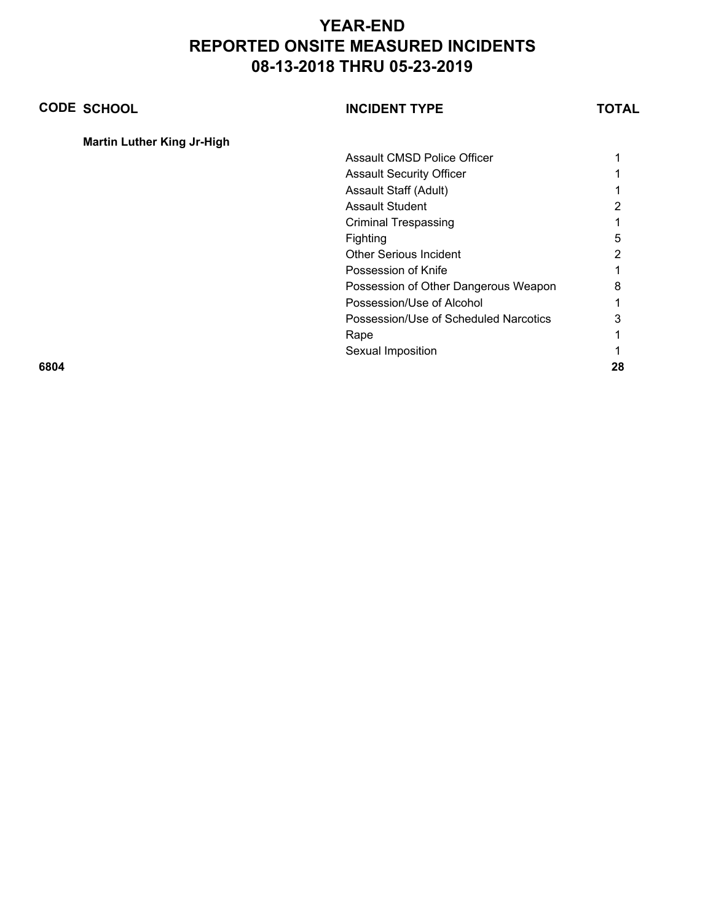# YEAR-END
# REPORTED ONSITE MEASURED INCIDENTS
# 08-13-2018 THRU 05-23-2019

| CODE | SCHOOL | INCIDENT TYPE | TOTAL |
|---|---|---|---|
| | **Martin Luther King Jr-High** | | |
| | | Assault CMSD Police Officer | 1 |
| | | Assault Security Officer | 1 |
| | | Assault Staff (Adult) | 1 |
| | | Assault Student | 2 |
| | | Criminal Trespassing | 1 |
| | | Fighting | 5 |
| | | Other Serious Incident | 2 |
| | | Possession of Knife | 1 |
| | | Possession of Other Dangerous Weapon | 8 |
| | | Possession/Use of Alcohol | 1 |
| | | Possession/Use of Scheduled Narcotics | 3 |
| | | Rape | 1 |
| | | Sexual Imposition | 1 |
| **6804** | | | **28** |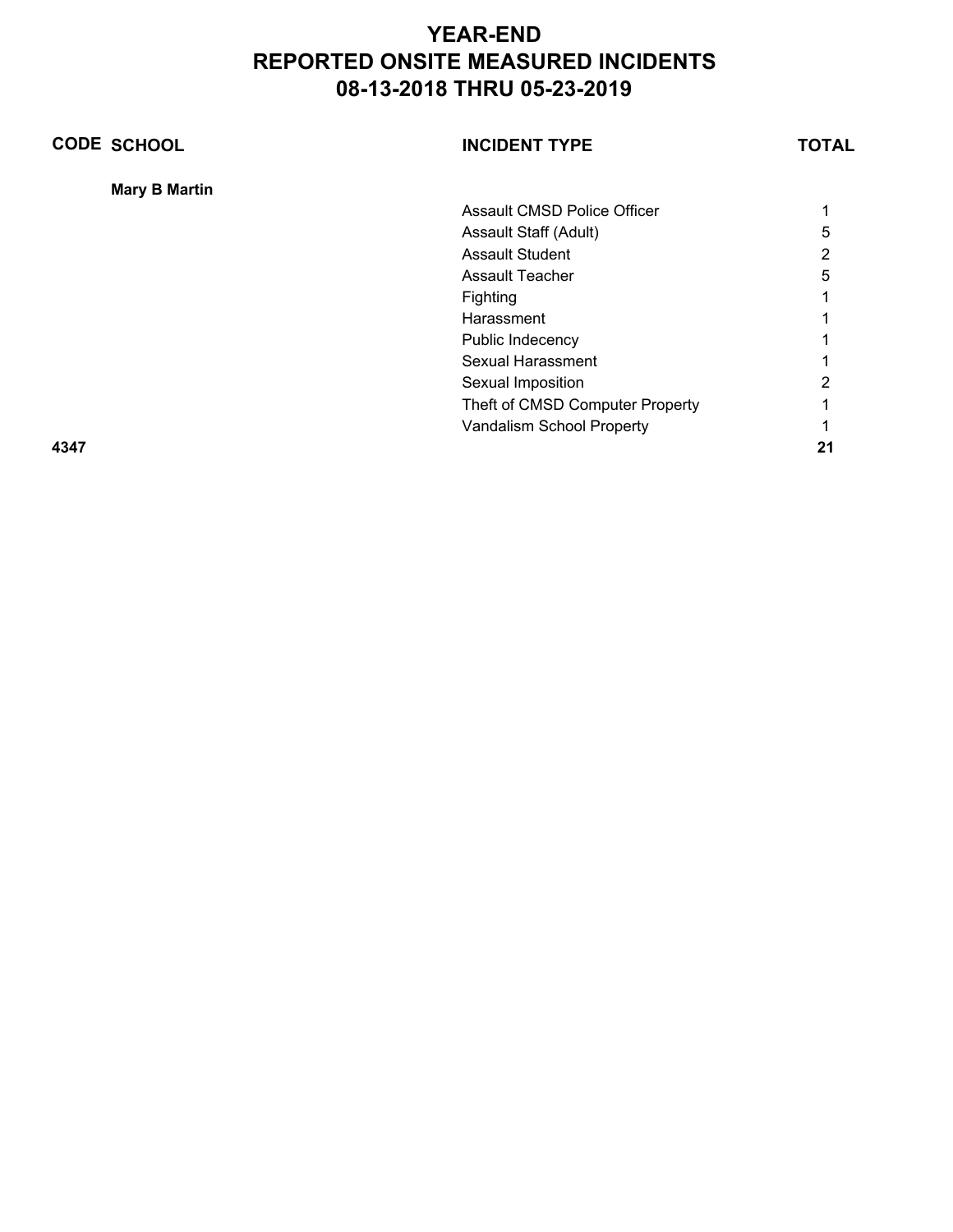# YEAR-END
# REPORTED ONSITE MEASURED INCIDENTS
# 08-13-2018 THRU 05-23-2019

| CODE | SCHOOL | INCIDENT TYPE | TOTAL |
|---|---|---|---|
| | **Mary B Martin** | | |
| | | Assault CMSD Police Officer | 1 |
| | | Assault Staff (Adult) | 5 |
| | | Assault Student | 2 |
| | | Assault Teacher | 5 |
| | | Fighting | 1 |
| | | Harassment | 1 |
| | | Public Indecency | 1 |
| | | Sexual Harassment | 1 |
| | | Sexual Imposition | 2 |
| | | Theft of CMSD Computer Property | 1 |
| | | Vandalism School Property | 1 |
| **4347** | | | **21** |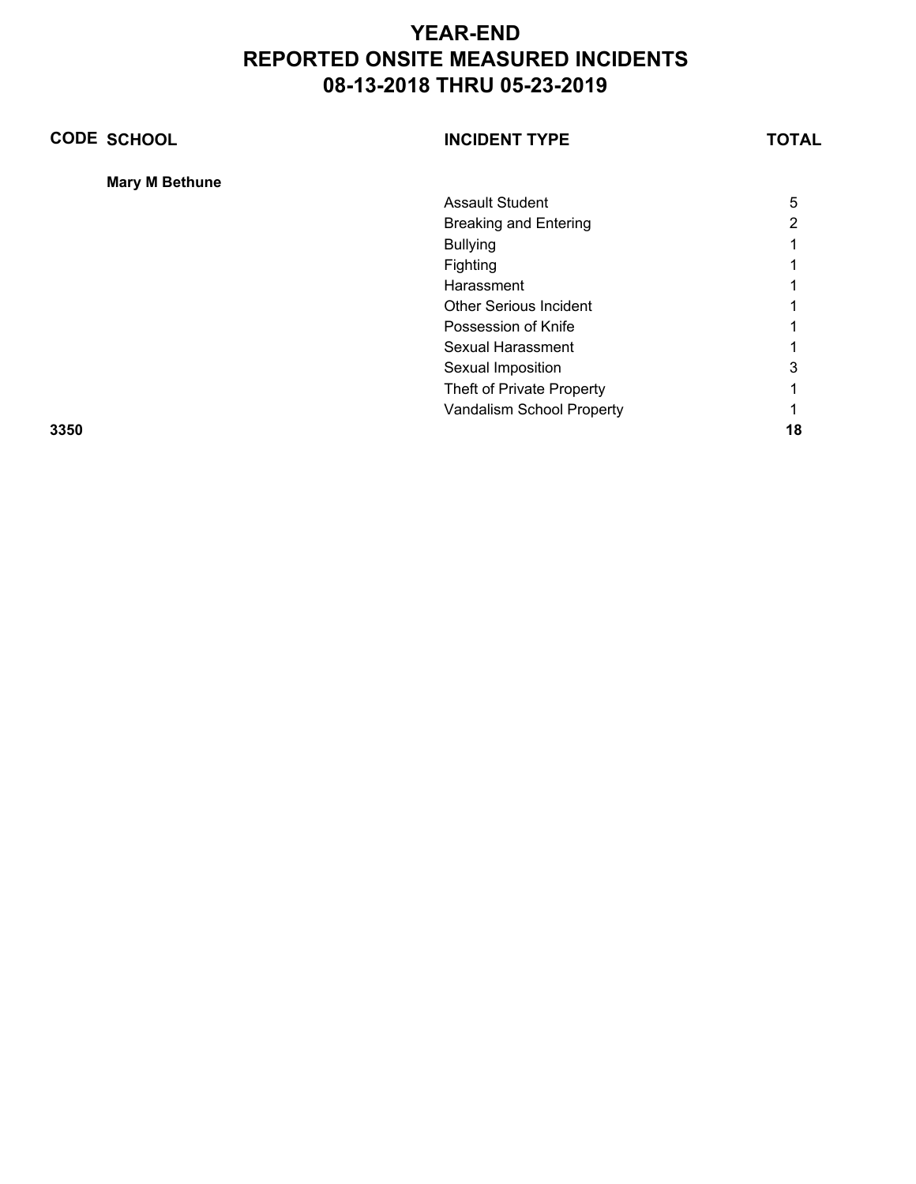# YEAR-END
# REPORTED ONSITE MEASURED INCIDENTS
# 08-13-2018 THRU 05-23-2019

| CODE | SCHOOL | INCIDENT TYPE | TOTAL |
|---|---|---|---|
| | **Mary M Bethune** | | |
| | | Assault Student | 5 |
| | | Breaking and Entering | 2 |
| | | Bullying | 1 |
| | | Fighting | 1 |
| | | Harassment | 1 |
| | | Other Serious Incident | 1 |
| | | Possession of Knife | 1 |
| | | Sexual Harassment | 1 |
| | | Sexual Imposition | 3 |
| | | Theft of Private Property | 1 |
| | | Vandalism School Property | 1 |
| **3350** | | | **18** |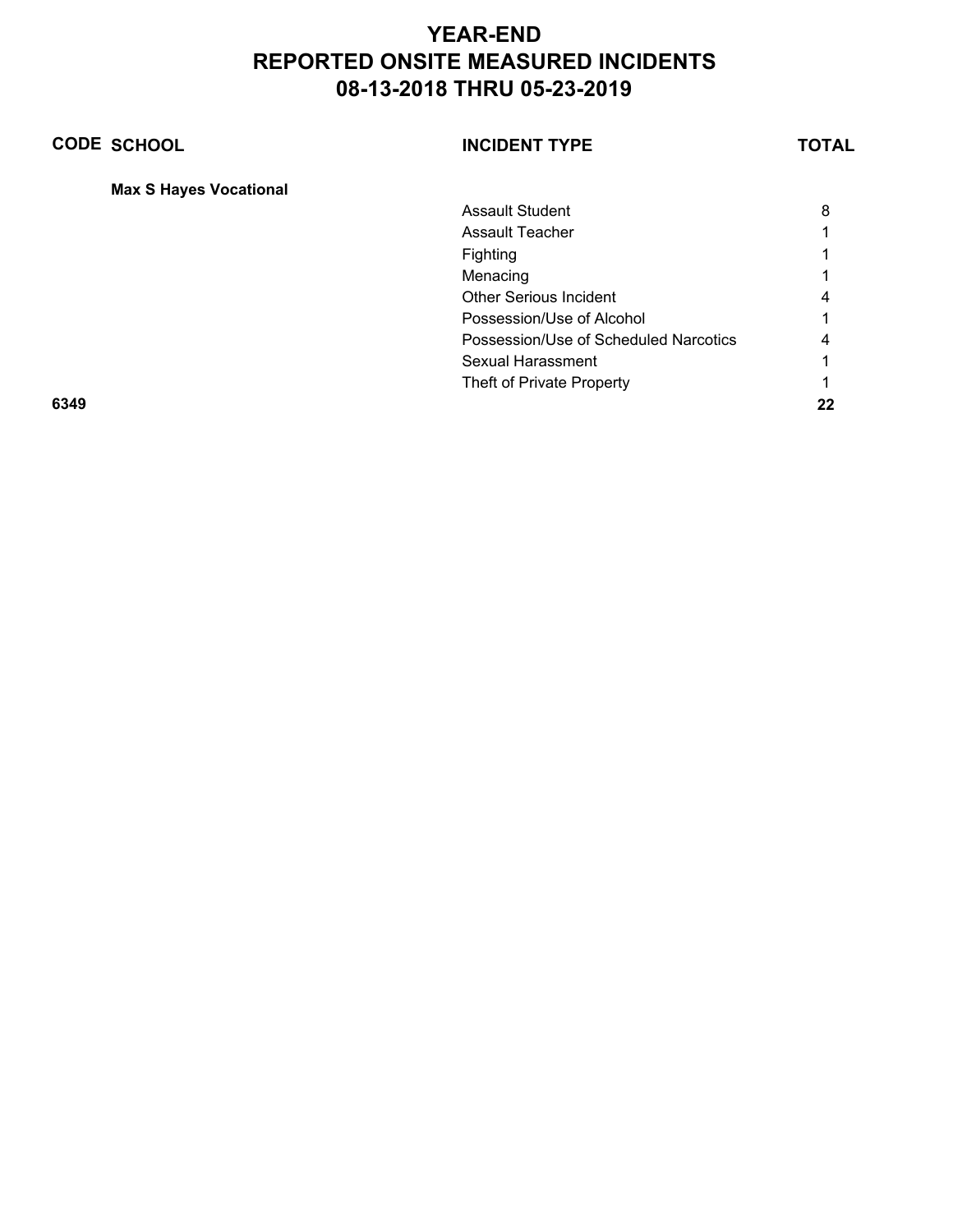# YEAR-END
# REPORTED ONSITE MEASURED INCIDENTS
# 08-13-2018 THRU 05-23-2019

| CODE | SCHOOL | INCIDENT TYPE | TOTAL |
|---|---|---|---|
| | **Max S Hayes Vocational** | | |
| | | Assault Student | 8 |
| | | Assault Teacher | 1 |
| | | Fighting | 1 |
| | | Menacing | 1 |
| | | Other Serious Incident | 4 |
| | | Possession/Use of Alcohol | 1 |
| | | Possession/Use of Scheduled Narcotics | 4 |
| | | Sexual Harassment | 1 |
| | | Theft of Private Property | 1 |
| **6349** | | | **22** |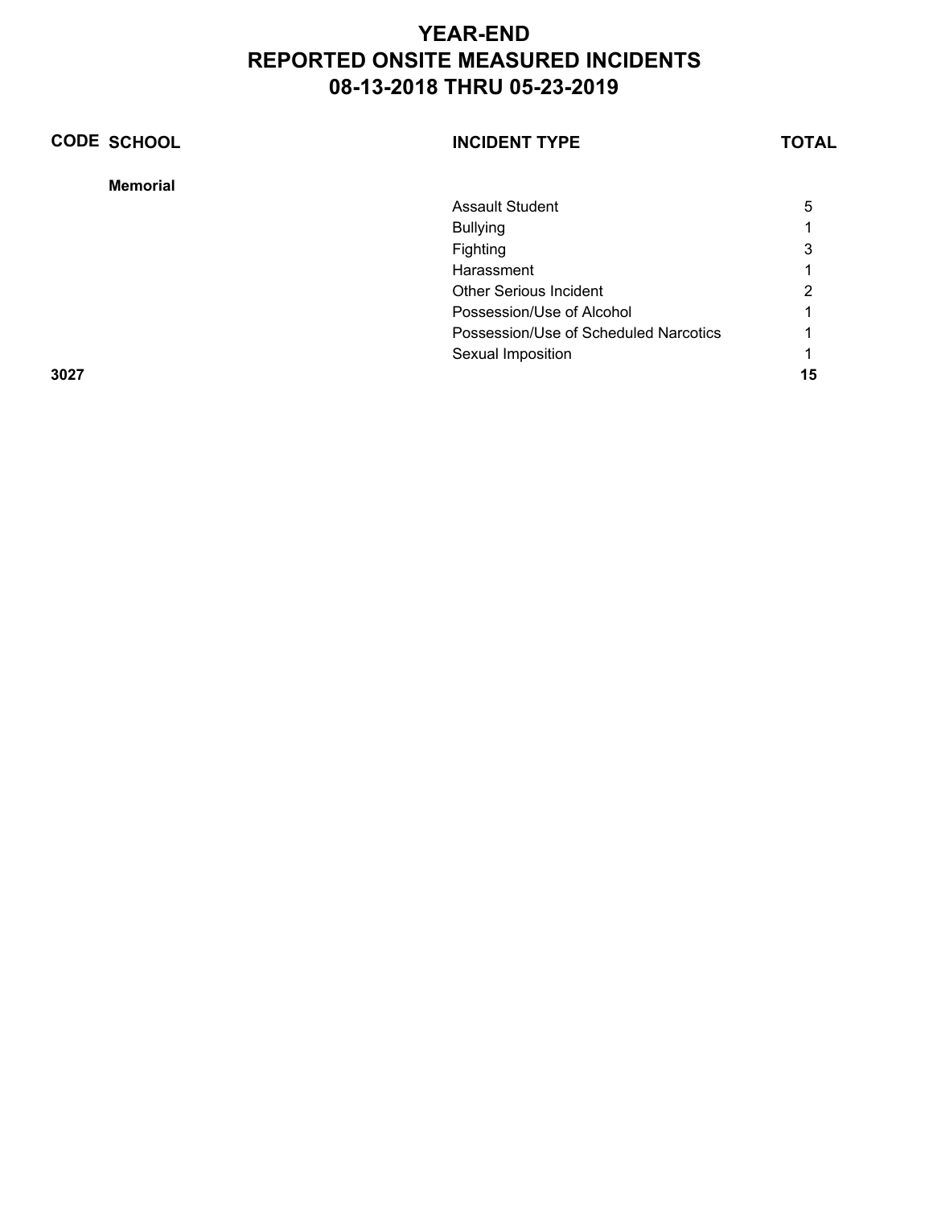# YEAR-END
# REPORTED ONSITE MEASURED INCIDENTS
# 08-13-2018 THRU 05-23-2019

| CODE | SCHOOL | INCIDENT TYPE | TOTAL |
|---|---|---|---|
| | **Memorial** | | |
| | | Assault Student | 5 |
| | | Bullying | 1 |
| | | Fighting | 3 |
| | | Harassment | 1 |
| | | Other Serious Incident | 2 |
| | | Possession/Use of Alcohol | 1 |
| | | Possession/Use of Scheduled Narcotics | 1 |
| | | Sexual Imposition | 1 |
| **3027** | | | **15** |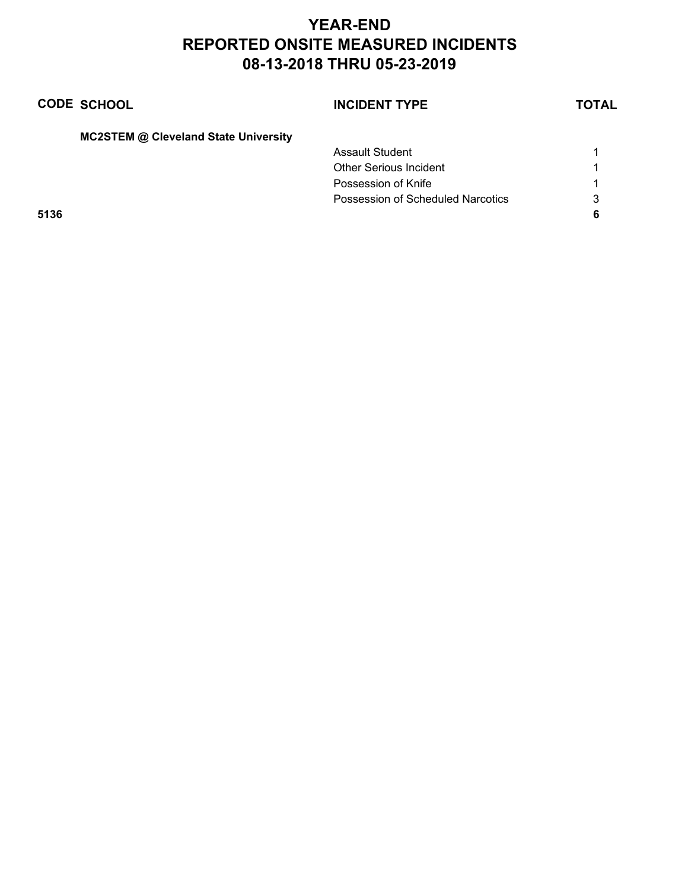# YEAR-END
# REPORTED ONSITE MEASURED INCIDENTS
# 08-13-2018 THRU 05-23-2019

| CODE | SCHOOL | INCIDENT TYPE | TOTAL |
|---|---|---|---|
| | **MC2STEM @ Cleveland State University** | | |
| | | Assault Student | 1 |
| | | Other Serious Incident | 1 |
| | | Possession of Knife | 1 |
| | | Possession of Scheduled Narcotics | 3 |
| **5136** | | | **6** |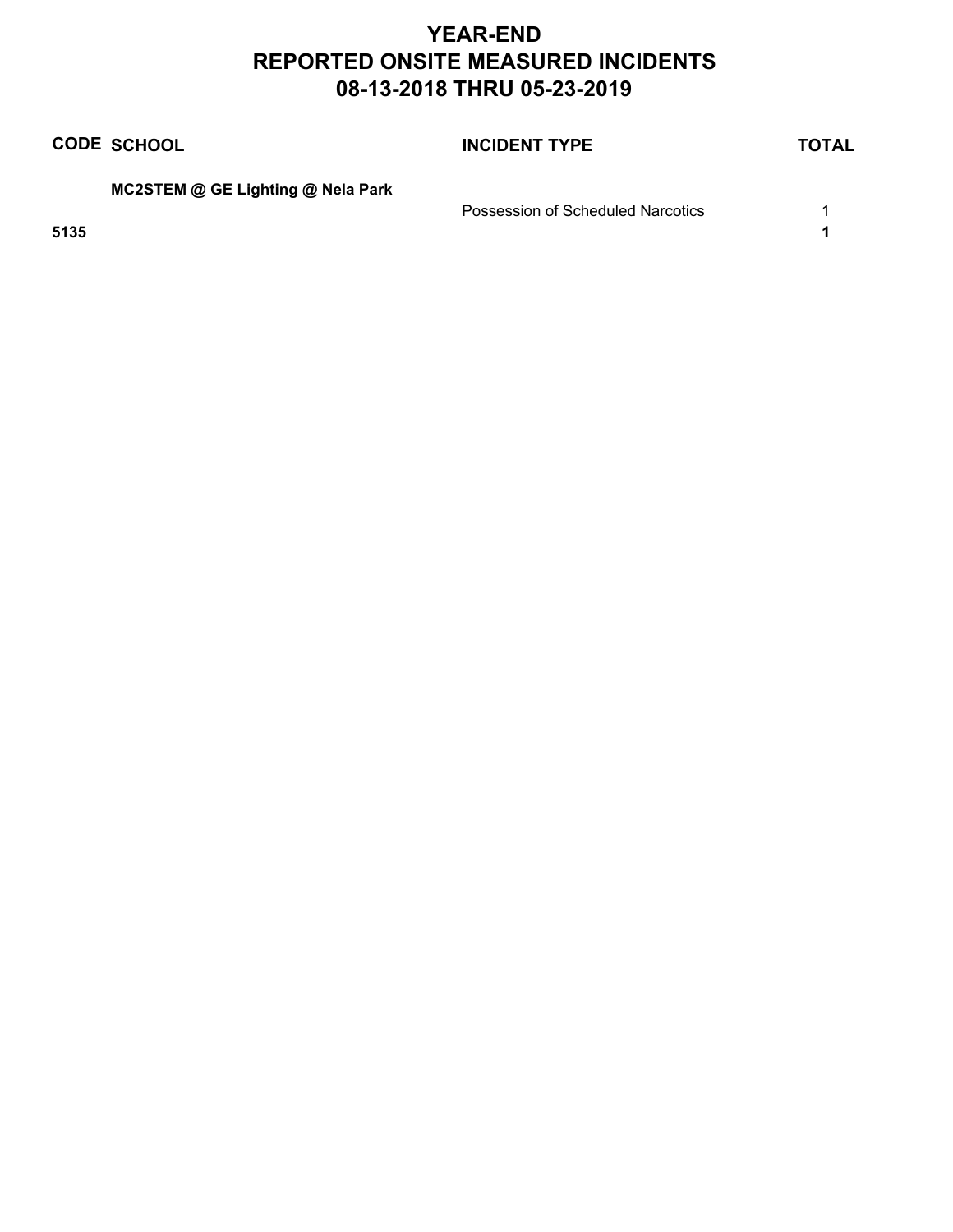# YEAR-END
# REPORTED ONSITE MEASURED INCIDENTS
# 08-13-2018 THRU 05-23-2019

| CODE | SCHOOL | INCIDENT TYPE | TOTAL |
|---|---|---|---|
| | **MC2STEM @ GE Lighting @ Nela Park** | | |
| | | Possession of Scheduled Narcotics | 1 |
| **5135** | | | **1** |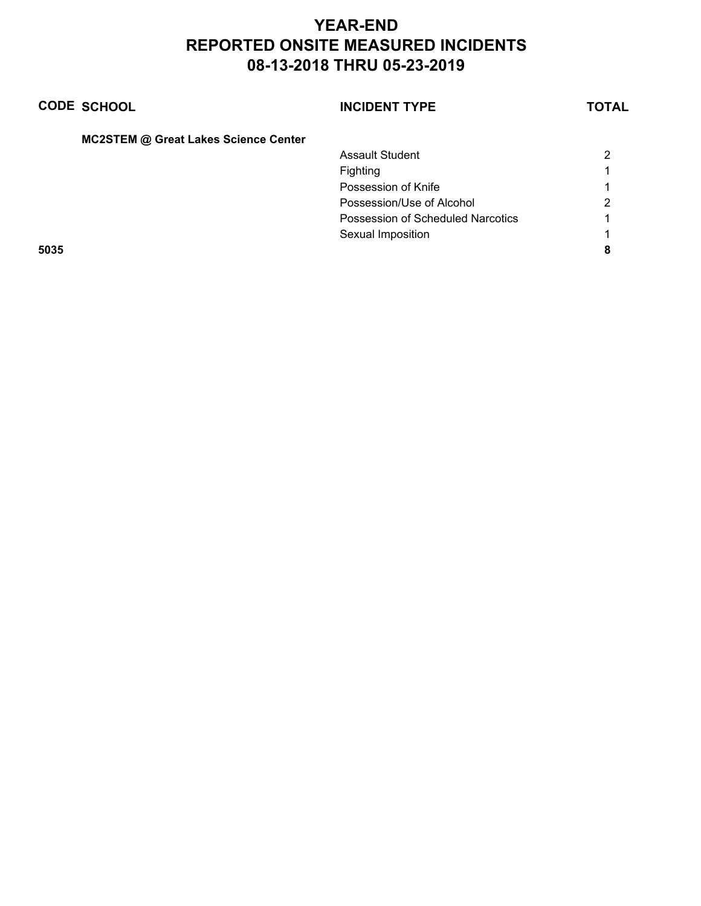# YEAR-END
# REPORTED ONSITE MEASURED INCIDENTS
# 08-13-2018 THRU 05-23-2019

| CODE | SCHOOL | INCIDENT TYPE | TOTAL |
|---|---|---|---|
| | **MC2STEM @ Great Lakes Science Center** | | |
| | | Assault Student | 2 |
| | | Fighting | 1 |
| | | Possession of Knife | 1 |
| | | Possession/Use of Alcohol | 2 |
| | | Possession of Scheduled Narcotics | 1 |
| | | Sexual Imposition | 1 |
| **5035** | | | **8** |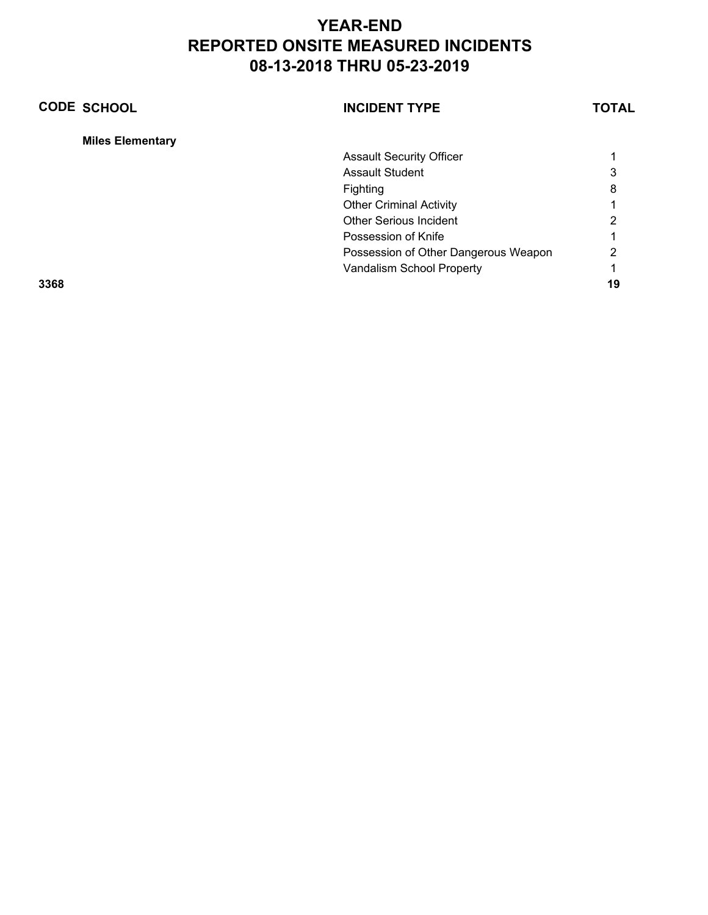# YEAR-END
# REPORTED ONSITE MEASURED INCIDENTS
# 08-13-2018 THRU 05-23-2019

| CODE | SCHOOL | INCIDENT TYPE | TOTAL |
|---|---|---|---|
| | **Miles Elementary** | | |
| | | Assault Security Officer | 1 |
| | | Assault Student | 3 |
| | | Fighting | 8 |
| | | Other Criminal Activity | 1 |
| | | Other Serious Incident | 2 |
| | | Possession of Knife | 1 |
| | | Possession of Other Dangerous Weapon | 2 |
| | | Vandalism School Property | 1 |
| **3368** | | | **19** |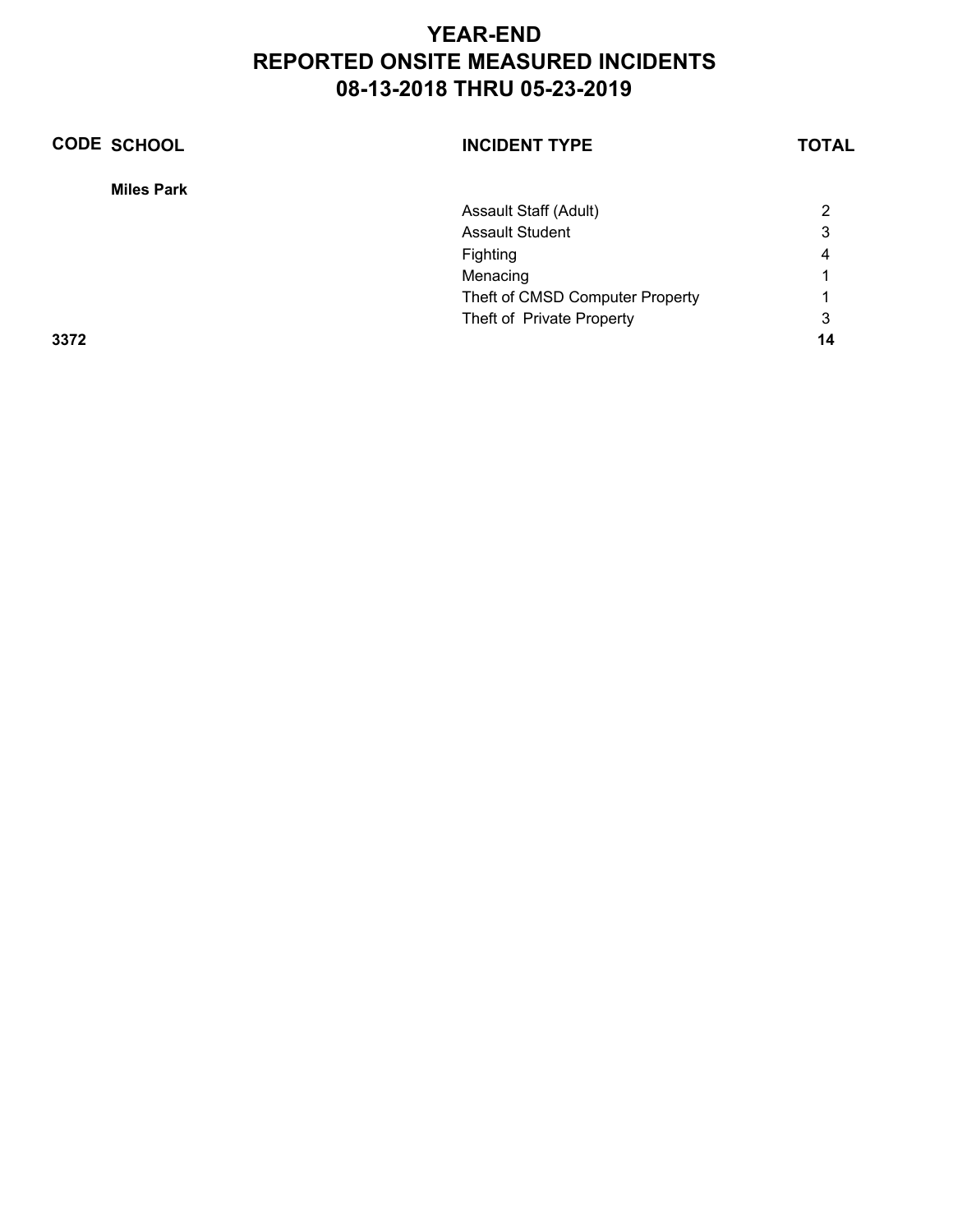# YEAR-END
# REPORTED ONSITE MEASURED INCIDENTS
# 08-13-2018 THRU 05-23-2019

| CODE | SCHOOL | INCIDENT TYPE | TOTAL |
|---|---|---|---|
| | **Miles Park** | | |
| | | Assault Staff (Adult) | 2 |
| | | Assault Student | 3 |
| | | Fighting | 4 |
| | | Menacing | 1 |
| | | Theft of CMSD Computer Property | 1 |
| | | Theft of  Private Property | 3 |
| **3372** | | | **14** |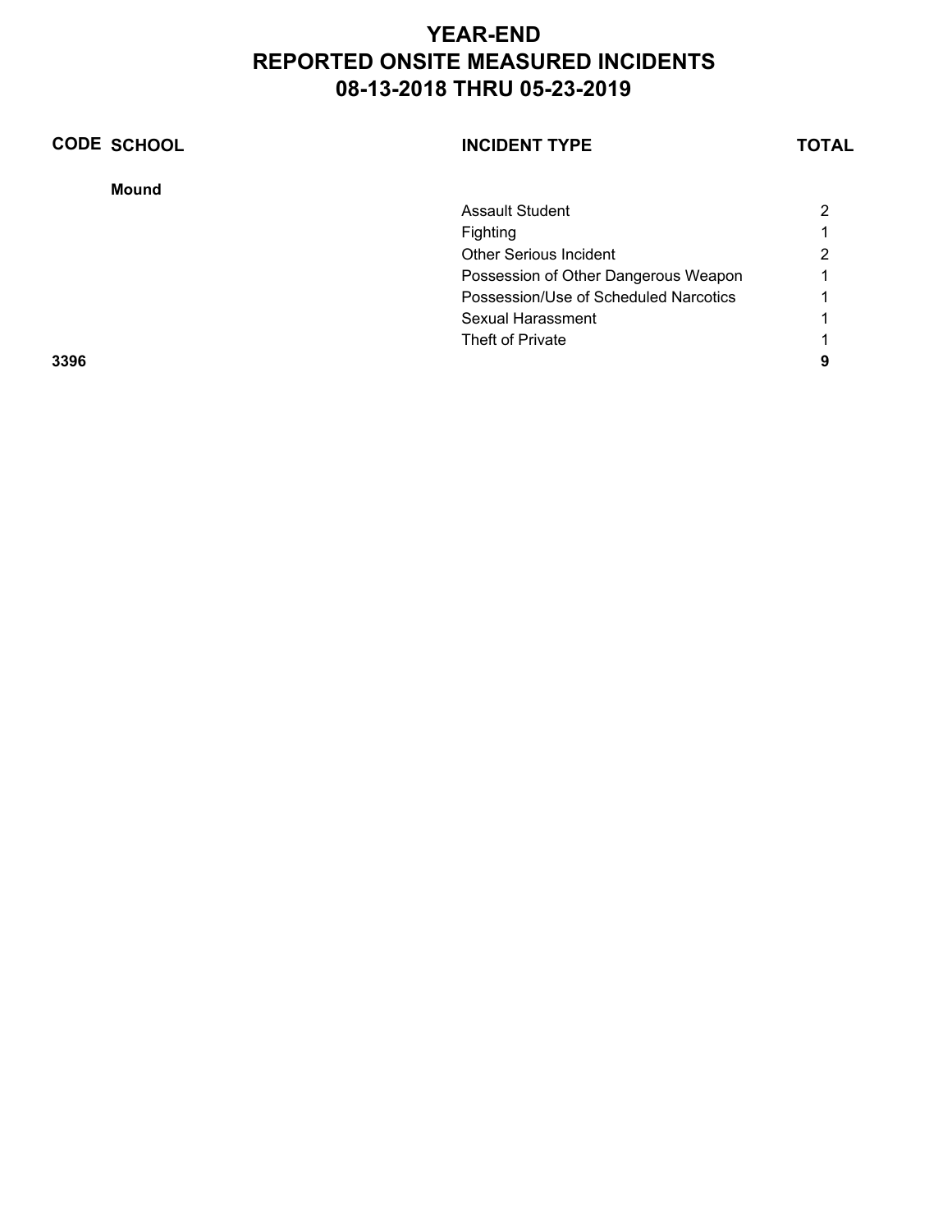# YEAR-END
# REPORTED ONSITE MEASURED INCIDENTS
# 08-13-2018 THRU 05-23-2019

| CODE | SCHOOL | INCIDENT TYPE | TOTAL |
|---|---|---|---|
| | **Mound** | | |
| | | Assault Student | 2 |
| | | Fighting | 1 |
| | | Other Serious Incident | 2 |
| | | Possession of Other Dangerous Weapon | 1 |
| | | Possession/Use of Scheduled Narcotics | 1 |
| | | Sexual Harassment | 1 |
| | | Theft of Private | 1 |
| **3396** | | | **9** |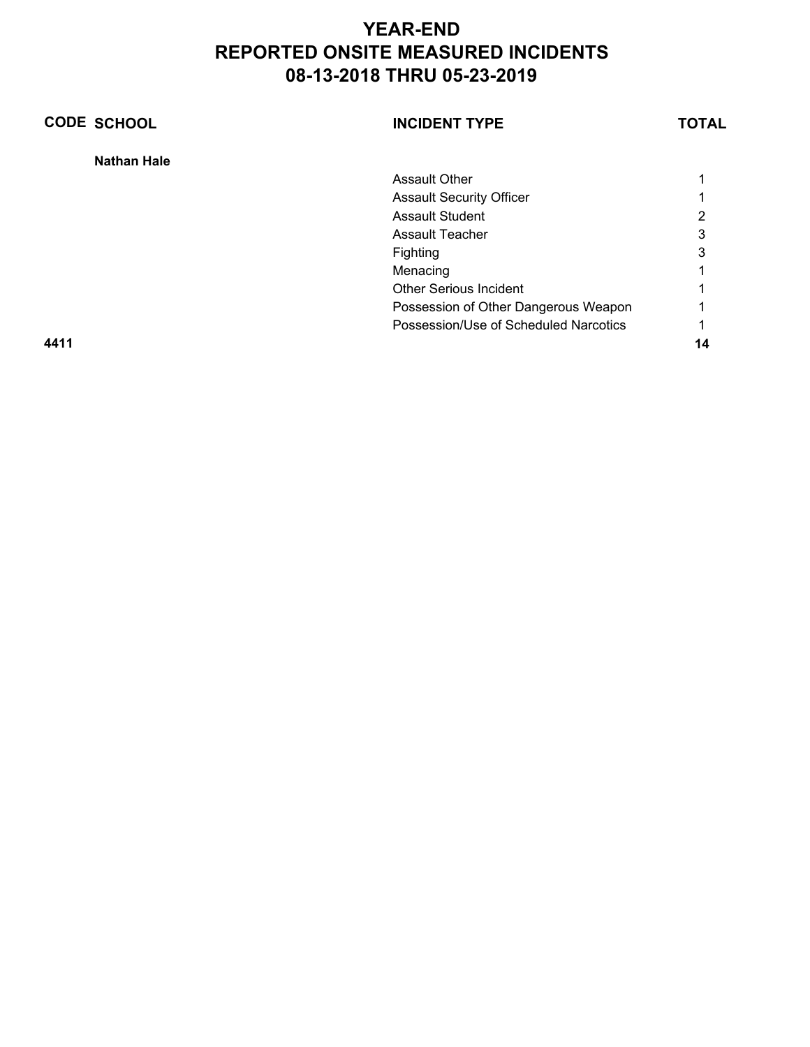# YEAR-END
# REPORTED ONSITE MEASURED INCIDENTS
# 08-13-2018 THRU 05-23-2019

| CODE | SCHOOL | INCIDENT TYPE | TOTAL |
|---|---|---|---|
| | **Nathan Hale** | | |
| | | Assault Other | 1 |
| | | Assault Security Officer | 1 |
| | | Assault Student | 2 |
| | | Assault Teacher | 3 |
| | | Fighting | 3 |
| | | Menacing | 1 |
| | | Other Serious Incident | 1 |
| | | Possession of Other Dangerous Weapon | 1 |
| | | Possession/Use of Scheduled Narcotics | 1 |
| **4411** | | | **14** |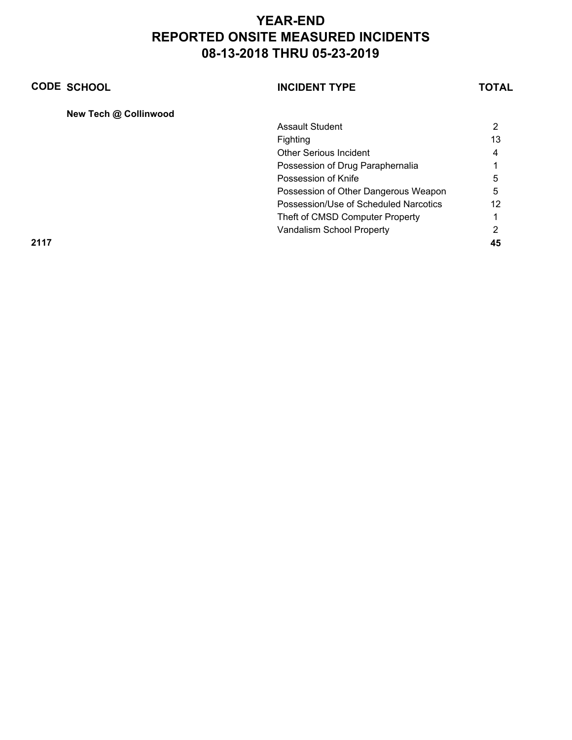# YEAR-END
# REPORTED ONSITE MEASURED INCIDENTS
# 08-13-2018 THRU 05-23-2019

| CODE | SCHOOL | INCIDENT TYPE | TOTAL |
| --- | --- | --- | --- |
| | **New Tech @ Collinwood** | | |
| | | Assault Student | 2 |
| | | Fighting | 13 |
| | | Other Serious Incident | 4 |
| | | Possession of Drug Paraphernalia | 1 |
| | | Possession of Knife | 5 |
| | | Possession of Other Dangerous Weapon | 5 |
| | | Possession/Use of Scheduled Narcotics | 12 |
| | | Theft of CMSD Computer Property | 1 |
| | | Vandalism School Property | 2 |
| **2117** | | | **45** |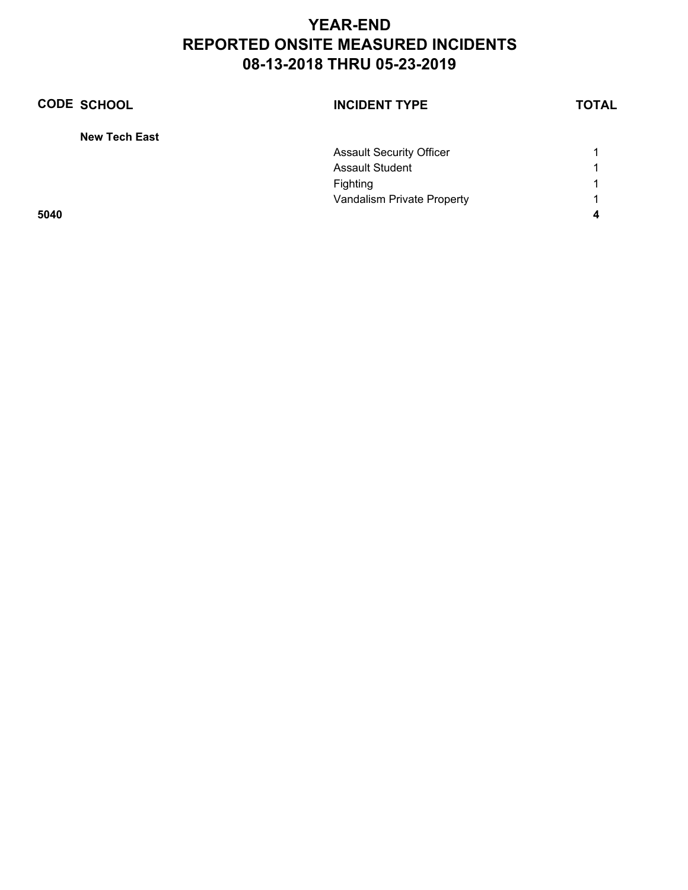# YEAR-END
# REPORTED ONSITE MEASURED INCIDENTS
# 08-13-2018 THRU 05-23-2019

| CODE | SCHOOL | INCIDENT TYPE | TOTAL |
|---|---|---|---|
| | **New Tech East** | | |
| | | Assault Security Officer | 1 |
| | | Assault Student | 1 |
| | | Fighting | 1 |
| | | Vandalism Private Property | 1 |
| **5040** | | | **4** |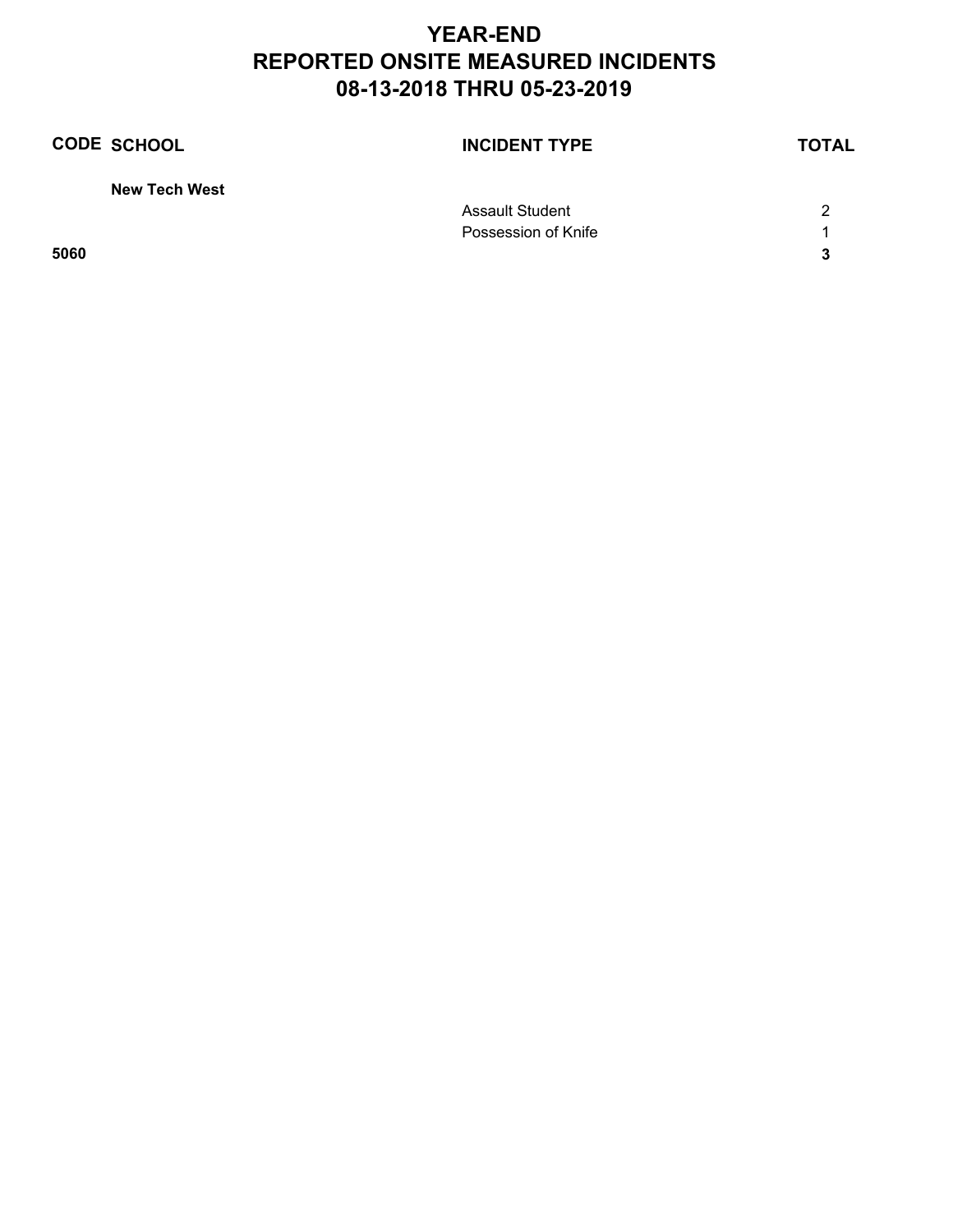# YEAR-END
# REPORTED ONSITE MEASURED INCIDENTS
# 08-13-2018 THRU 05-23-2019

| CODE | SCHOOL | INCIDENT TYPE | TOTAL |
|---|---|---|---|
| | **New Tech West** | | |
| | | Assault Student | 2 |
| | | Possession of Knife | 1 |
| **5060** | | | **3** |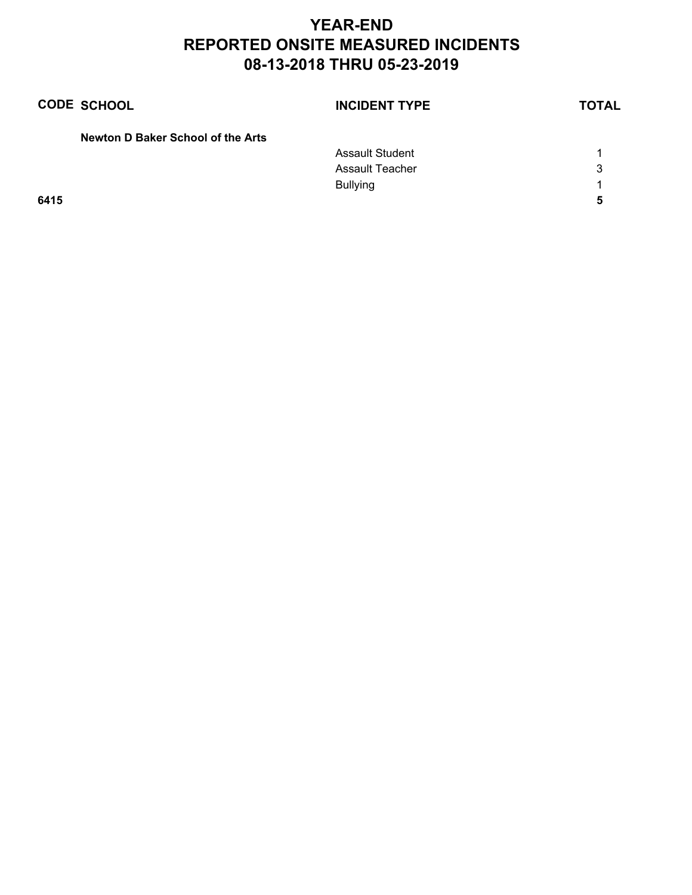# YEAR-END
# REPORTED ONSITE MEASURED INCIDENTS
# 08-13-2018 THRU 05-23-2019

| CODE | SCHOOL | INCIDENT TYPE | TOTAL |
|---|---|---|---|
| | **Newton D Baker School of the Arts** | | |
| | | Assault Student | 1 |
| | | Assault Teacher | 3 |
| | | Bullying | 1 |
| **6415** | | | **5** |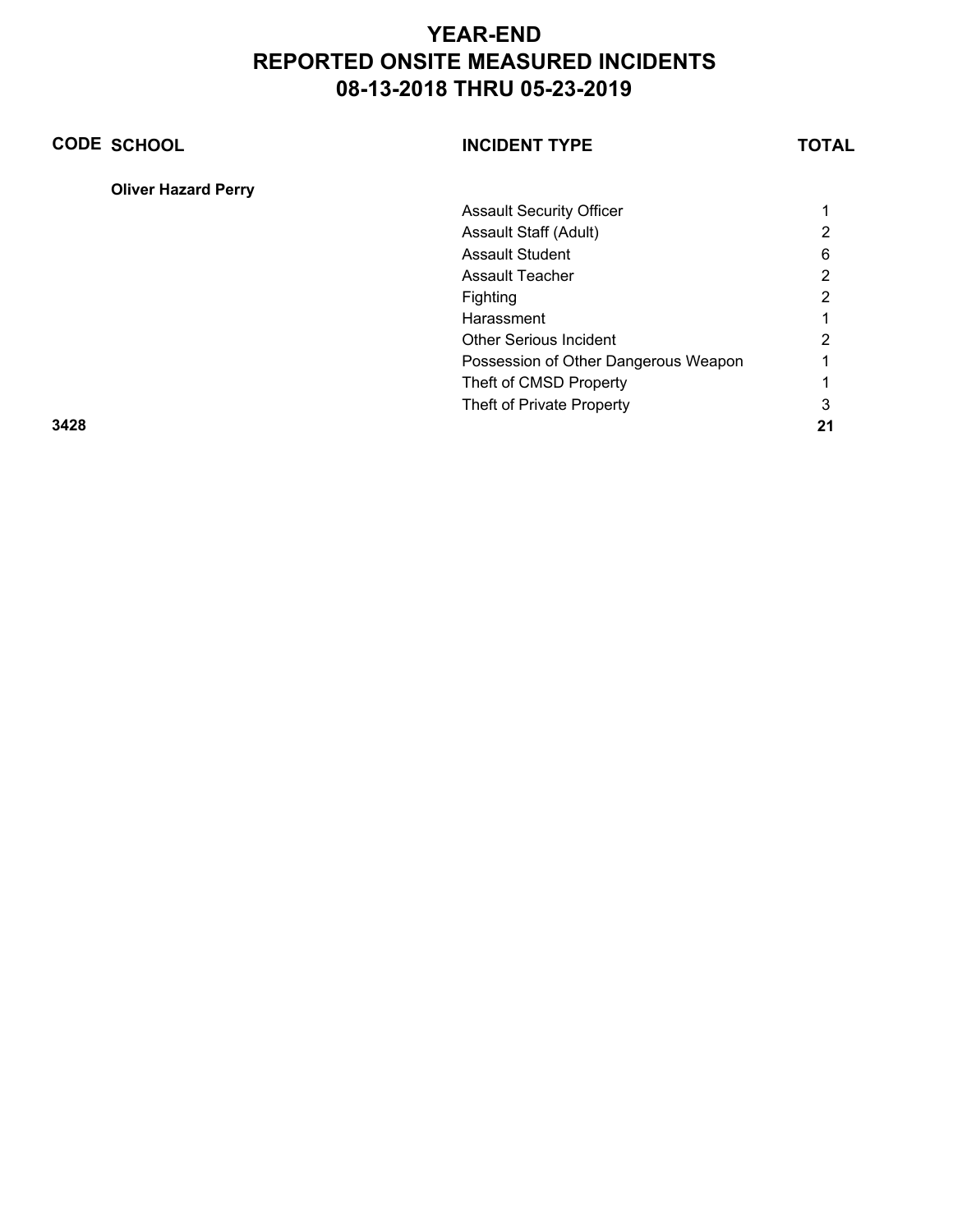# YEAR-END
# REPORTED ONSITE MEASURED INCIDENTS
# 08-13-2018 THRU 05-23-2019

| CODE | SCHOOL | INCIDENT TYPE | TOTAL |
|---|---|---|---|
| | **Oliver Hazard Perry** | | |
| | | Assault Security Officer | 1 |
| | | Assault Staff (Adult) | 2 |
| | | Assault Student | 6 |
| | | Assault Teacher | 2 |
| | | Fighting | 2 |
| | | Harassment | 1 |
| | | Other Serious Incident | 2 |
| | | Possession of Other Dangerous Weapon | 1 |
| | | Theft of CMSD Property | 1 |
| | | Theft of Private Property | 3 |
| **3428** | | | **21** |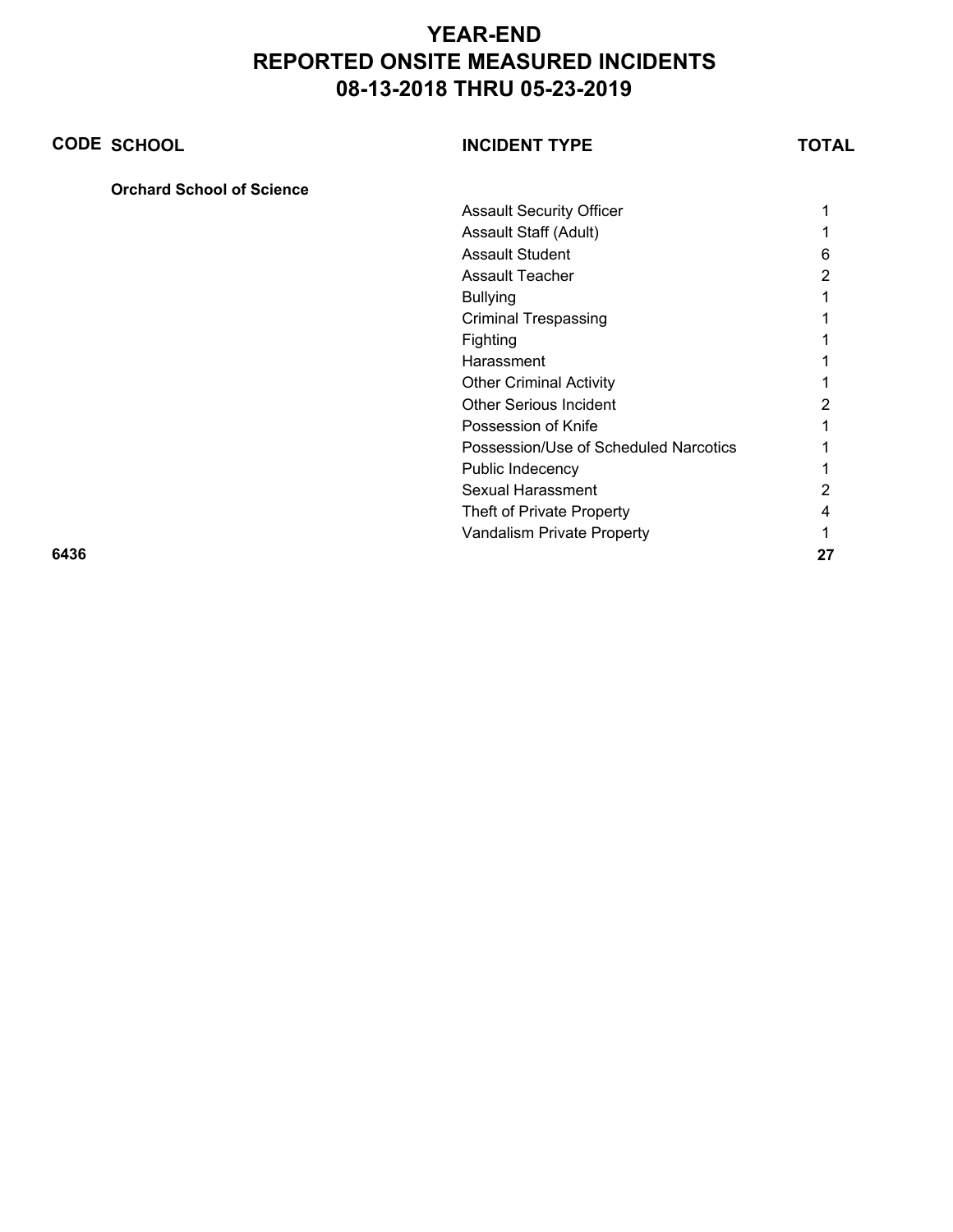# YEAR-END
# REPORTED ONSITE MEASURED INCIDENTS
# 08-13-2018 THRU 05-23-2019

| CODE | SCHOOL | INCIDENT TYPE | TOTAL |
|---|---|---|---|
| | **Orchard School of Science** | | |
| | | Assault Security Officer | 1 |
| | | Assault Staff (Adult) | 1 |
| | | Assault Student | 6 |
| | | Assault Teacher | 2 |
| | | Bullying | 1 |
| | | Criminal Trespassing | 1 |
| | | Fighting | 1 |
| | | Harassment | 1 |
| | | Other Criminal Activity | 1 |
| | | Other Serious Incident | 2 |
| | | Possession of Knife | 1 |
| | | Possession/Use of Scheduled Narcotics | 1 |
| | | Public Indecency | 1 |
| | | Sexual Harassment | 2 |
| | | Theft of Private Property | 4 |
| | | Vandalism Private Property | 1 |
| **6436** | | | **27** |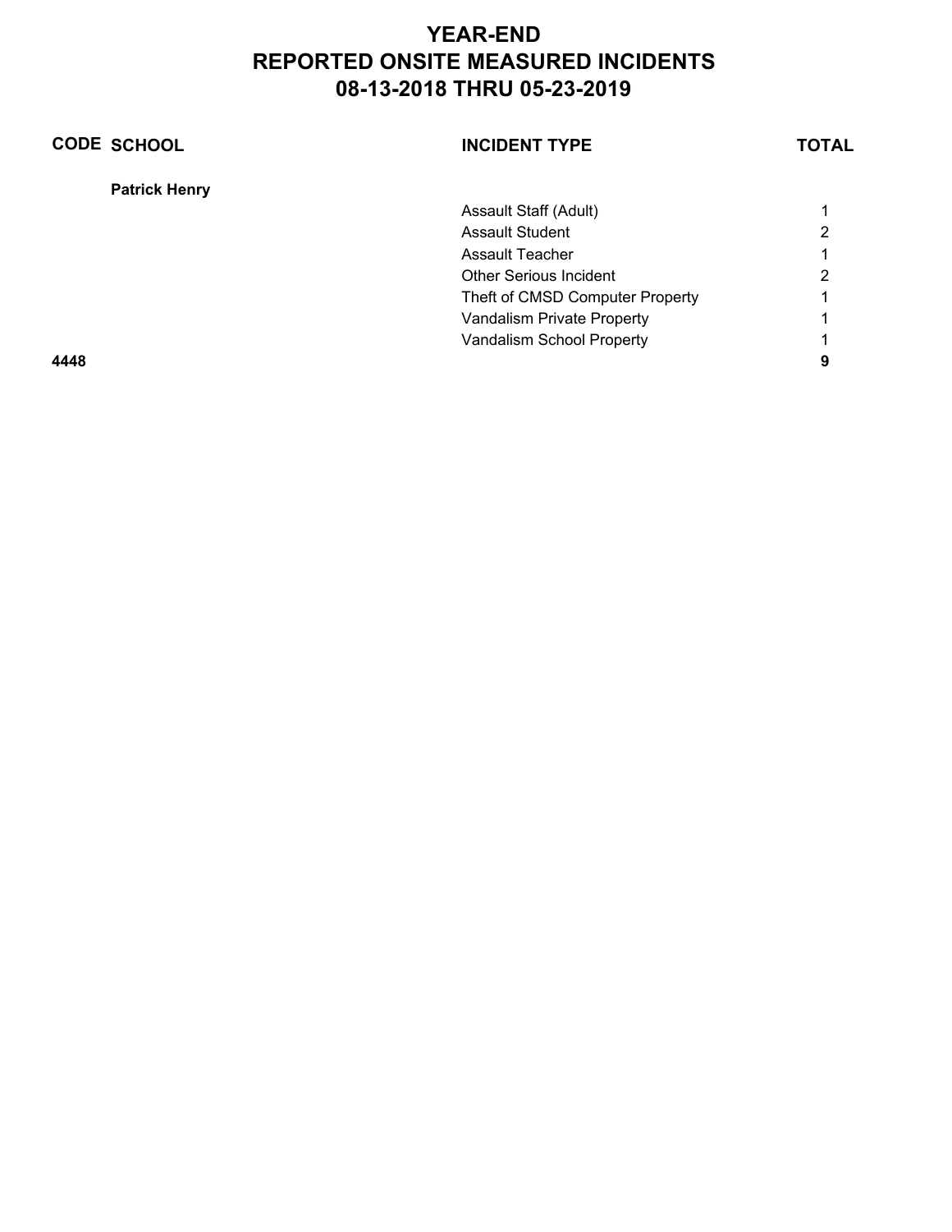# YEAR-END
# REPORTED ONSITE MEASURED INCIDENTS
# 08-13-2018 THRU 05-23-2019

| CODE | SCHOOL | INCIDENT TYPE | TOTAL |
|---|---|---|---|
| | **Patrick Henry** | | |
| | | Assault Staff (Adult) | 1 |
| | | Assault Student | 2 |
| | | Assault Teacher | 1 |
| | | Other Serious Incident | 2 |
| | | Theft of CMSD Computer Property | 1 |
| | | Vandalism Private Property | 1 |
| | | Vandalism School Property | 1 |
| **4448** | | | **9** |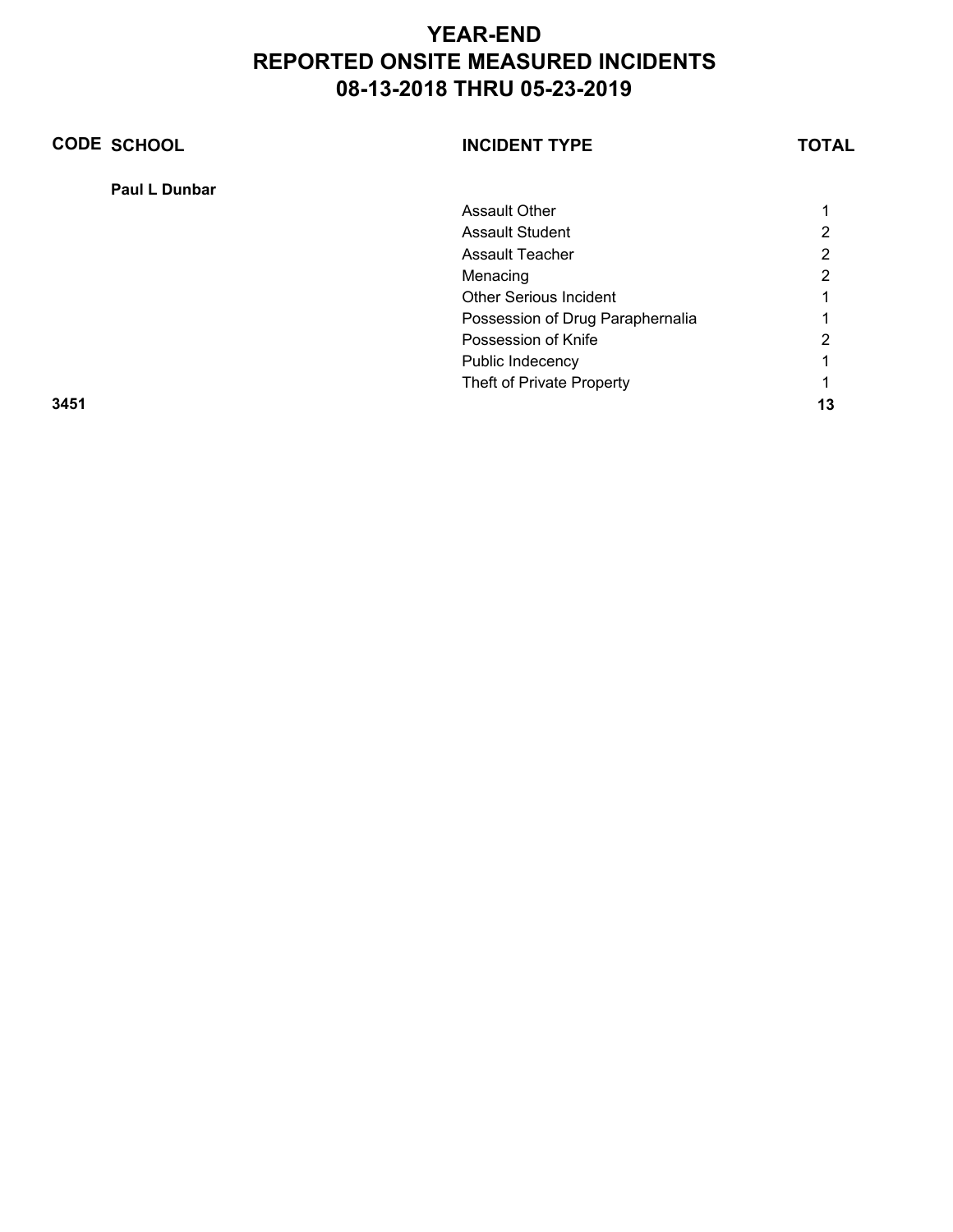# YEAR-END
# REPORTED ONSITE MEASURED INCIDENTS
# 08-13-2018 THRU 05-23-2019

| CODE | SCHOOL | INCIDENT TYPE | TOTAL |
|---|---|---|---|
| | **Paul L Dunbar** | | |
| | | Assault Other | 1 |
| | | Assault Student | 2 |
| | | Assault Teacher | 2 |
| | | Menacing | 2 |
| | | Other Serious Incident | 1 |
| | | Possession of Drug Paraphernalia | 1 |
| | | Possession of Knife | 2 |
| | | Public Indecency | 1 |
| | | Theft of Private Property | 1 |
| **3451** | | | **13** |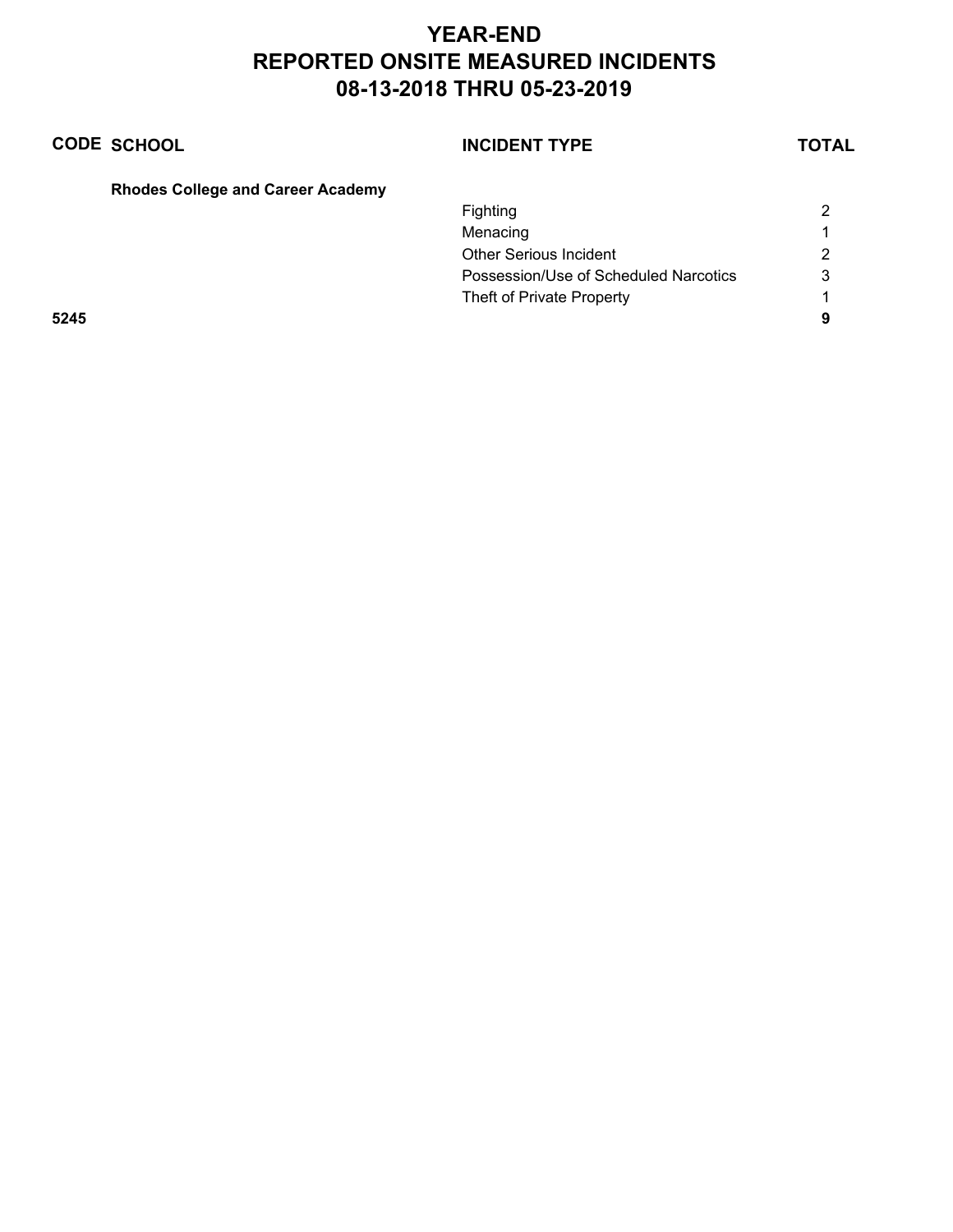# YEAR-END
# REPORTED ONSITE MEASURED INCIDENTS
# 08-13-2018 THRU 05-23-2019

| CODE | SCHOOL | INCIDENT TYPE | TOTAL |
|---|---|---|---|
| | **Rhodes College and Career Academy** | | |
| | | Fighting | 2 |
| | | Menacing | 1 |
| | | Other Serious Incident | 2 |
| | | Possession/Use of Scheduled Narcotics | 3 |
| | | Theft of Private Property | 1 |
| **5245** | | | **9** |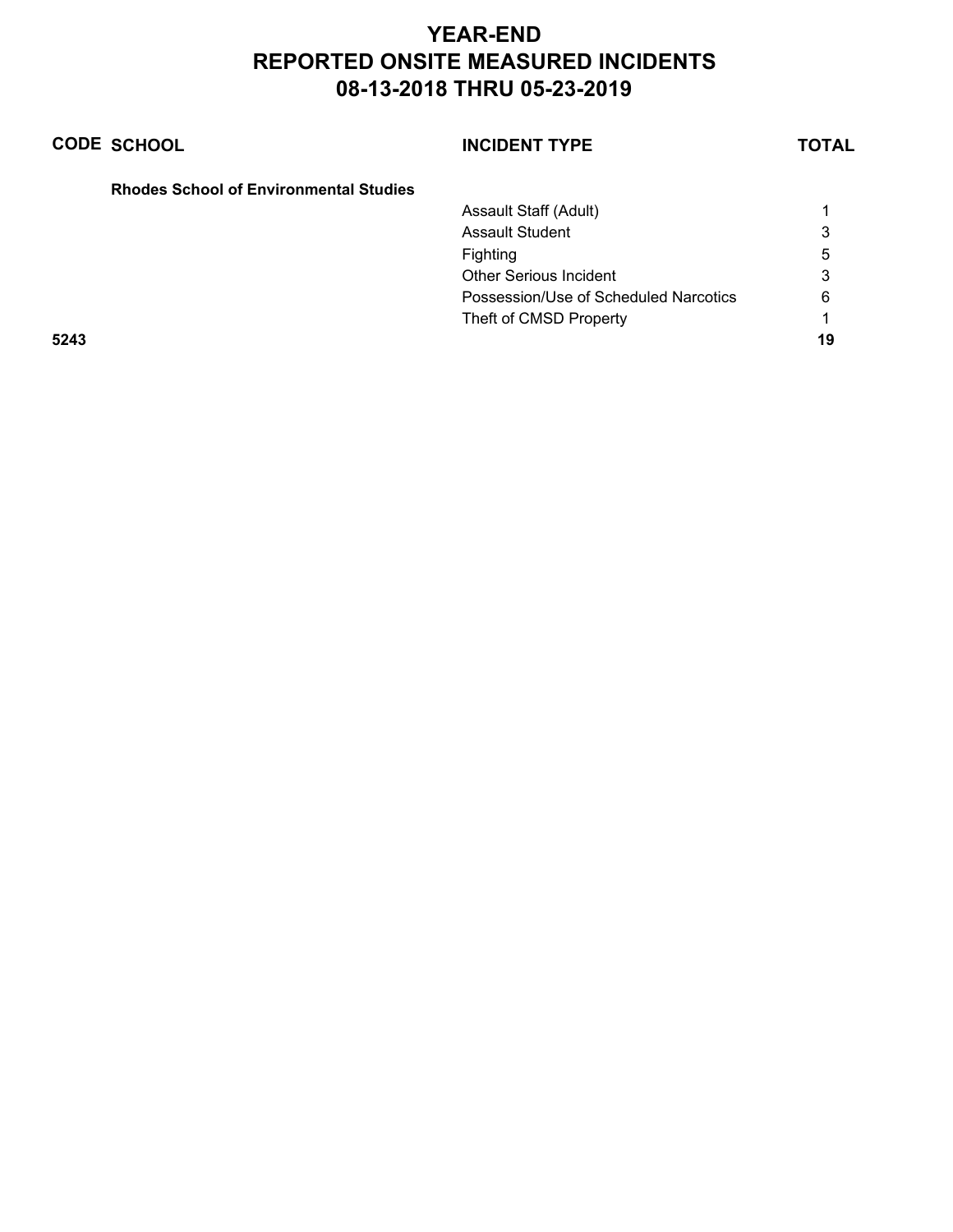# YEAR-END
# REPORTED ONSITE MEASURED INCIDENTS
# 08-13-2018 THRU 05-23-2019

| CODE | SCHOOL | INCIDENT TYPE | TOTAL |
|---|---|---|---|
| | **Rhodes School of Environmental Studies** | | |
| | | Assault Staff (Adult) | 1 |
| | | Assault Student | 3 |
| | | Fighting | 5 |
| | | Other Serious Incident | 3 |
| | | Possession/Use of Scheduled Narcotics | 6 |
| | | Theft of CMSD Property | 1 |
| **5243** | | | **19** |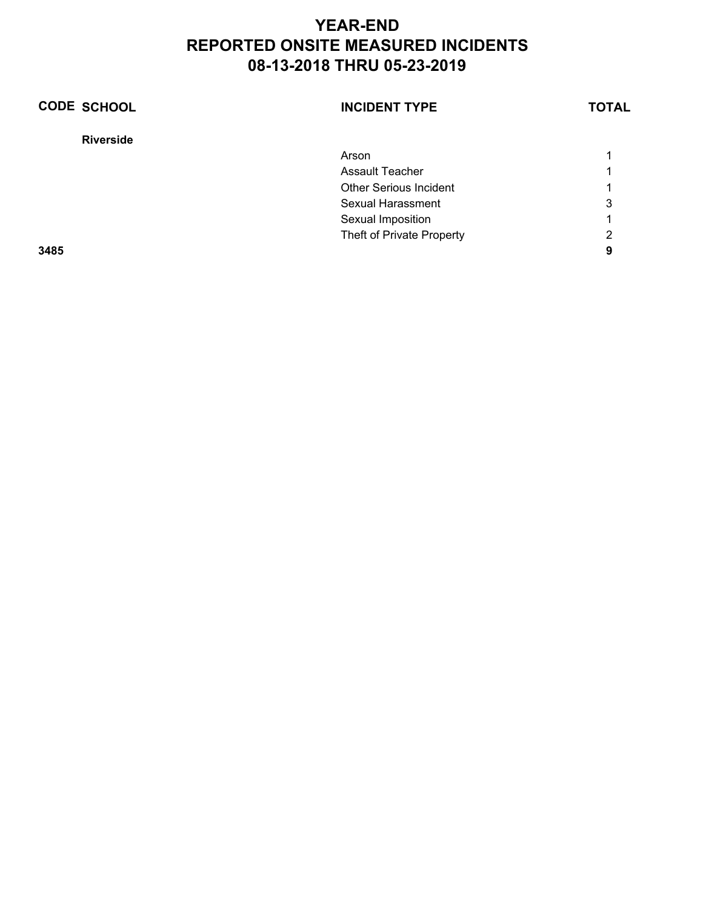# YEAR-END
# REPORTED ONSITE MEASURED INCIDENTS
# 08-13-2018 THRU 05-23-2019

| CODE | SCHOOL | INCIDENT TYPE | TOTAL |
|---|---|---|---|
| | **Riverside** | | |
| | | Arson | 1 |
| | | Assault Teacher | 1 |
| | | Other Serious Incident | 1 |
| | | Sexual Harassment | 3 |
| | | Sexual Imposition | 1 |
| | | Theft of Private Property | 2 |
| **3485** | | | **9** |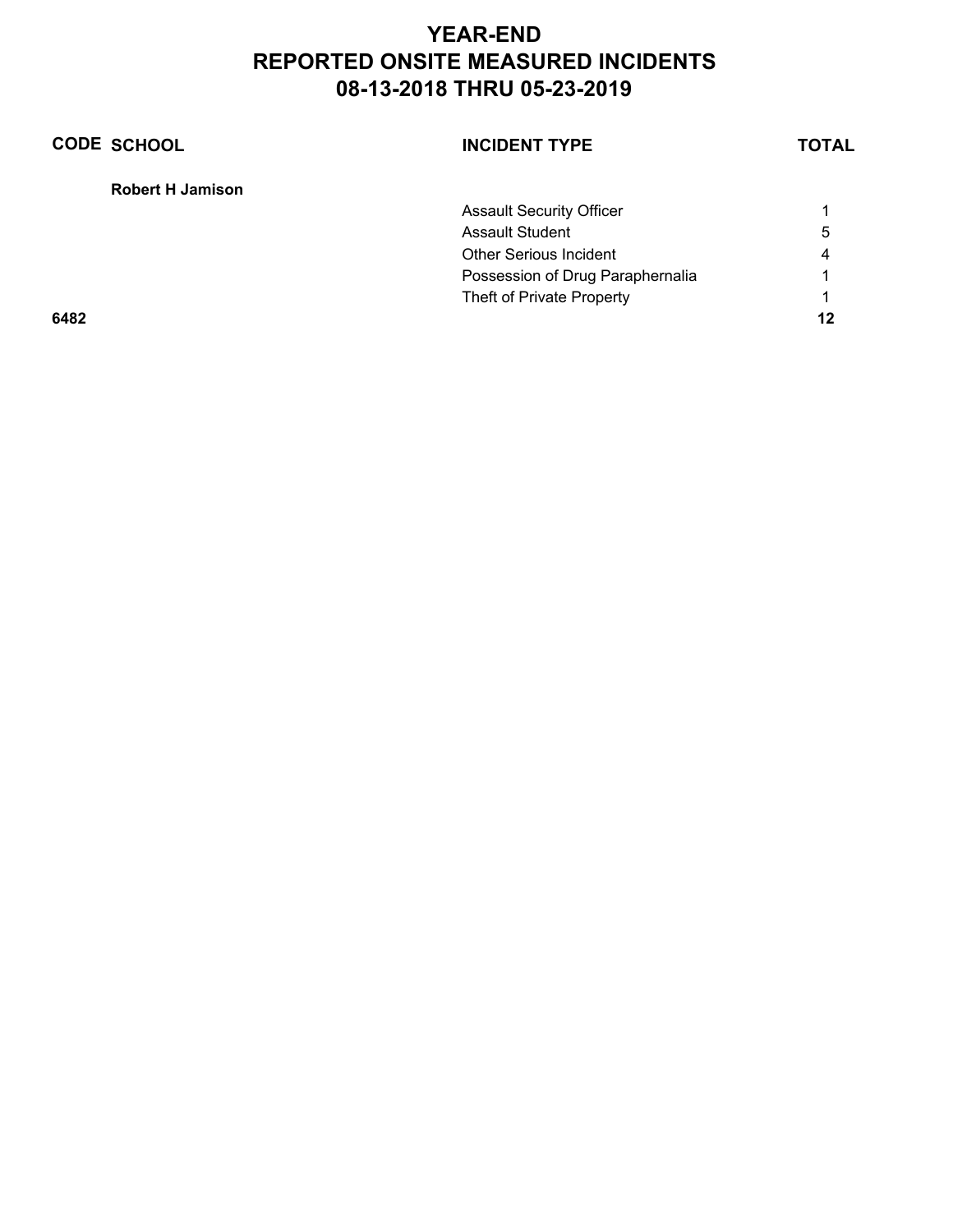# YEAR-END
# REPORTED ONSITE MEASURED INCIDENTS
# 08-13-2018 THRU 05-23-2019

| CODE | SCHOOL | INCIDENT TYPE | TOTAL |
|---|---|---|---|
| | **Robert H Jamison** | | |
| | | Assault Security Officer | 1 |
| | | Assault Student | 5 |
| | | Other Serious Incident | 4 |
| | | Possession of Drug Paraphernalia | 1 |
| | | Theft of Private Property | 1 |
| **6482** | | | **12** |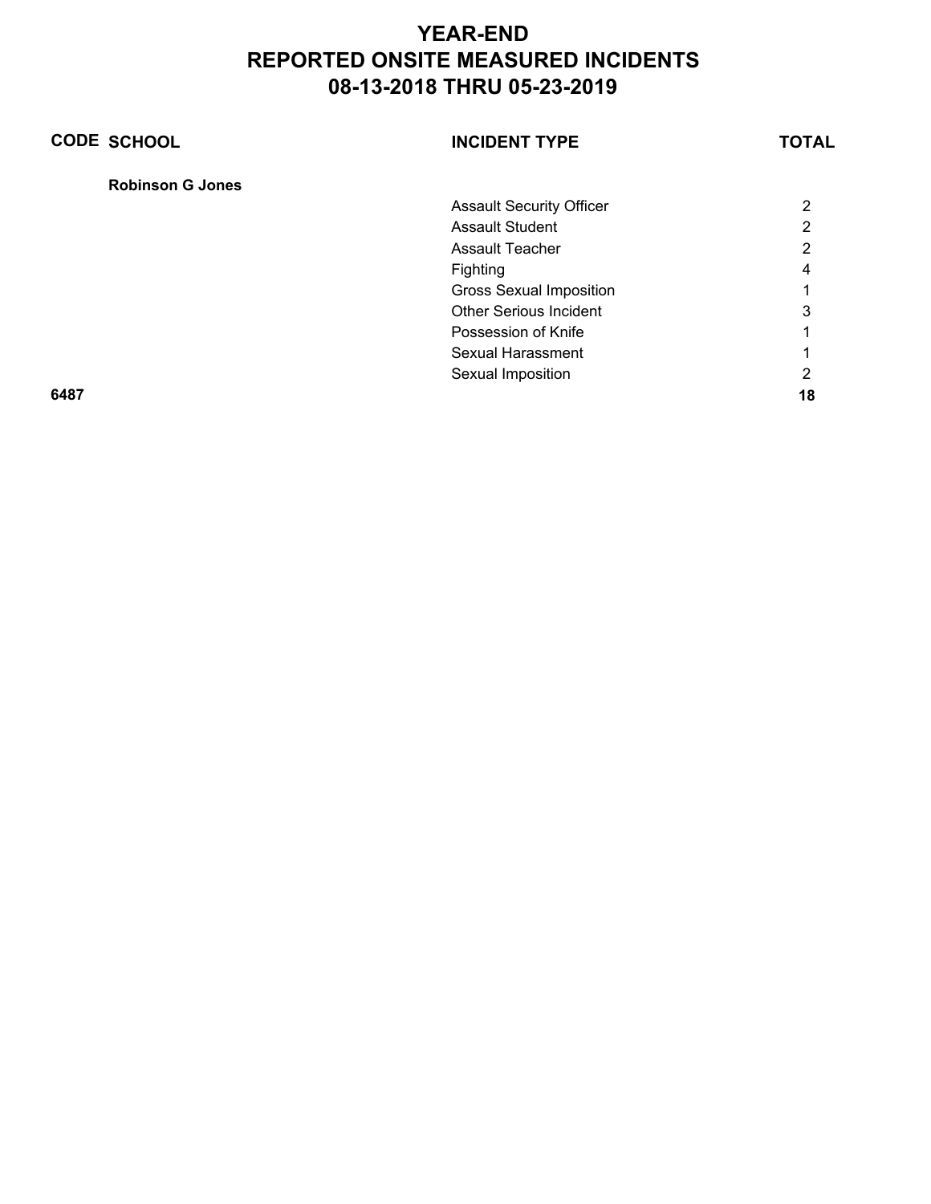# YEAR-END
# REPORTED ONSITE MEASURED INCIDENTS
# 08-13-2018 THRU 05-23-2019

| CODE | SCHOOL | INCIDENT TYPE | TOTAL |
| --- | --- | --- | --- |
| | **Robinson G Jones** | | |
| | | Assault Security Officer | 2 |
| | | Assault Student | 2 |
| | | Assault Teacher | 2 |
| | | Fighting | 4 |
| | | Gross Sexual Imposition | 1 |
| | | Other Serious Incident | 3 |
| | | Possession of Knife | 1 |
| | | Sexual Harassment | 1 |
| | | Sexual Imposition | 2 |
| **6487** | | | **18** |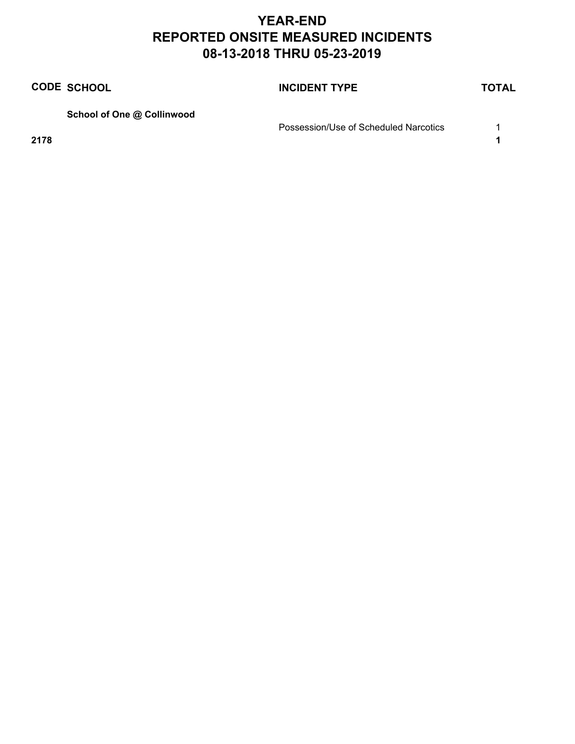# YEAR-END
# REPORTED ONSITE MEASURED INCIDENTS
# 08-13-2018 THRU 05-23-2019

| CODE | SCHOOL | INCIDENT TYPE | TOTAL |
|---|---|---|---|
| | **School of One @ Collinwood** | | |
| | | Possession/Use of Scheduled Narcotics | 1 |
| **2178** | | | **1** |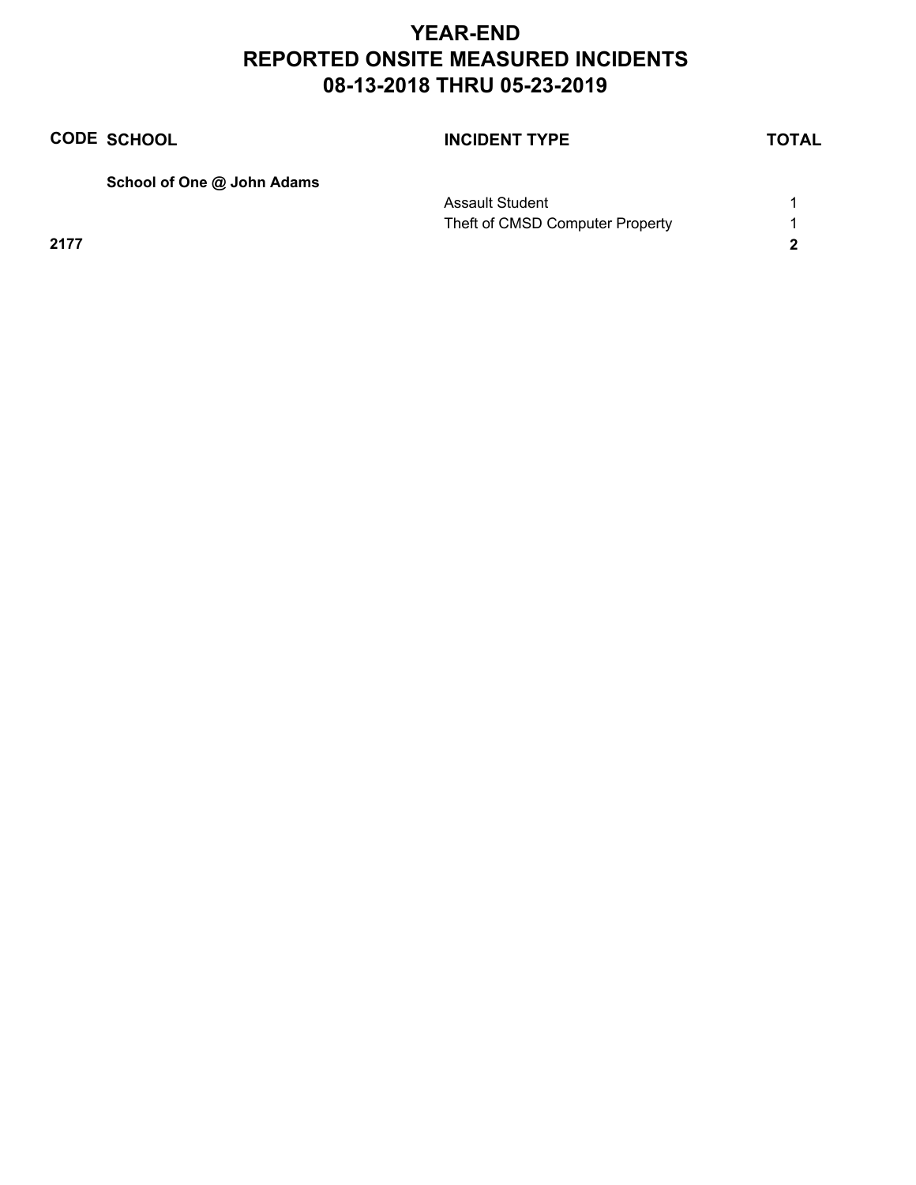# YEAR-END
# REPORTED ONSITE MEASURED INCIDENTS
# 08-13-2018 THRU 05-23-2019

| CODE | SCHOOL | INCIDENT TYPE | TOTAL |
| --- | --- | --- | --- |
| | **School of One @ John Adams** | | |
| | | Assault Student | 1 |
| | | Theft of CMSD Computer Property | 1 |
| **2177** | | | **2** |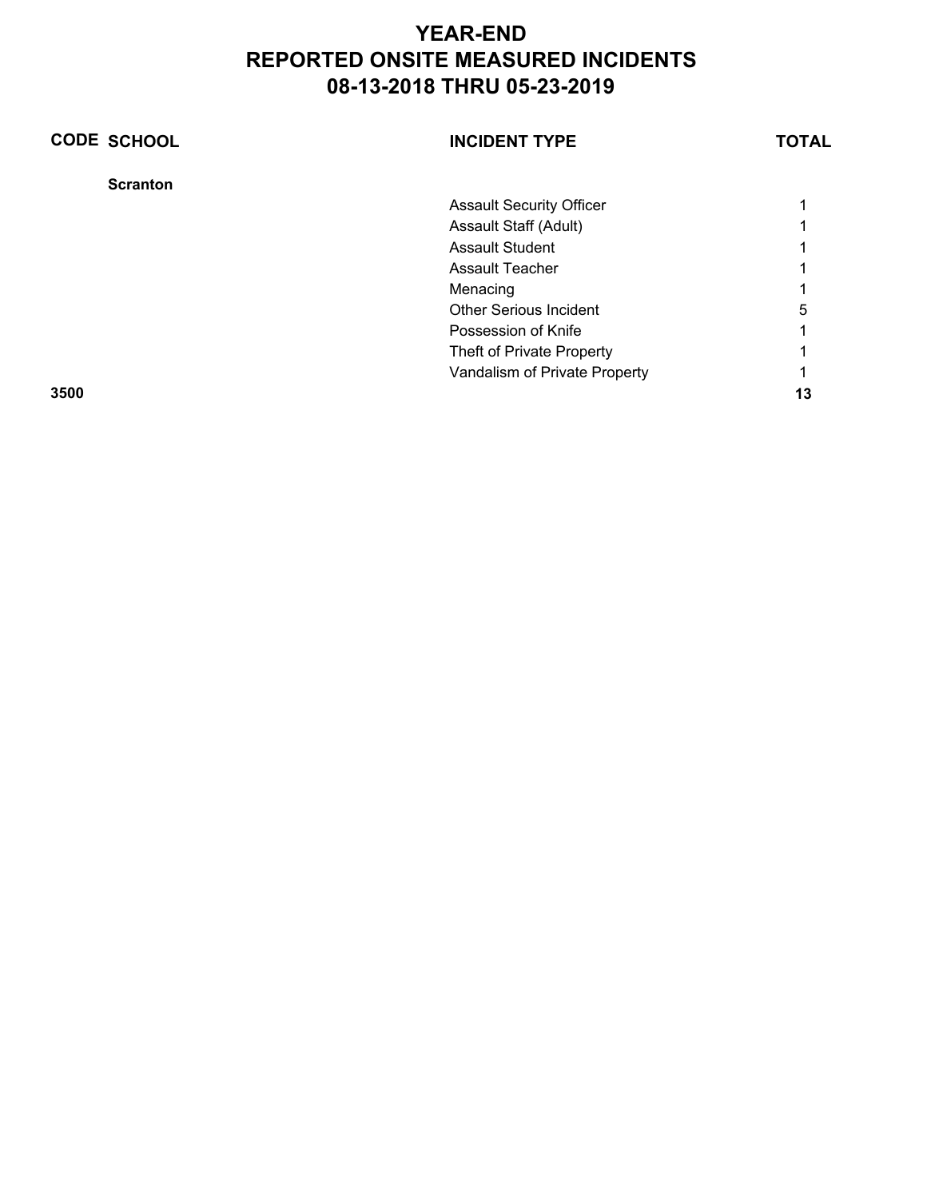# YEAR-END
# REPORTED ONSITE MEASURED INCIDENTS
# 08-13-2018 THRU 05-23-2019

| CODE | SCHOOL | INCIDENT TYPE | TOTAL |
|---|---|---|---|
| | **Scranton** | | |
| | | Assault Security Officer | 1 |
| | | Assault Staff (Adult) | 1 |
| | | Assault Student | 1 |
| | | Assault Teacher | 1 |
| | | Menacing | 1 |
| | | Other Serious Incident | 5 |
| | | Possession of Knife | 1 |
| | | Theft of Private Property | 1 |
| | | Vandalism of Private Property | 1 |
| **3500** | | | **13** |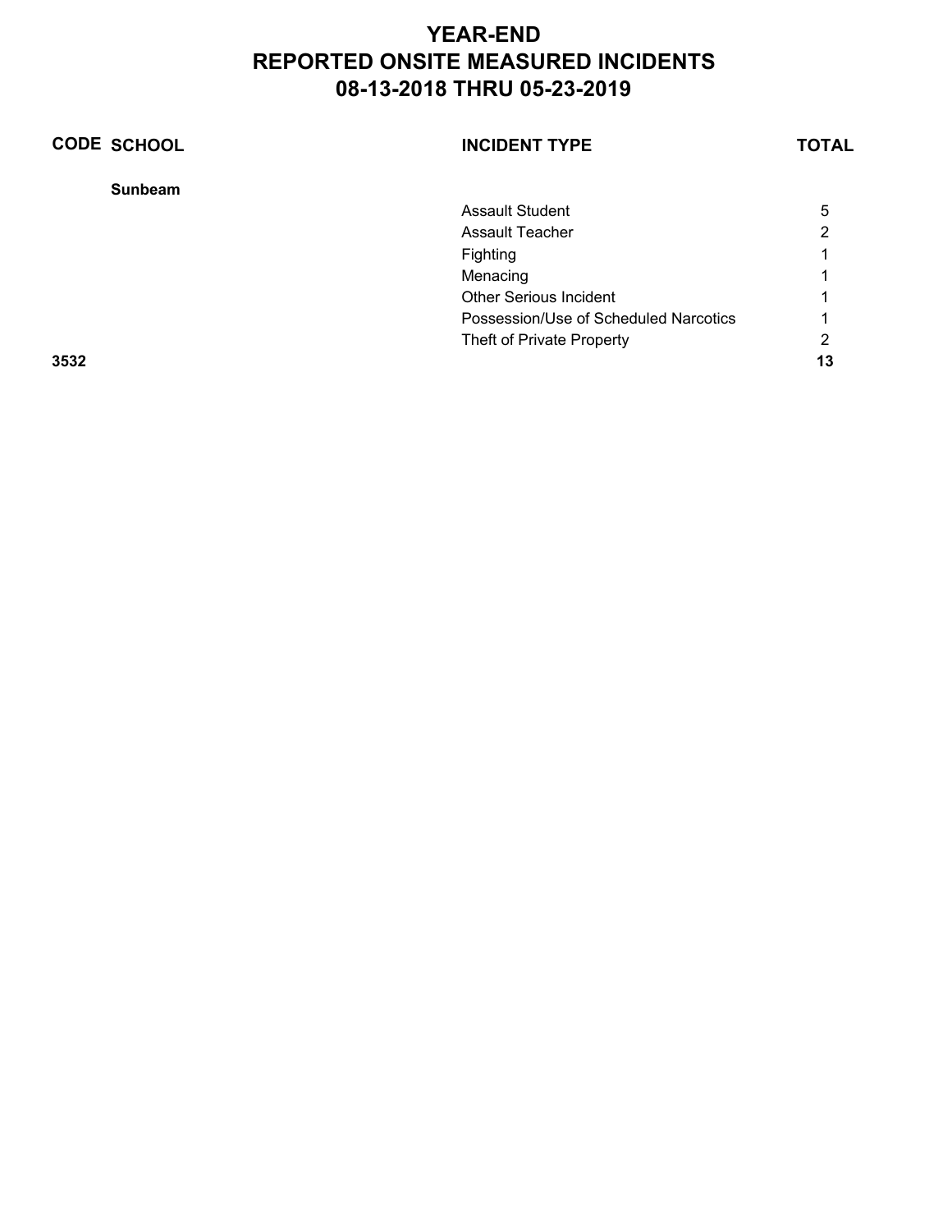# YEAR-END
# REPORTED ONSITE MEASURED INCIDENTS
# 08-13-2018 THRU 05-23-2019

| CODE | SCHOOL | INCIDENT TYPE | TOTAL |
|---|---|---|---|
| | **Sunbeam** | | |
| | | Assault Student | 5 |
| | | Assault Teacher | 2 |
| | | Fighting | 1 |
| | | Menacing | 1 |
| | | Other Serious Incident | 1 |
| | | Possession/Use of Scheduled Narcotics | 1 |
| | | Theft of Private Property | 2 |
| **3532** | | | **13** |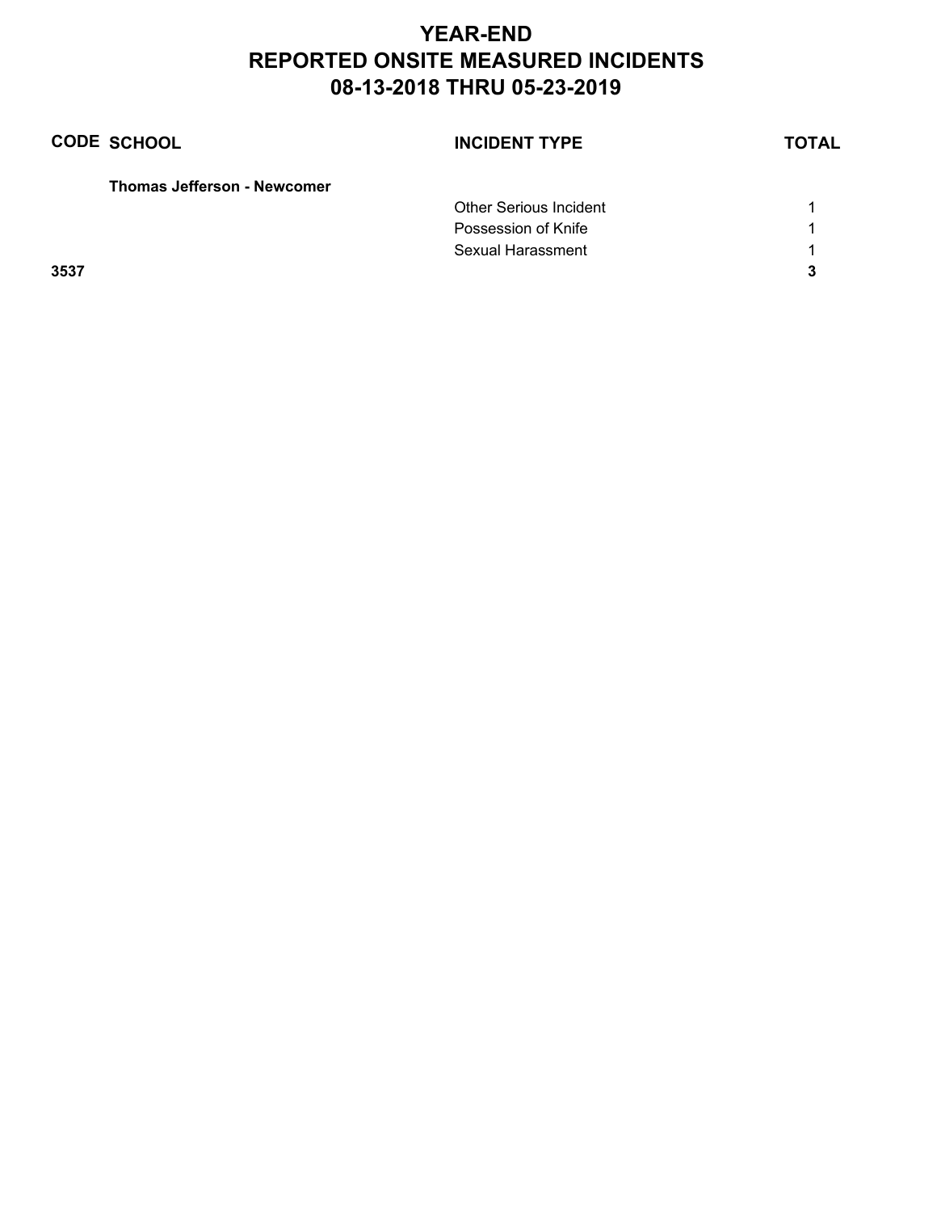# YEAR-END
# REPORTED ONSITE MEASURED INCIDENTS
# 08-13-2018 THRU 05-23-2019

| CODE | SCHOOL | INCIDENT TYPE | TOTAL |
|---|---|---|---|
| | **Thomas Jefferson - Newcomer** | | |
| | | Other Serious Incident | 1 |
| | | Possession of Knife | 1 |
| | | Sexual Harassment | 1 |
| **3537** | | | **3** |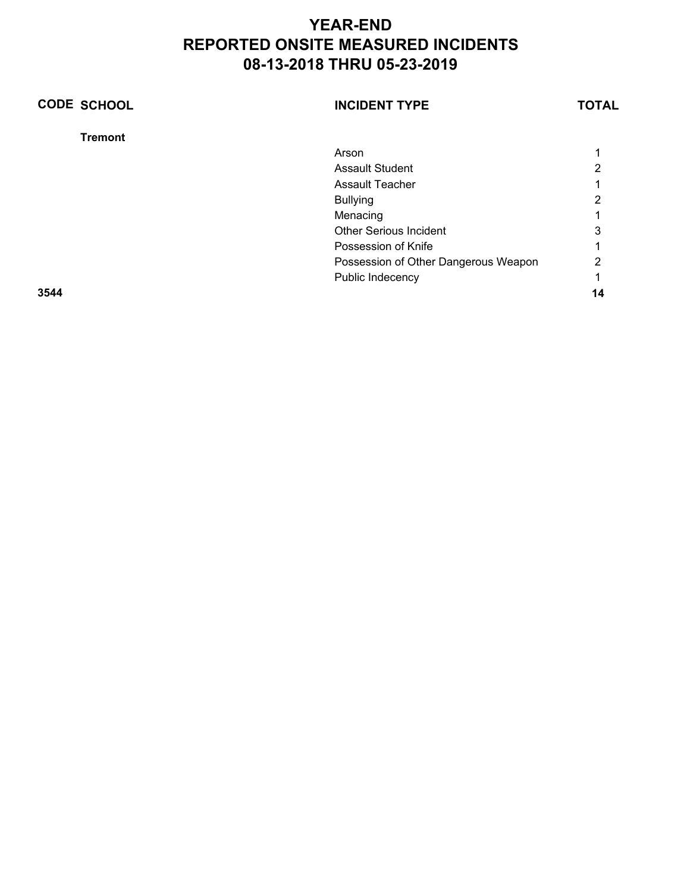# YEAR-END
# REPORTED ONSITE MEASURED INCIDENTS
# 08-13-2018 THRU 05-23-2019

| CODE | SCHOOL | INCIDENT TYPE | TOTAL |
|---|---|---|---|
| | **Tremont** | | |
| | | Arson | 1 |
| | | Assault Student | 2 |
| | | Assault Teacher | 1 |
| | | Bullying | 2 |
| | | Menacing | 1 |
| | | Other Serious Incident | 3 |
| | | Possession of Knife | 1 |
| | | Possession of Other Dangerous Weapon | 2 |
| | | Public Indecency | 1 |
| **3544** | | | **14** |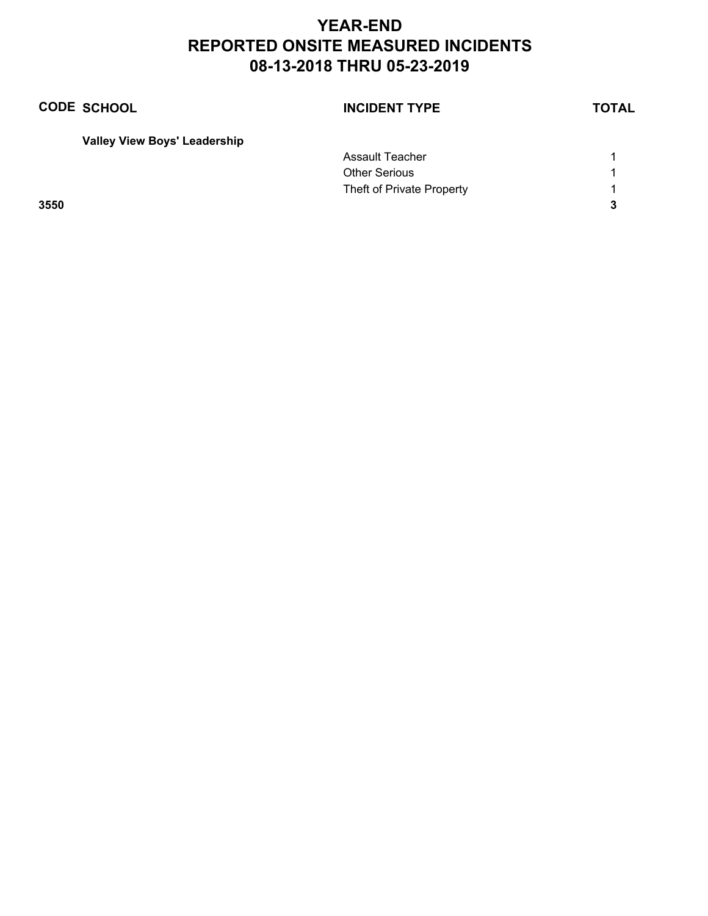# YEAR-END
# REPORTED ONSITE MEASURED INCIDENTS
# 08-13-2018 THRU 05-23-2019

| CODE | SCHOOL | INCIDENT TYPE | TOTAL |
|---|---|---|---|
| | **Valley View Boys' Leadership** | | |
| | | Assault Teacher | 1 |
| | | Other Serious | 1 |
| | | Theft of Private Property | 1 |
| **3550** | | | **3** |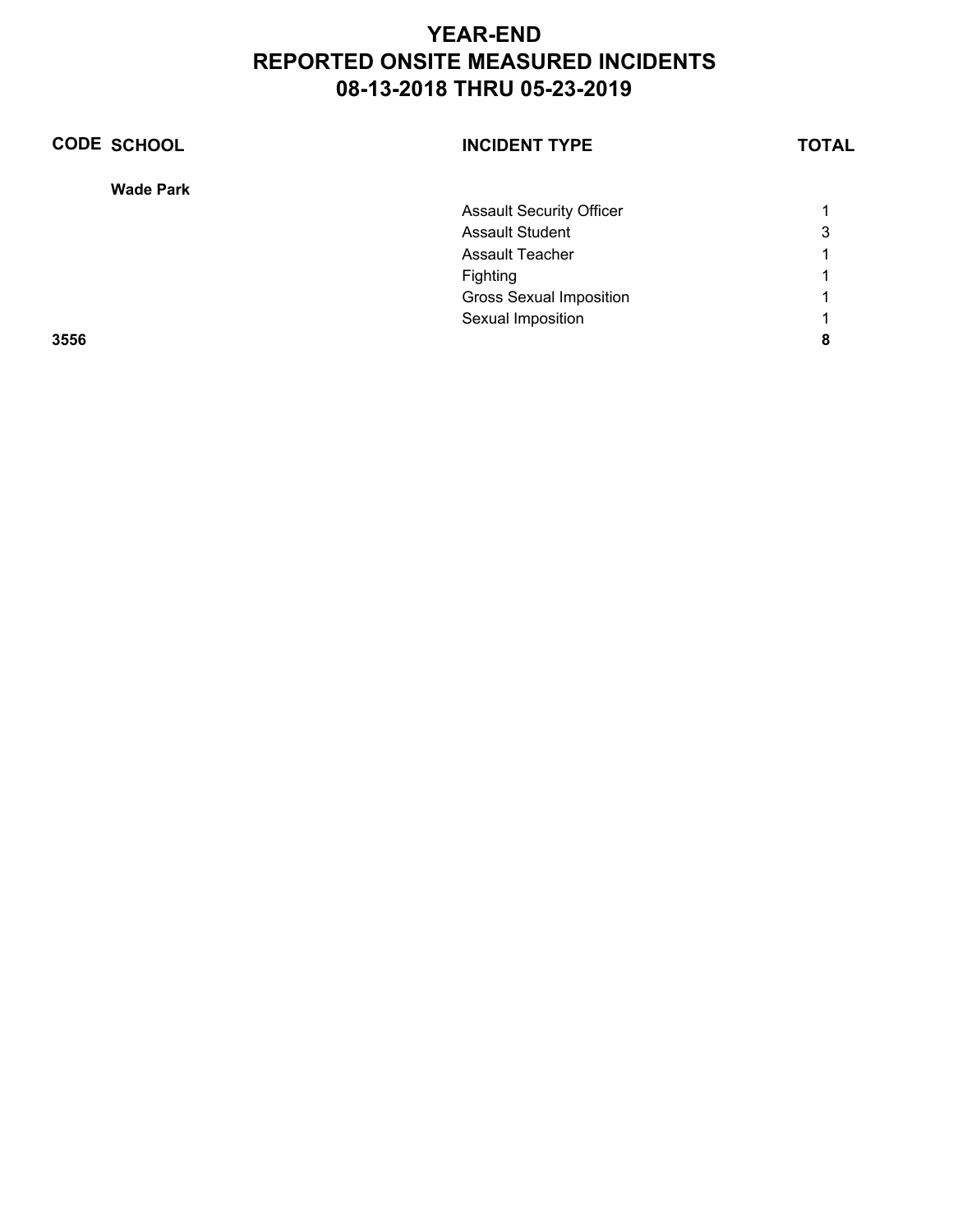# YEAR-END
# REPORTED ONSITE MEASURED INCIDENTS
# 08-13-2018 THRU 05-23-2019

| CODE | SCHOOL | INCIDENT TYPE | TOTAL |
|---|---|---|---|
| | **Wade Park** | | |
| | | Assault Security Officer | 1 |
| | | Assault Student | 3 |
| | | Assault Teacher | 1 |
| | | Fighting | 1 |
| | | Gross Sexual Imposition | 1 |
| | | Sexual Imposition | 1 |
| **3556** | | | **8** |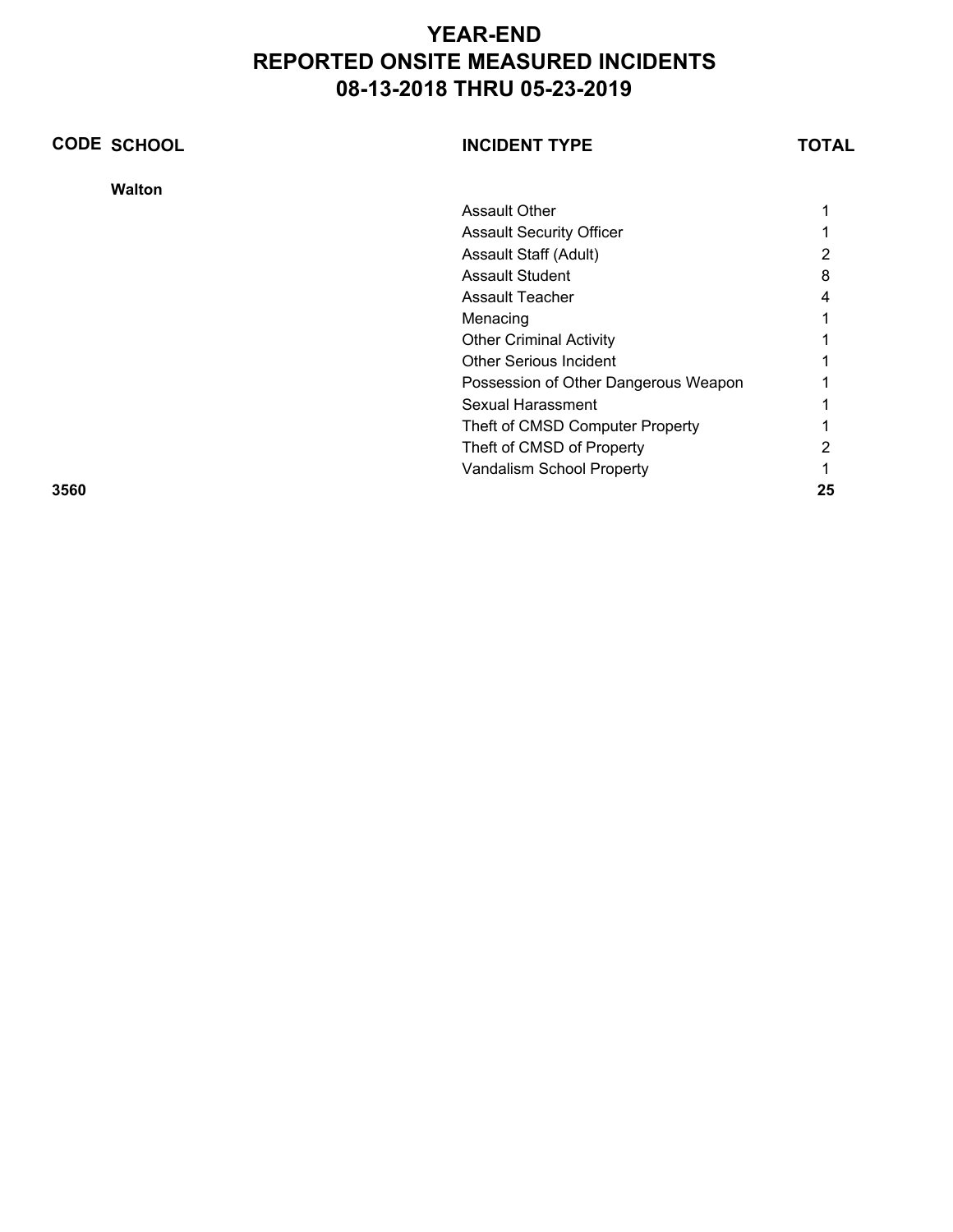# YEAR-END
# REPORTED ONSITE MEASURED INCIDENTS
# 08-13-2018 THRU 05-23-2019

| CODE | SCHOOL | INCIDENT TYPE | TOTAL |
|---|---|---|---|
| | **Walton** | | |
| | | Assault Other | 1 |
| | | Assault Security Officer | 1 |
| | | Assault Staff (Adult) | 2 |
| | | Assault Student | 8 |
| | | Assault Teacher | 4 |
| | | Menacing | 1 |
| | | Other Criminal Activity | 1 |
| | | Other Serious Incident | 1 |
| | | Possession of Other Dangerous Weapon | 1 |
| | | Sexual Harassment | 1 |
| | | Theft of CMSD Computer Property | 1 |
| | | Theft of CMSD of Property | 2 |
| | | Vandalism School Property | 1 |
| **3560** | | | **25** |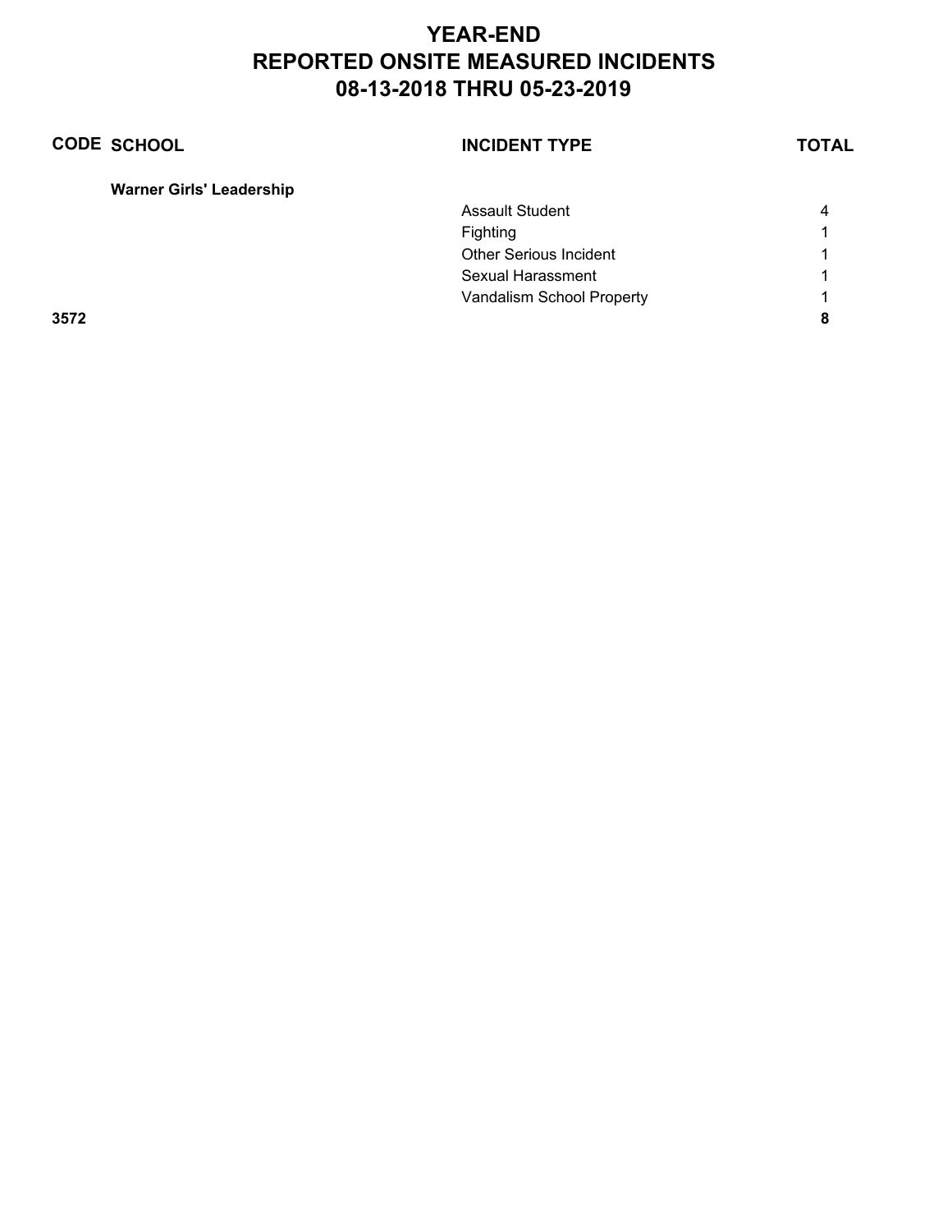# YEAR-END
# REPORTED ONSITE MEASURED INCIDENTS
# 08-13-2018 THRU 05-23-2019

| CODE | SCHOOL | INCIDENT TYPE | TOTAL |
|---|---|---|---|
| | **Warner Girls' Leadership** | | |
| | | Assault Student | 4 |
| | | Fighting | 1 |
| | | Other Serious Incident | 1 |
| | | Sexual Harassment | 1 |
| | | Vandalism School Property | 1 |
| **3572** | | | **8** |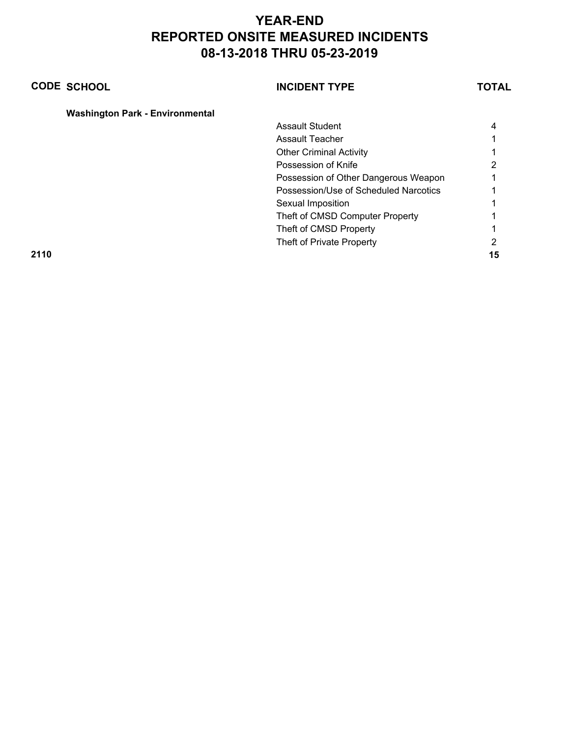# YEAR-END
# REPORTED ONSITE MEASURED INCIDENTS
# 08-13-2018 THRU 05-23-2019

| CODE | SCHOOL | INCIDENT TYPE | TOTAL |
|---|---|---|---|
| | **Washington Park - Environmental** | | |
| | | Assault Student | 4 |
| | | Assault Teacher | 1 |
| | | Other Criminal Activity | 1 |
| | | Possession of Knife | 2 |
| | | Possession of Other Dangerous Weapon | 1 |
| | | Possession/Use of Scheduled Narcotics | 1 |
| | | Sexual Imposition | 1 |
| | | Theft of CMSD Computer Property | 1 |
| | | Theft of CMSD Property | 1 |
| | | Theft of Private Property | 2 |
| **2110** | | | **15** |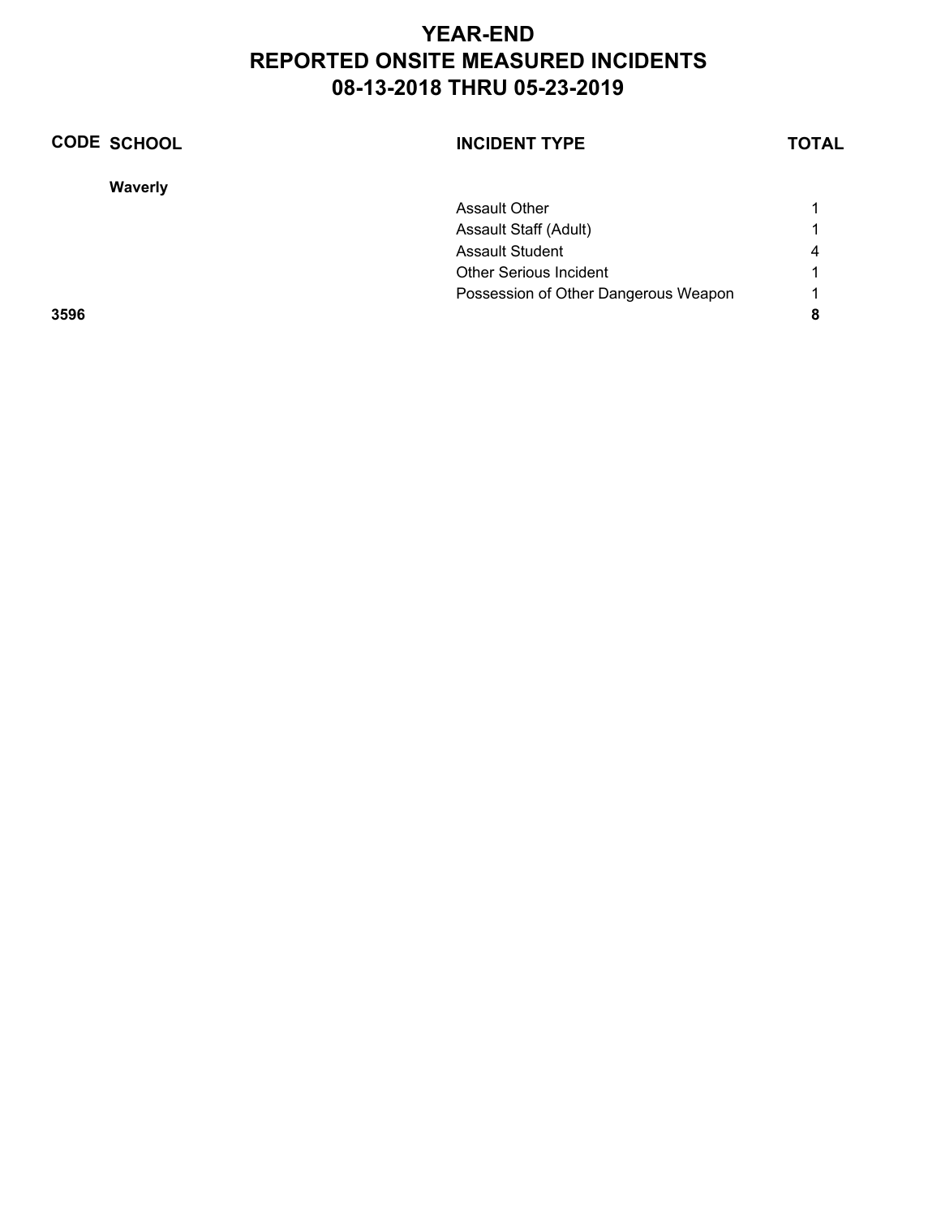# YEAR-END
# REPORTED ONSITE MEASURED INCIDENTS
# 08-13-2018 THRU 05-23-2019

| CODE | SCHOOL | INCIDENT TYPE | TOTAL |
|---|---|---|---|
| | **Waverly** | | |
| | | Assault Other | 1 |
| | | Assault Staff (Adult) | 1 |
| | | Assault Student | 4 |
| | | Other Serious Incident | 1 |
| | | Possession of Other Dangerous Weapon | 1 |
| **3596** | | | **8** |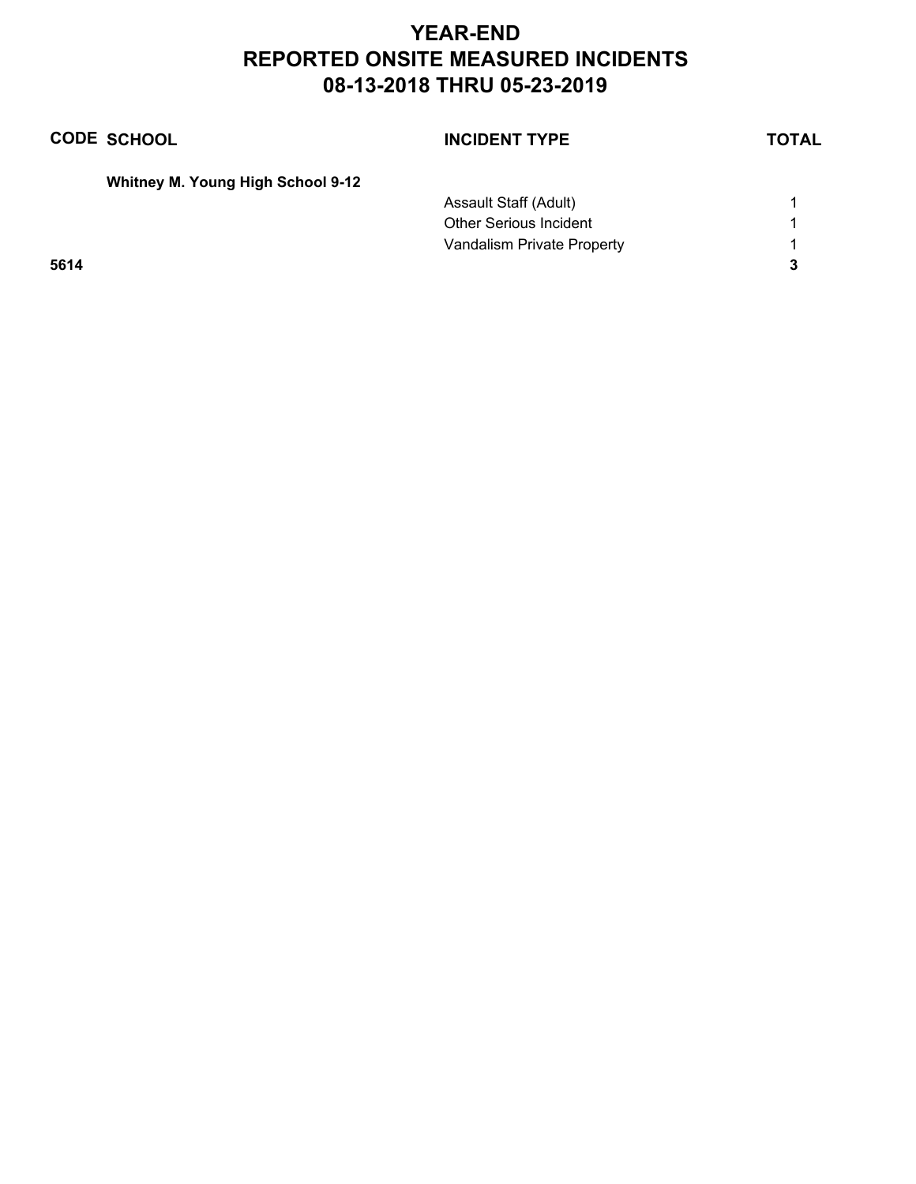# YEAR-END
# REPORTED ONSITE MEASURED INCIDENTS
# 08-13-2018 THRU 05-23-2019

| CODE | SCHOOL | INCIDENT TYPE | TOTAL |
|---|---|---|---|
| | **Whitney M. Young High School 9-12** | | |
| | | Assault Staff (Adult) | 1 |
| | | Other Serious Incident | 1 |
| | | Vandalism Private Property | 1 |
| **5614** | | | **3** |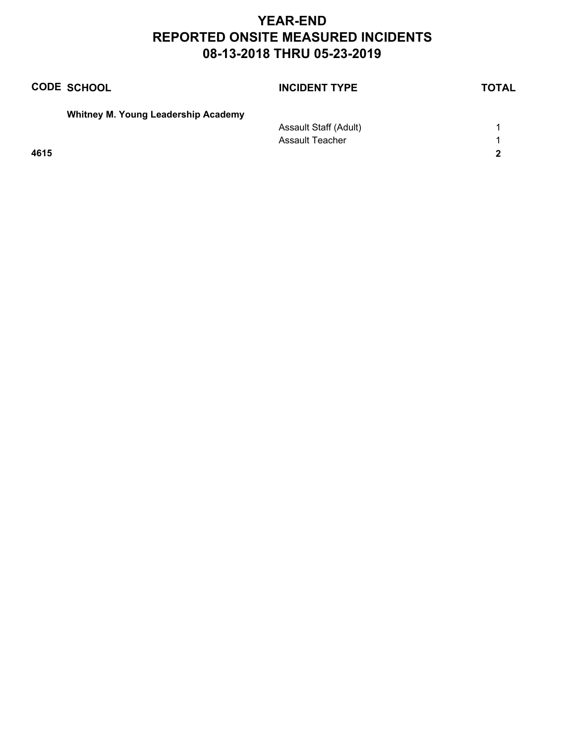# YEAR-END
# REPORTED ONSITE MEASURED INCIDENTS
# 08-13-2018 THRU 05-23-2019

| CODE | SCHOOL | INCIDENT TYPE | TOTAL |
|---|---|---|---|
| | **Whitney M. Young Leadership Academy** | | |
| | | Assault Staff (Adult) | 1 |
| | | Assault Teacher | 1 |
| **4615** | | | **2** |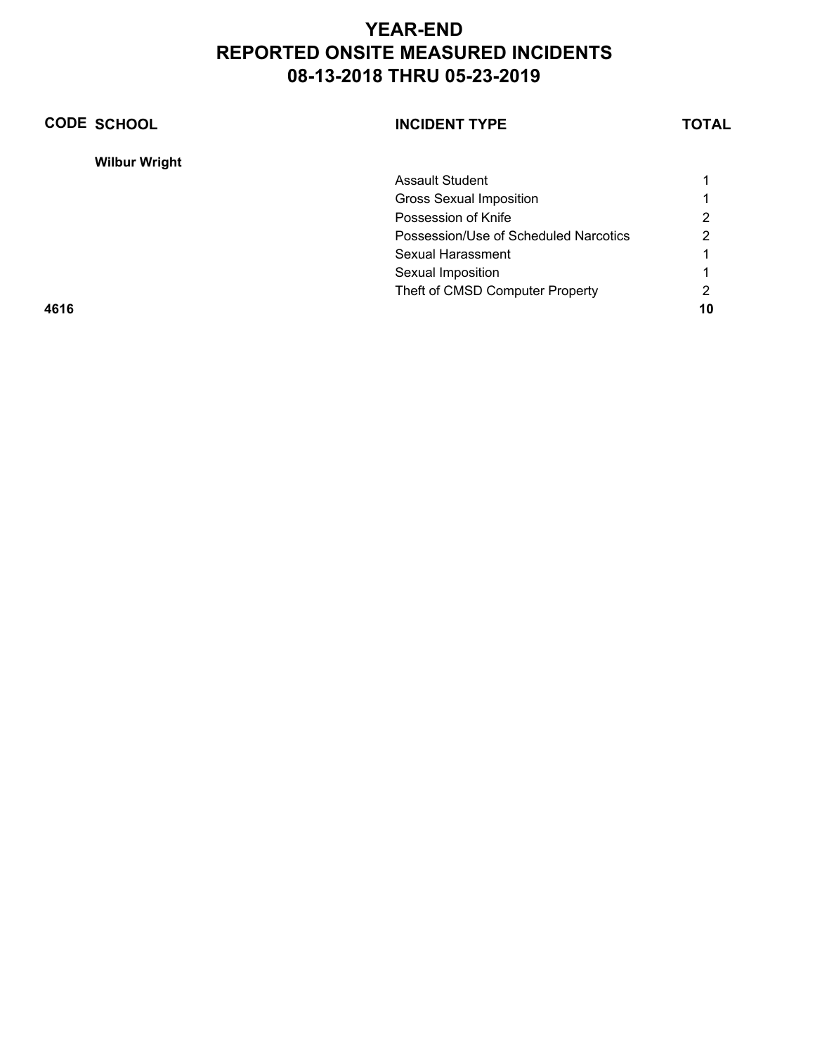# YEAR-END
# REPORTED ONSITE MEASURED INCIDENTS
# 08-13-2018 THRU 05-23-2019

| CODE | SCHOOL | INCIDENT TYPE | TOTAL |
|---|---|---|---|
| | **Wilbur Wright** | | |
| | | Assault Student | 1 |
| | | Gross Sexual Imposition | 1 |
| | | Possession of Knife | 2 |
| | | Possession/Use of Scheduled Narcotics | 2 |
| | | Sexual Harassment | 1 |
| | | Sexual Imposition | 1 |
| | | Theft of CMSD Computer Property | 2 |
| **4616** | | | **10** |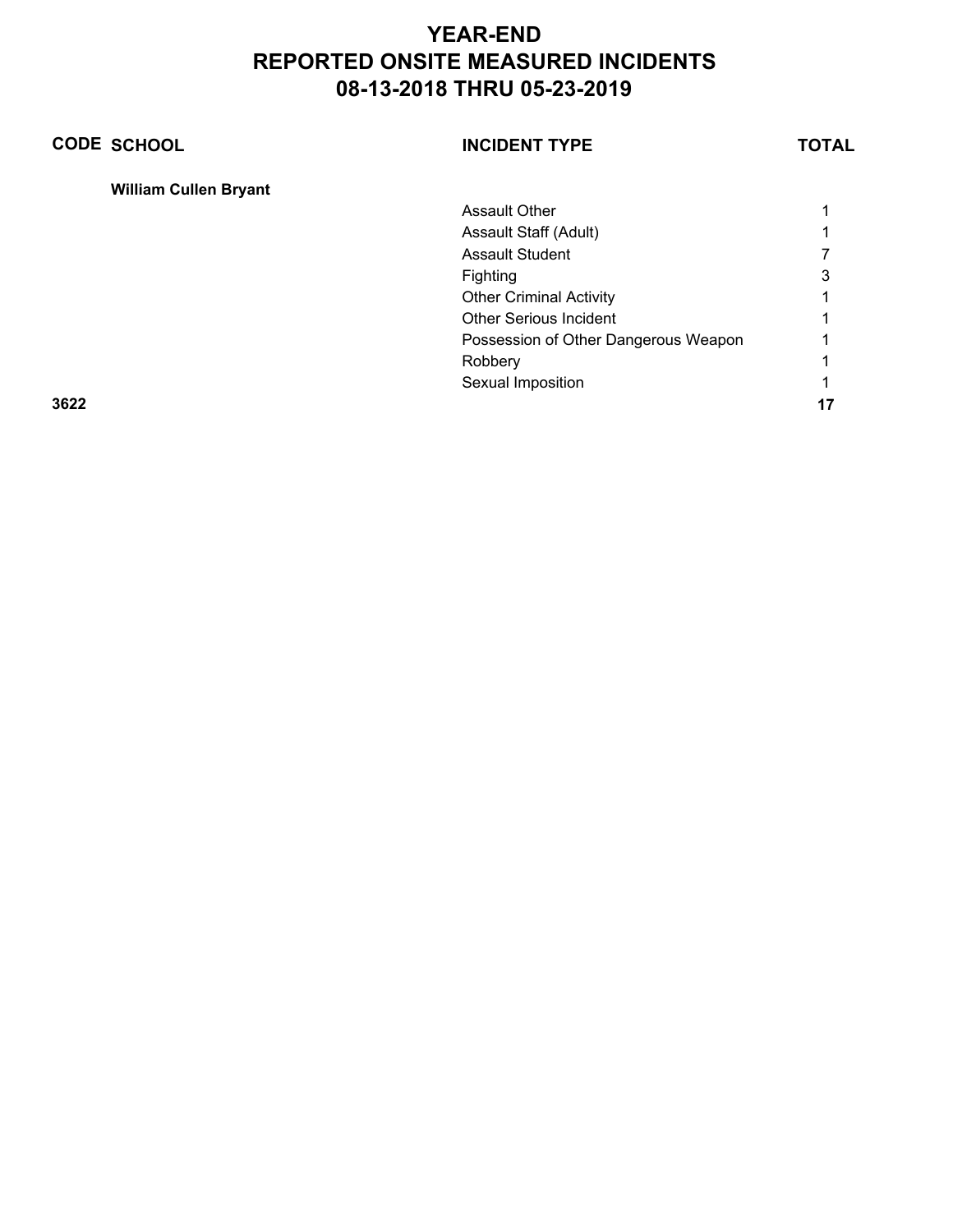# YEAR-END
# REPORTED ONSITE MEASURED INCIDENTS
# 08-13-2018 THRU 05-23-2019

| CODE | SCHOOL | INCIDENT TYPE | TOTAL |
|---|---|---|---|
| | **William Cullen Bryant** | | |
| | | Assault Other | 1 |
| | | Assault Staff (Adult) | 1 |
| | | Assault Student | 7 |
| | | Fighting | 3 |
| | | Other Criminal Activity | 1 |
| | | Other Serious Incident | 1 |
| | | Possession of Other Dangerous Weapon | 1 |
| | | Robbery | 1 |
| | | Sexual Imposition | 1 |
| **3622** | | | **17** |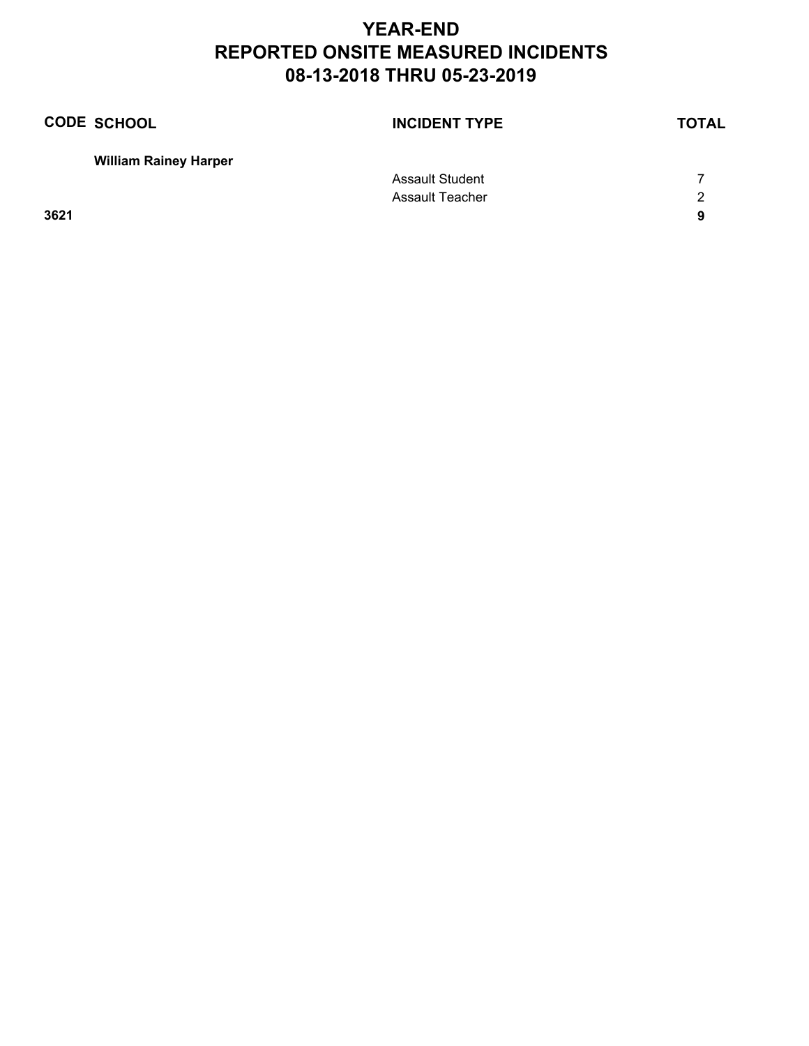# YEAR-END
# REPORTED ONSITE MEASURED INCIDENTS
# 08-13-2018 THRU 05-23-2019

| CODE | SCHOOL | INCIDENT TYPE | TOTAL |
|---|---|---|---|
| | **William Rainey Harper** | | |
| | | Assault Student | 7 |
| | | Assault Teacher | 2 |
| **3621** | | | **9** |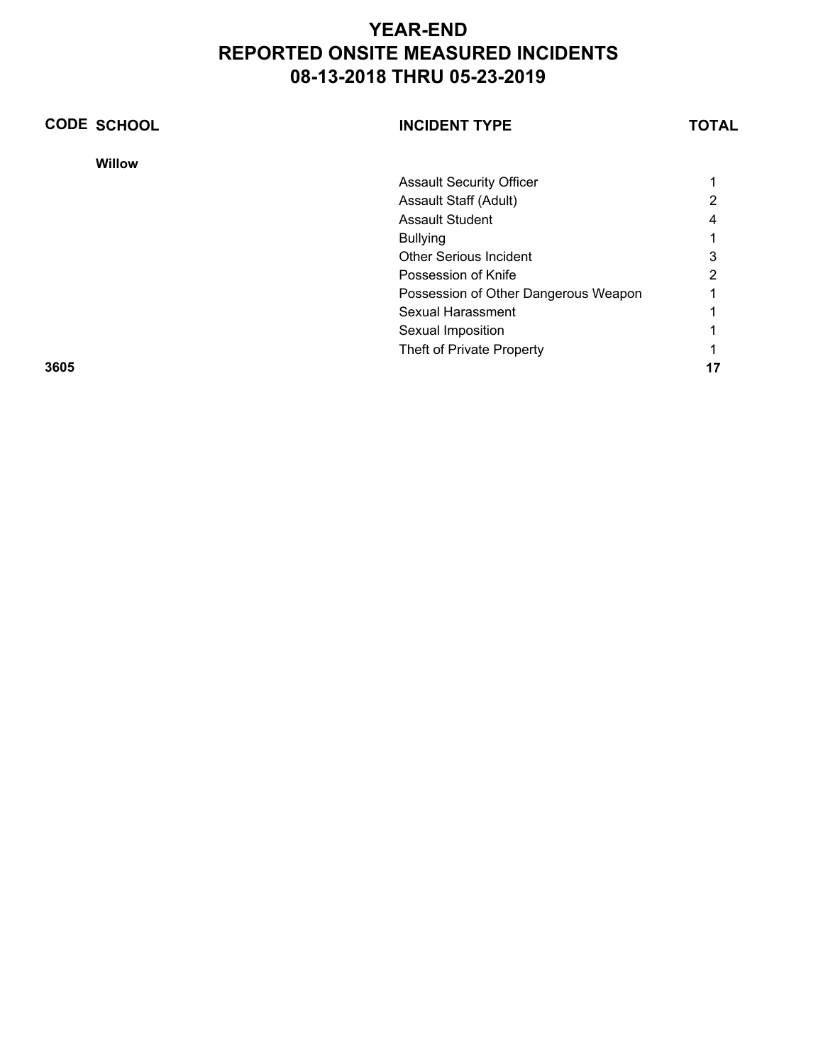# YEAR-END
# REPORTED ONSITE MEASURED INCIDENTS
# 08-13-2018 THRU 05-23-2019

| CODE | SCHOOL | INCIDENT TYPE | TOTAL |
|---|---|---|---|
| | **Willow** | | |
| | | Assault Security Officer | 1 |
| | | Assault Staff (Adult) | 2 |
| | | Assault Student | 4 |
| | | Bullying | 1 |
| | | Other Serious Incident | 3 |
| | | Possession of Knife | 2 |
| | | Possession of Other Dangerous Weapon | 1 |
| | | Sexual Harassment | 1 |
| | | Sexual Imposition | 1 |
| | | Theft of Private Property | 1 |
| **3605** | | | **17** |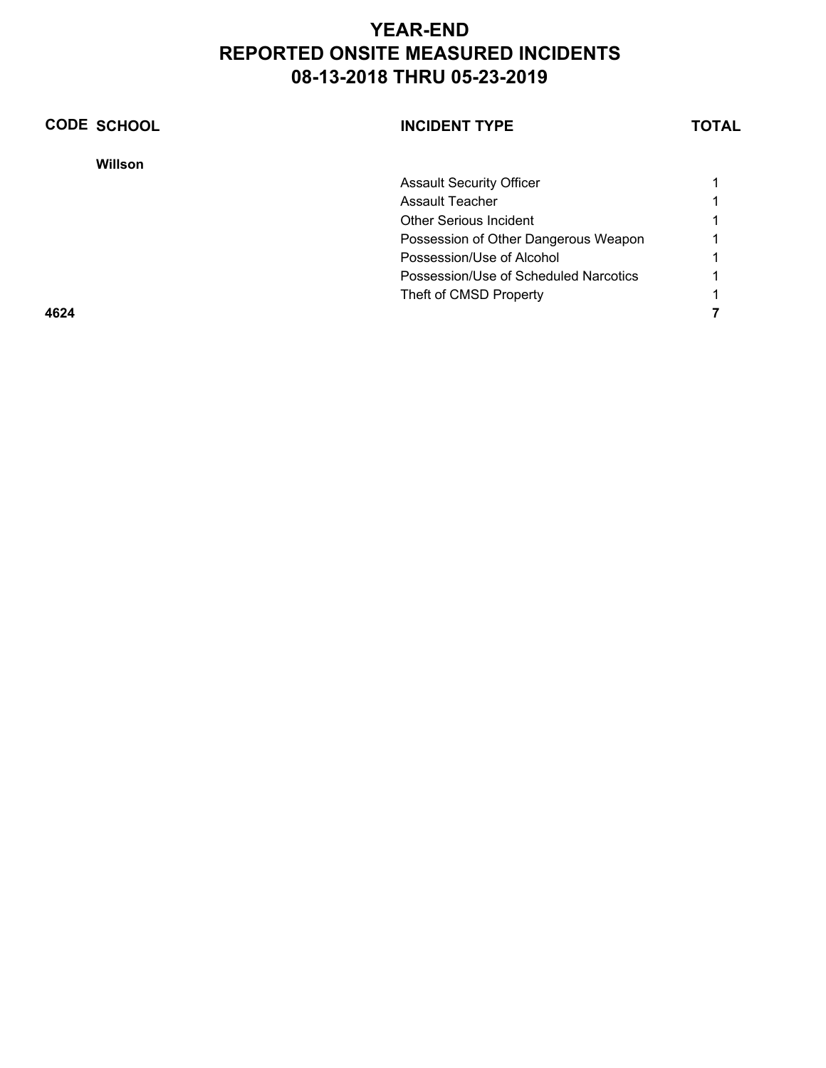# YEAR-END
# REPORTED ONSITE MEASURED INCIDENTS
# 08-13-2018 THRU 05-23-2019

| CODE | SCHOOL | INCIDENT TYPE | TOTAL |
|---|---|---|---|
| | **Willson** | | |
| | | Assault Security Officer | 1 |
| | | Assault Teacher | 1 |
| | | Other Serious Incident | 1 |
| | | Possession of Other Dangerous Weapon | 1 |
| | | Possession/Use of Alcohol | 1 |
| | | Possession/Use of Scheduled Narcotics | 1 |
| | | Theft of CMSD Property | 1 |
| **4624** | | | **7** |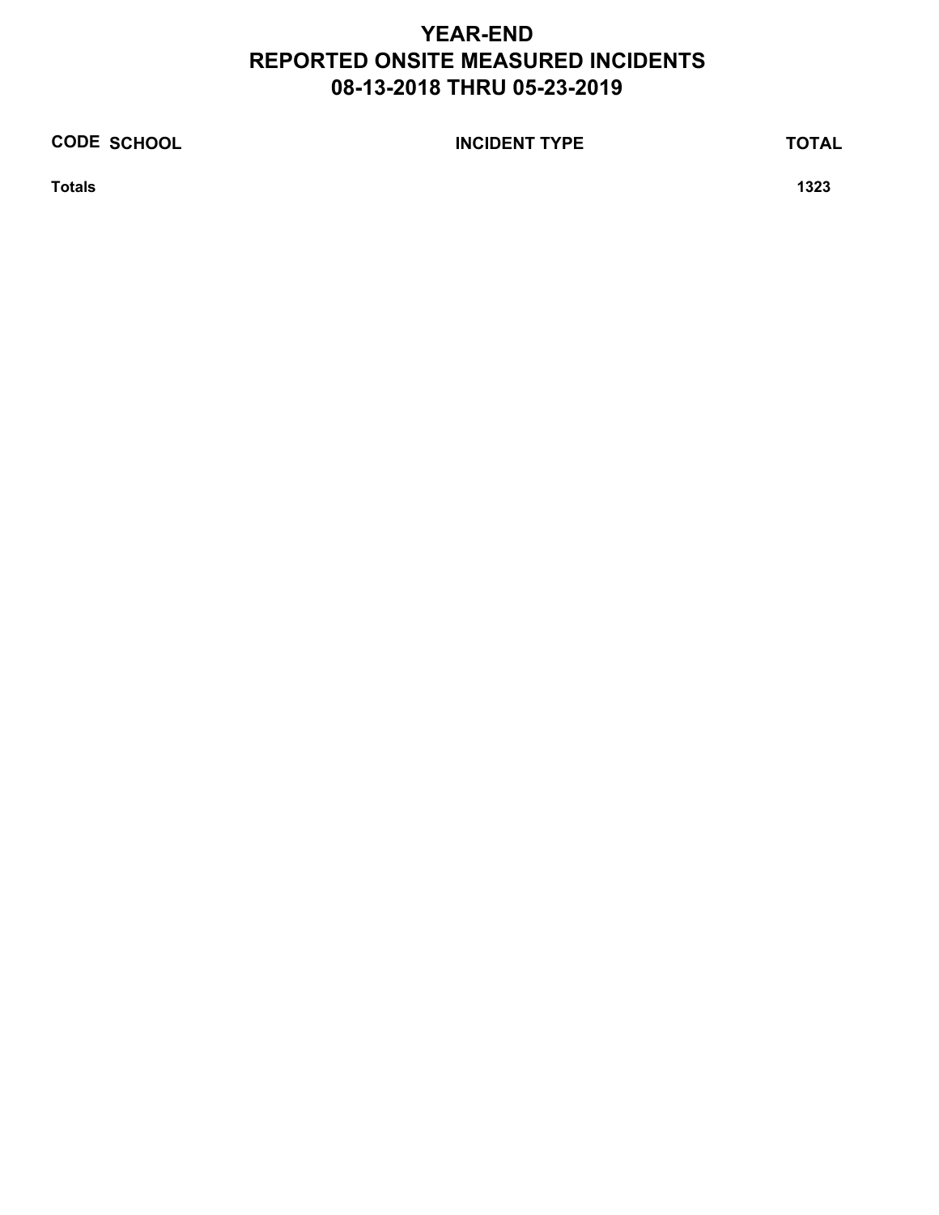# YEAR-END
# REPORTED ONSITE MEASURED INCIDENTS
# 08-13-2018 THRU 05-23-2019

| CODE | SCHOOL | INCIDENT TYPE | TOTAL |
| --- | --- | --- | --- |
| **Totals** | | | **1323** |